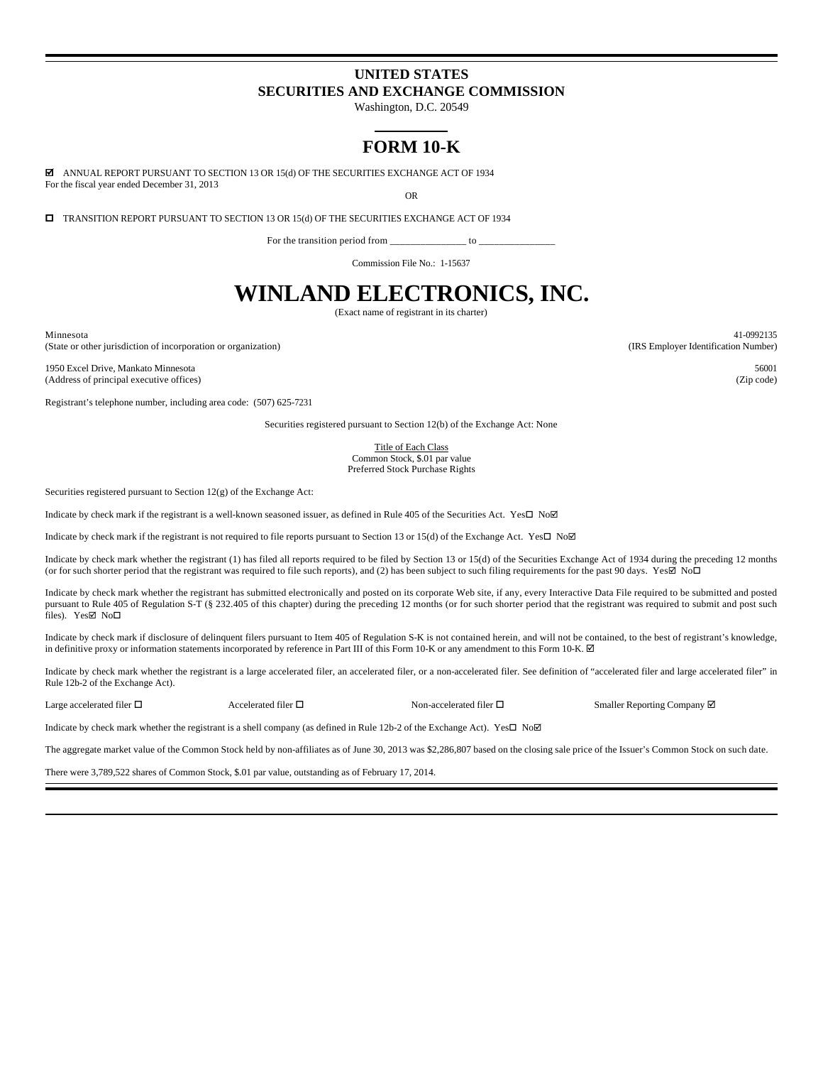# UNITED STATES
# SECURITIES AND EXCHANGE COMMISSION

Washington, D.C. 20549

# FORM 10-K

☑ ANNUAL REPORT PURSUANT TO SECTION 13 OR 15(d) OF THE SECURITIES EXCHANGE ACT OF 1934
For the fiscal year ended December 31, 2013

OR

☐ TRANSITION REPORT PURSUANT TO SECTION 13 OR 15(d) OF THE SECURITIES EXCHANGE ACT OF 1934

For the transition period from _______________ to _______________

Commission File No.: 1-15637

# WINLAND ELECTRONICS, INC.

(Exact name of registrant in its charter)

| | |
|---|---|
| Minnesota<br>(State or other jurisdiction of incorporation or organization) | 41-0992135<br>(IRS Employer Identification Number) |
| 1950 Excel Drive, Mankato Minnesota<br>(Address of principal executive offices) | 56001<br>(Zip code) |

Registrant's telephone number, including area code: (507) 625-7231

Securities registered pursuant to Section 12(b) of the Exchange Act: None

Title of Each Class
Common Stock, $.01 par value
Preferred Stock Purchase Rights

Securities registered pursuant to Section 12(g) of the Exchange Act:

Indicate by check mark if the registrant is a well-known seasoned issuer, as defined in Rule 405 of the Securities Act. Yes☐ No☑

Indicate by check mark if the registrant is not required to file reports pursuant to Section 13 or 15(d) of the Exchange Act. Yes☐ No☑

Indicate by check mark whether the registrant (1) has filed all reports required to be filed by Section 13 or 15(d) of the Securities Exchange Act of 1934 during the preceding 12 months (or for such shorter period that the registrant was required to file such reports), and (2) has been subject to such filing requirements for the past 90 days. Yes☑ No☐

Indicate by check mark whether the registrant has submitted electronically and posted on its corporate Web site, if any, every Interactive Data File required to be submitted and posted pursuant to Rule 405 of Regulation S-T (§ 232.405 of this chapter) during the preceding 12 months (or for such shorter period that the registrant was required to submit and post such files). Yes☑ No☐

Indicate by check mark if disclosure of delinquent filers pursuant to Item 405 of Regulation S-K is not contained herein, and will not be contained, to the best of registrant's knowledge, in definitive proxy or information statements incorporated by reference in Part III of this Form 10-K or any amendment to this Form 10-K. ☑

Indicate by check mark whether the registrant is a large accelerated filer, an accelerated filer, or a non-accelerated filer. See definition of "accelerated filer and large accelerated filer" in Rule 12b-2 of the Exchange Act).

Large accelerated filer ☐ Accelerated filer ☐ Non-accelerated filer ☐ Smaller Reporting Company ☑

Indicate by check mark whether the registrant is a shell company (as defined in Rule 12b-2 of the Exchange Act). Yes☐ No☑

The aggregate market value of the Common Stock held by non-affiliates as of June 30, 2013 was $2,286,807 based on the closing sale price of the Issuer's Common Stock on such date.

There were 3,789,522 shares of Common Stock, $.01 par value, outstanding as of February 17, 2014.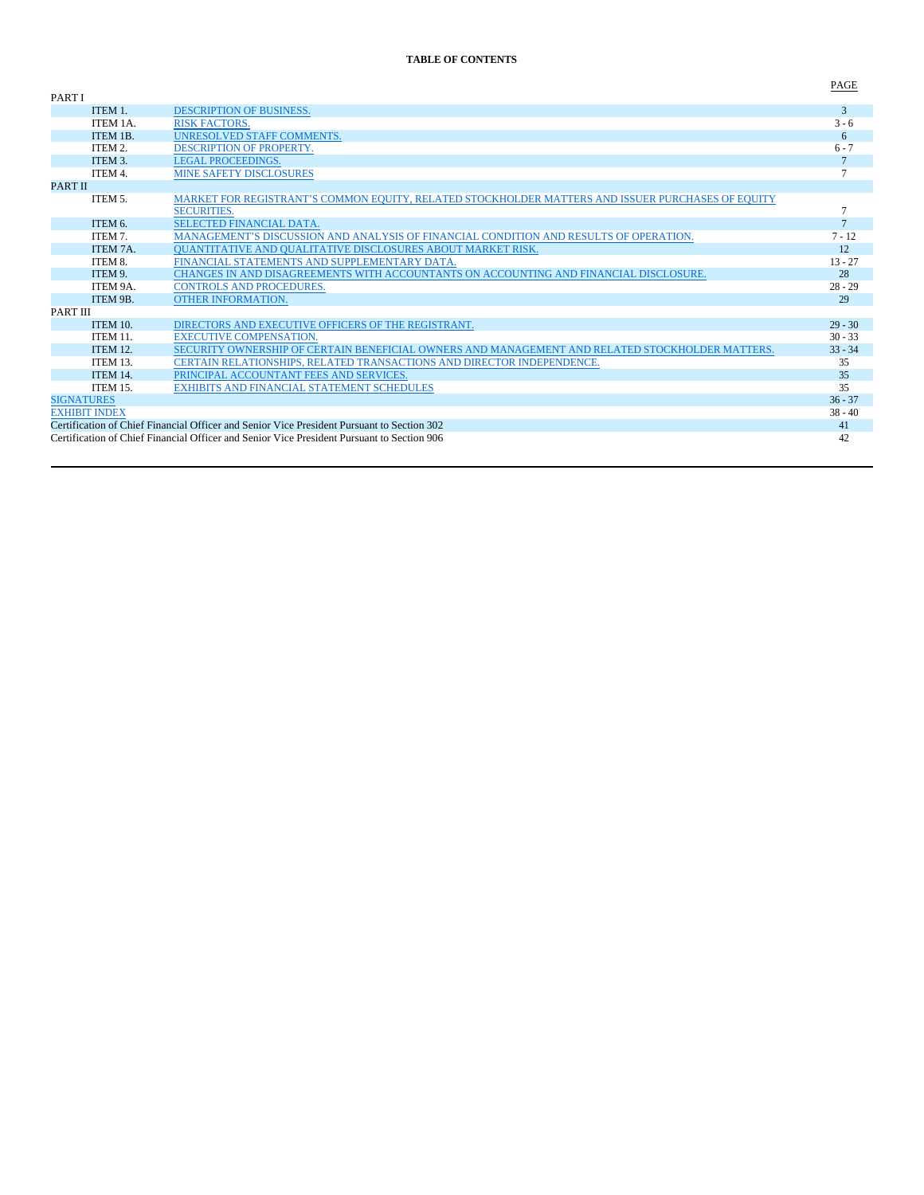# TABLE OF CONTENTS

| | | | PAGE |
|---|---|---|---|
| PART I | | | |
| | ITEM 1. | DESCRIPTION OF BUSINESS. | 3 |
| | ITEM 1A. | RISK FACTORS. | 3 - 6 |
| | ITEM 1B. | UNRESOLVED STAFF COMMENTS. | 6 |
| | ITEM 2. | DESCRIPTION OF PROPERTY. | 6 - 7 |
| | ITEM 3. | LEGAL PROCEEDINGS. | 7 |
| | ITEM 4. | MINE SAFETY DISCLOSURES | 7 |
| PART II | | | |
| | ITEM 5. | MARKET FOR REGISTRANT'S COMMON EQUITY, RELATED STOCKHOLDER MATTERS AND ISSUER PURCHASES OF EQUITY SECURITIES. | 7 |
| | ITEM 6. | SELECTED FINANCIAL DATA. | 7 |
| | ITEM 7. | MANAGEMENT'S DISCUSSION AND ANALYSIS OF FINANCIAL CONDITION AND RESULTS OF OPERATION. | 7 - 12 |
| | ITEM 7A. | QUANTITATIVE AND QUALITATIVE DISCLOSURES ABOUT MARKET RISK. | 12 |
| | ITEM 8. | FINANCIAL STATEMENTS AND SUPPLEMENTARY DATA. | 13 - 27 |
| | ITEM 9. | CHANGES IN AND DISAGREEMENTS WITH ACCOUNTANTS ON ACCOUNTING AND FINANCIAL DISCLOSURE. | 28 |
| | ITEM 9A. | CONTROLS AND PROCEDURES. | 28 - 29 |
| | ITEM 9B. | OTHER INFORMATION. | 29 |
| PART III | | | |
| | ITEM 10. | DIRECTORS AND EXECUTIVE OFFICERS OF THE REGISTRANT. | 29 - 30 |
| | ITEM 11. | EXECUTIVE COMPENSATION. | 30 - 33 |
| | ITEM 12. | SECURITY OWNERSHIP OF CERTAIN BENEFICIAL OWNERS AND MANAGEMENT AND RELATED STOCKHOLDER MATTERS. | 33 - 34 |
| | ITEM 13. | CERTAIN RELATIONSHIPS, RELATED TRANSACTIONS AND DIRECTOR INDEPENDENCE. | 35 |
| | ITEM 14. | PRINCIPAL ACCOUNTANT FEES AND SERVICES. | 35 |
| | ITEM 15. | EXHIBITS AND FINANCIAL STATEMENT SCHEDULES | 35 |
| SIGNATURES | | | 36 - 37 |
| EXHIBIT INDEX | | | 38 - 40 |
| Certification of Chief Financial Officer and Senior Vice President Pursuant to Section 302 | | | 41 |
| Certification of Chief Financial Officer and Senior Vice President Pursuant to Section 906 | | | 42 |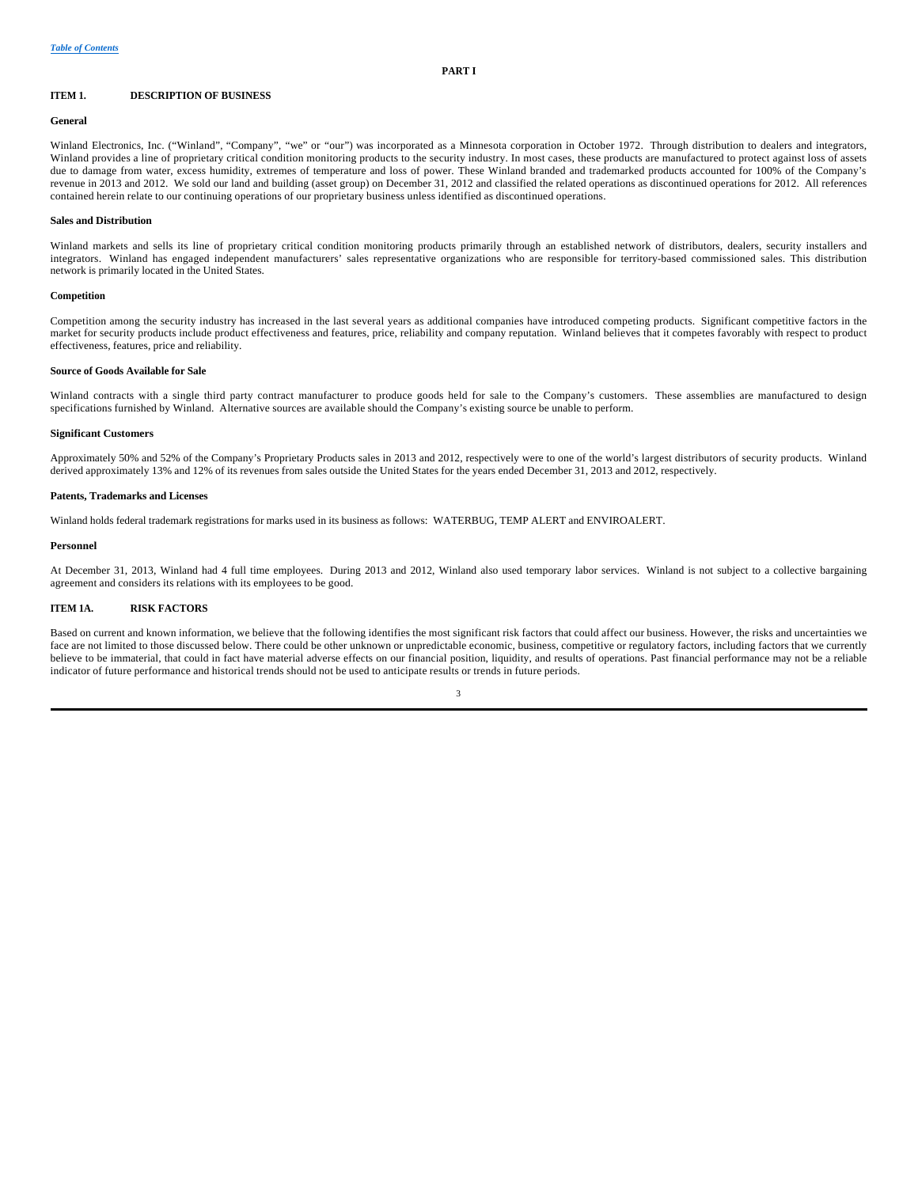## PART I

### ITEM 1. DESCRIPTION OF BUSINESS

#### General

Winland Electronics, Inc. ("Winland", "Company", "we" or "our") was incorporated as a Minnesota corporation in October 1972. Through distribution to dealers and integrators, Winland provides a line of proprietary critical condition monitoring products to the security industry. In most cases, these products are manufactured to protect against loss of assets due to damage from water, excess humidity, extremes of temperature and loss of power. These Winland branded and trademarked products accounted for 100% of the Company's revenue in 2013 and 2012. We sold our land and building (asset group) on December 31, 2012 and classified the related operations as discontinued operations for 2012. All references contained herein relate to our continuing operations of our proprietary business unless identified as discontinued operations.

#### Sales and Distribution

Winland markets and sells its line of proprietary critical condition monitoring products primarily through an established network of distributors, dealers, security installers and integrators. Winland has engaged independent manufacturers' sales representative organizations who are responsible for territory-based commissioned sales. This distribution network is primarily located in the United States.

#### Competition

Competition among the security industry has increased in the last several years as additional companies have introduced competing products. Significant competitive factors in the market for security products include product effectiveness and features, price, reliability and company reputation. Winland believes that it competes favorably with respect to product effectiveness, features, price and reliability.

#### Source of Goods Available for Sale

Winland contracts with a single third party contract manufacturer to produce goods held for sale to the Company's customers. These assemblies are manufactured to design specifications furnished by Winland. Alternative sources are available should the Company's existing source be unable to perform.

#### Significant Customers

Approximately 50% and 52% of the Company's Proprietary Products sales in 2013 and 2012, respectively were to one of the world's largest distributors of security products. Winland derived approximately 13% and 12% of its revenues from sales outside the United States for the years ended December 31, 2013 and 2012, respectively.

#### Patents, Trademarks and Licenses

Winland holds federal trademark registrations for marks used in its business as follows: WATERBUG, TEMP ALERT and ENVIROALERT.

#### Personnel

At December 31, 2013, Winland had 4 full time employees. During 2013 and 2012, Winland also used temporary labor services. Winland is not subject to a collective bargaining agreement and considers its relations with its employees to be good.

### ITEM 1A. RISK FACTORS

Based on current and known information, we believe that the following identifies the most significant risk factors that could affect our business. However, the risks and uncertainties we face are not limited to those discussed below. There could be other unknown or unpredictable economic, business, competitive or regulatory factors, including factors that we currently believe to be immaterial, that could in fact have material adverse effects on our financial position, liquidity, and results of operations. Past financial performance may not be a reliable indicator of future performance and historical trends should not be used to anticipate results or trends in future periods.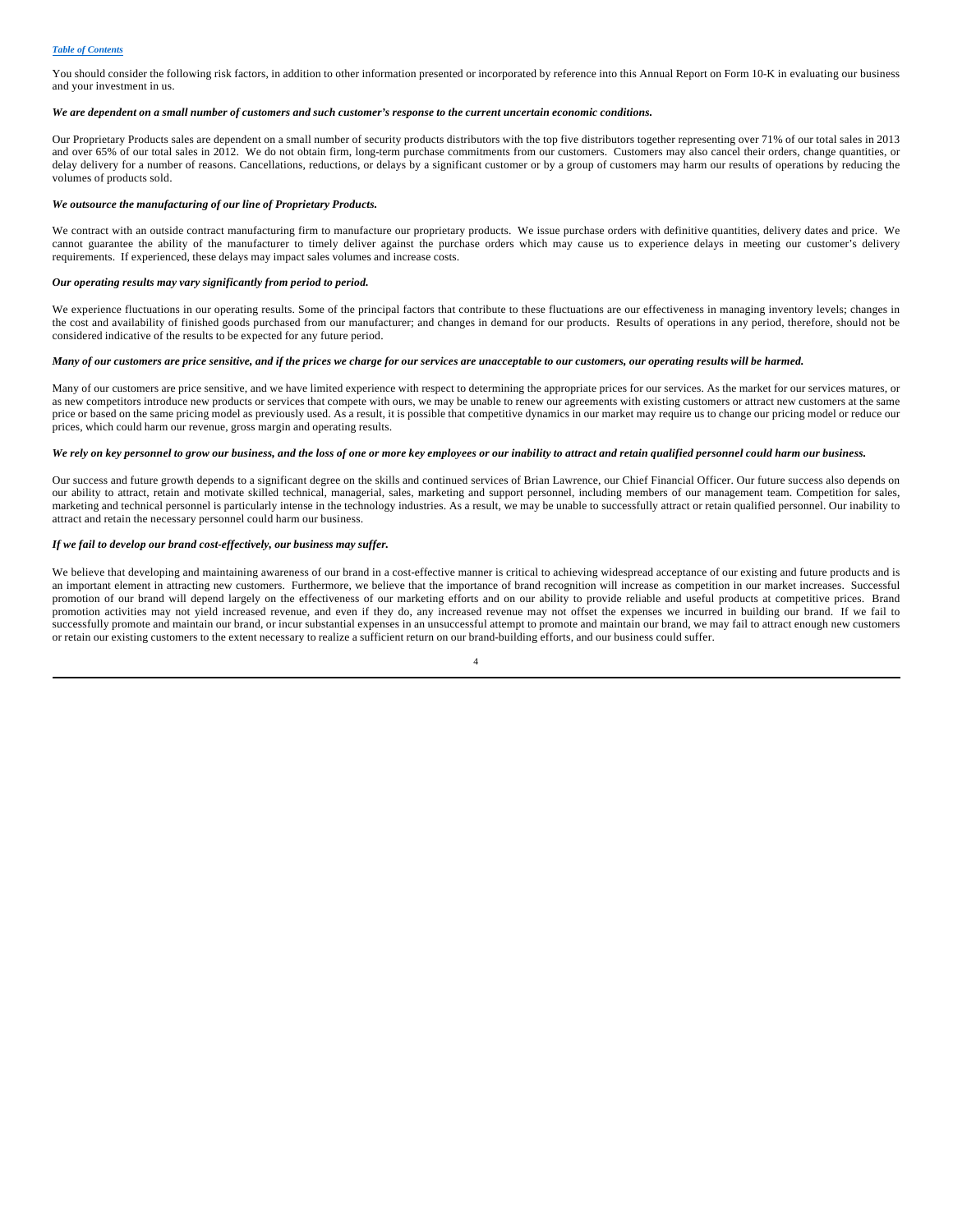You should consider the following risk factors, in addition to other information presented or incorporated by reference into this Annual Report on Form 10-K in evaluating our business and your investment in us.

***We are dependent on a small number of customers and such customer's response to the current uncertain economic conditions.***

Our Proprietary Products sales are dependent on a small number of security products distributors with the top five distributors together representing over 71% of our total sales in 2013 and over 65% of our total sales in 2012. We do not obtain firm, long-term purchase commitments from our customers. Customers may also cancel their orders, change quantities, or delay delivery for a number of reasons. Cancellations, reductions, or delays by a significant customer or by a group of customers may harm our results of operations by reducing the volumes of products sold.

***We outsource the manufacturing of our line of Proprietary Products.***

We contract with an outside contract manufacturing firm to manufacture our proprietary products. We issue purchase orders with definitive quantities, delivery dates and price. We cannot guarantee the ability of the manufacturer to timely deliver against the purchase orders which may cause us to experience delays in meeting our customer's delivery requirements. If experienced, these delays may impact sales volumes and increase costs.

***Our operating results may vary significantly from period to period.***

We experience fluctuations in our operating results. Some of the principal factors that contribute to these fluctuations are our effectiveness in managing inventory levels; changes in the cost and availability of finished goods purchased from our manufacturer; and changes in demand for our products. Results of operations in any period, therefore, should not be considered indicative of the results to be expected for any future period.

***Many of our customers are price sensitive, and if the prices we charge for our services are unacceptable to our customers, our operating results will be harmed.***

Many of our customers are price sensitive, and we have limited experience with respect to determining the appropriate prices for our services. As the market for our services matures, or as new competitors introduce new products or services that compete with ours, we may be unable to renew our agreements with existing customers or attract new customers at the same price or based on the same pricing model as previously used. As a result, it is possible that competitive dynamics in our market may require us to change our pricing model or reduce our prices, which could harm our revenue, gross margin and operating results.

***We rely on key personnel to grow our business, and the loss of one or more key employees or our inability to attract and retain qualified personnel could harm our business.***

Our success and future growth depends to a significant degree on the skills and continued services of Brian Lawrence, our Chief Financial Officer. Our future success also depends on our ability to attract, retain and motivate skilled technical, managerial, sales, marketing and support personnel, including members of our management team. Competition for sales, marketing and technical personnel is particularly intense in the technology industries. As a result, we may be unable to successfully attract or retain qualified personnel. Our inability to attract and retain the necessary personnel could harm our business.

***If we fail to develop our brand cost-effectively, our business may suffer.***

We believe that developing and maintaining awareness of our brand in a cost-effective manner is critical to achieving widespread acceptance of our existing and future products and is an important element in attracting new customers. Furthermore, we believe that the importance of brand recognition will increase as competition in our market increases. Successful promotion of our brand will depend largely on the effectiveness of our marketing efforts and on our ability to provide reliable and useful products at competitive prices. Brand promotion activities may not yield increased revenue, and even if they do, any increased revenue may not offset the expenses we incurred in building our brand. If we fail to successfully promote and maintain our brand, or incur substantial expenses in an unsuccessful attempt to promote and maintain our brand, we may fail to attract enough new customers or retain our existing customers to the extent necessary to realize a sufficient return on our brand-building efforts, and our business could suffer.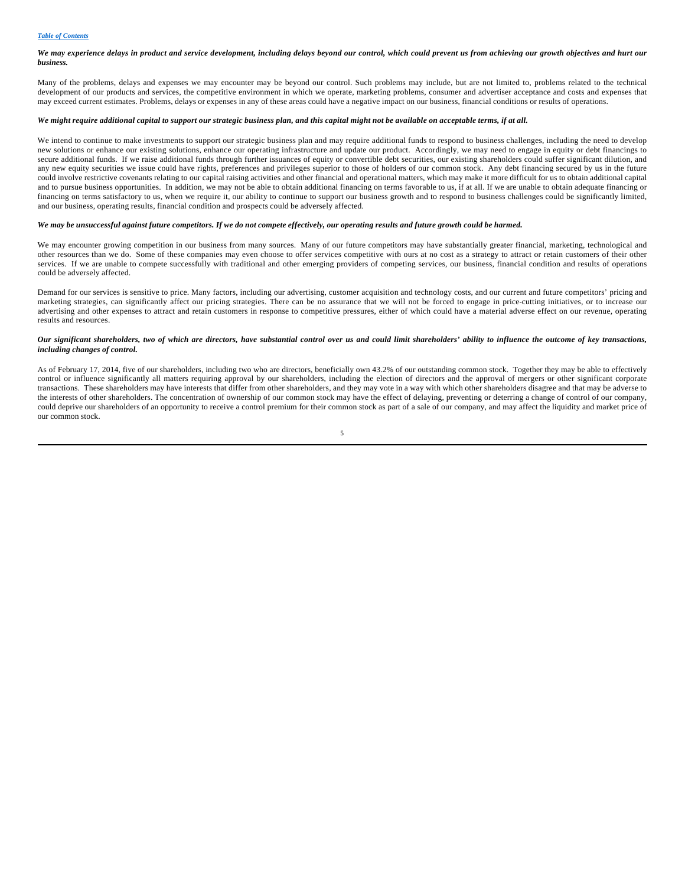***We may experience delays in product and service development, including delays beyond our control, which could prevent us from achieving our growth objectives and hurt our business.***

Many of the problems, delays and expenses we may encounter may be beyond our control. Such problems may include, but are not limited to, problems related to the technical development of our products and services, the competitive environment in which we operate, marketing problems, consumer and advertiser acceptance and costs and expenses that may exceed current estimates. Problems, delays or expenses in any of these areas could have a negative impact on our business, financial conditions or results of operations.

***We might require additional capital to support our strategic business plan, and this capital might not be available on acceptable terms, if at all.***

We intend to continue to make investments to support our strategic business plan and may require additional funds to respond to business challenges, including the need to develop new solutions or enhance our existing solutions, enhance our operating infrastructure and update our product. Accordingly, we may need to engage in equity or debt financings to secure additional funds. If we raise additional funds through further issuances of equity or convertible debt securities, our existing shareholders could suffer significant dilution, and any new equity securities we issue could have rights, preferences and privileges superior to those of holders of our common stock. Any debt financing secured by us in the future could involve restrictive covenants relating to our capital raising activities and other financial and operational matters, which may make it more difficult for us to obtain additional capital and to pursue business opportunities. In addition, we may not be able to obtain additional financing on terms favorable to us, if at all. If we are unable to obtain adequate financing or financing on terms satisfactory to us, when we require it, our ability to continue to support our business growth and to respond to business challenges could be significantly limited, and our business, operating results, financial condition and prospects could be adversely affected.

***We may be unsuccessful against future competitors. If we do not compete effectively, our operating results and future growth could be harmed.***

We may encounter growing competition in our business from many sources. Many of our future competitors may have substantially greater financial, marketing, technological and other resources than we do. Some of these companies may even choose to offer services competitive with ours at no cost as a strategy to attract or retain customers of their other services. If we are unable to compete successfully with traditional and other emerging providers of competing services, our business, financial condition and results of operations could be adversely affected.

Demand for our services is sensitive to price. Many factors, including our advertising, customer acquisition and technology costs, and our current and future competitors' pricing and marketing strategies, can significantly affect our pricing strategies. There can be no assurance that we will not be forced to engage in price-cutting initiatives, or to increase our advertising and other expenses to attract and retain customers in response to competitive pressures, either of which could have a material adverse effect on our revenue, operating results and resources.

***Our significant shareholders, two of which are directors, have substantial control over us and could limit shareholders' ability to influence the outcome of key transactions, including changes of control.***

As of February 17, 2014, five of our shareholders, including two who are directors, beneficially own 43.2% of our outstanding common stock. Together they may be able to effectively control or influence significantly all matters requiring approval by our shareholders, including the election of directors and the approval of mergers or other significant corporate transactions. These shareholders may have interests that differ from other shareholders, and they may vote in a way with which other shareholders disagree and that may be adverse to the interests of other shareholders. The concentration of ownership of our common stock may have the effect of delaying, preventing or deterring a change of control of our company, could deprive our shareholders of an opportunity to receive a control premium for their common stock as part of a sale of our company, and may affect the liquidity and market price of our common stock.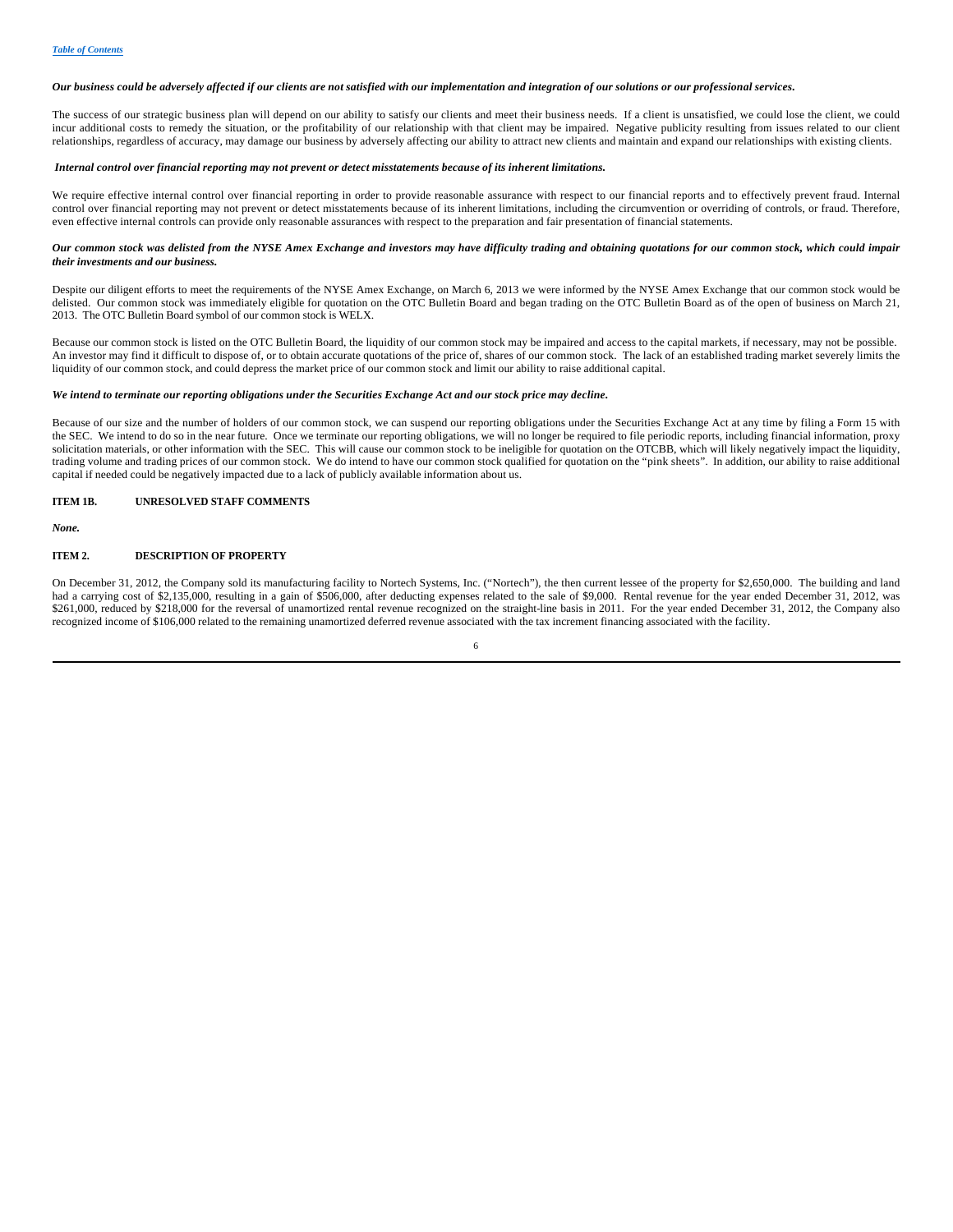***Our business could be adversely affected if our clients are not satisfied with our implementation and integration of our solutions or our professional services.***

The success of our strategic business plan will depend on our ability to satisfy our clients and meet their business needs. If a client is unsatisfied, we could lose the client, we could incur additional costs to remedy the situation, or the profitability of our relationship with that client may be impaired. Negative publicity resulting from issues related to our client relationships, regardless of accuracy, may damage our business by adversely affecting our ability to attract new clients and maintain and expand our relationships with existing clients.

***Internal control over financial reporting may not prevent or detect misstatements because of its inherent limitations.***

We require effective internal control over financial reporting in order to provide reasonable assurance with respect to our financial reports and to effectively prevent fraud. Internal control over financial reporting may not prevent or detect misstatements because of its inherent limitations, including the circumvention or overriding of controls, or fraud. Therefore, even effective internal controls can provide only reasonable assurances with respect to the preparation and fair presentation of financial statements.

***Our common stock was delisted from the NYSE Amex Exchange and investors may have difficulty trading and obtaining quotations for our common stock, which could impair their investments and our business.***

Despite our diligent efforts to meet the requirements of the NYSE Amex Exchange, on March 6, 2013 we were informed by the NYSE Amex Exchange that our common stock would be delisted. Our common stock was immediately eligible for quotation on the OTC Bulletin Board and began trading on the OTC Bulletin Board as of the open of business on March 21, 2013. The OTC Bulletin Board symbol of our common stock is WELX.

Because our common stock is listed on the OTC Bulletin Board, the liquidity of our common stock may be impaired and access to the capital markets, if necessary, may not be possible. An investor may find it difficult to dispose of, or to obtain accurate quotations of the price of, shares of our common stock. The lack of an established trading market severely limits the liquidity of our common stock, and could depress the market price of our common stock and limit our ability to raise additional capital.

***We intend to terminate our reporting obligations under the Securities Exchange Act and our stock price may decline.***

Because of our size and the number of holders of our common stock, we can suspend our reporting obligations under the Securities Exchange Act at any time by filing a Form 15 with the SEC. We intend to do so in the near future. Once we terminate our reporting obligations, we will no longer be required to file periodic reports, including financial information, proxy solicitation materials, or other information with the SEC. This will cause our common stock to be ineligible for quotation on the OTCBB, which will likely negatively impact the liquidity, trading volume and trading prices of our common stock. We do intend to have our common stock qualified for quotation on the "pink sheets". In addition, our ability to raise additional capital if needed could be negatively impacted due to a lack of publicly available information about us.

## ITEM 1B. UNRESOLVED STAFF COMMENTS

*None.*

## ITEM 2. DESCRIPTION OF PROPERTY

On December 31, 2012, the Company sold its manufacturing facility to Nortech Systems, Inc. ("Nortech"), the then current lessee of the property for $2,650,000. The building and land had a carrying cost of $2,135,000, resulting in a gain of $506,000, after deducting expenses related to the sale of $9,000. Rental revenue for the year ended December 31, 2012, was $261,000, reduced by $218,000 for the reversal of unamortized rental revenue recognized on the straight-line basis in 2011. For the year ended December 31, 2012, the Company also recognized income of $106,000 related to the remaining unamortized deferred revenue associated with the tax increment financing associated with the facility.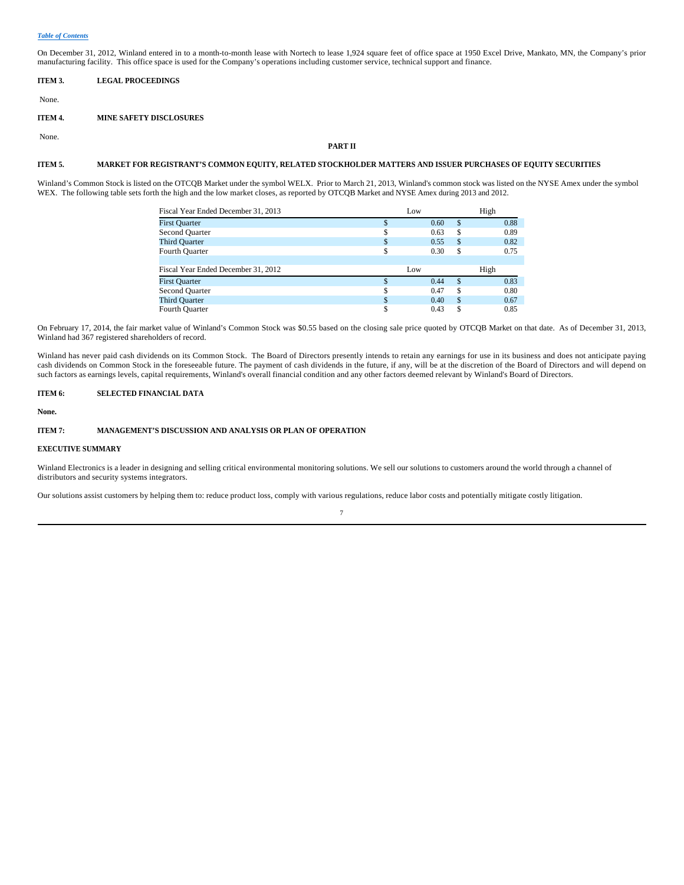On December 31, 2012, Winland entered in to a month-to-month lease with Nortech to lease 1,924 square feet of office space at 1950 Excel Drive, Mankato, MN, the Company's prior manufacturing facility. This office space is used for the Company's operations including customer service, technical support and finance.

**ITEM 3. LEGAL PROCEEDINGS**

None.

**ITEM 4. MINE SAFETY DISCLOSURES**

None.

**PART II**

**ITEM 5. MARKET FOR REGISTRANT'S COMMON EQUITY, RELATED STOCKHOLDER MATTERS AND ISSUER PURCHASES OF EQUITY SECURITIES**

Winland's Common Stock is listed on the OTCQB Market under the symbol WELX. Prior to March 21, 2013, Winland's common stock was listed on the NYSE Amex under the symbol WEX. The following table sets forth the high and the low market closes, as reported by OTCQB Market and NYSE Amex during 2013 and 2012.

| Fiscal Year Ended December 31, 2013 | Low | High |
|---|---|---|
| First Quarter | $ 0.60 | $ 0.88 |
| Second Quarter | $ 0.63 | $ 0.89 |
| Third Quarter | $ 0.55 | $ 0.82 |
| Fourth Quarter | $ 0.30 | $ 0.75 |
| | | |
| **Fiscal Year Ended December 31, 2012** | **Low** | **High** |
| First Quarter | $ 0.44 | $ 0.83 |
| Second Quarter | $ 0.47 | $ 0.80 |
| Third Quarter | $ 0.40 | $ 0.67 |
| Fourth Quarter | $ 0.43 | $ 0.85 |

On February 17, 2014, the fair market value of Winland's Common Stock was $0.55 based on the closing sale price quoted by OTCQB Market on that date. As of December 31, 2013, Winland had 367 registered shareholders of record.

Winland has never paid cash dividends on its Common Stock. The Board of Directors presently intends to retain any earnings for use in its business and does not anticipate paying cash dividends on Common Stock in the foreseeable future. The payment of cash dividends in the future, if any, will be at the discretion of the Board of Directors and will depend on such factors as earnings levels, capital requirements, Winland's overall financial condition and any other factors deemed relevant by Winland's Board of Directors.

**ITEM 6: SELECTED FINANCIAL DATA**

**None.**

**ITEM 7: MANAGEMENT'S DISCUSSION AND ANALYSIS OR PLAN OF OPERATION**

**EXECUTIVE SUMMARY**

Winland Electronics is a leader in designing and selling critical environmental monitoring solutions. We sell our solutions to customers around the world through a channel of distributors and security systems integrators.

Our solutions assist customers by helping them to: reduce product loss, comply with various regulations, reduce labor costs and potentially mitigate costly litigation.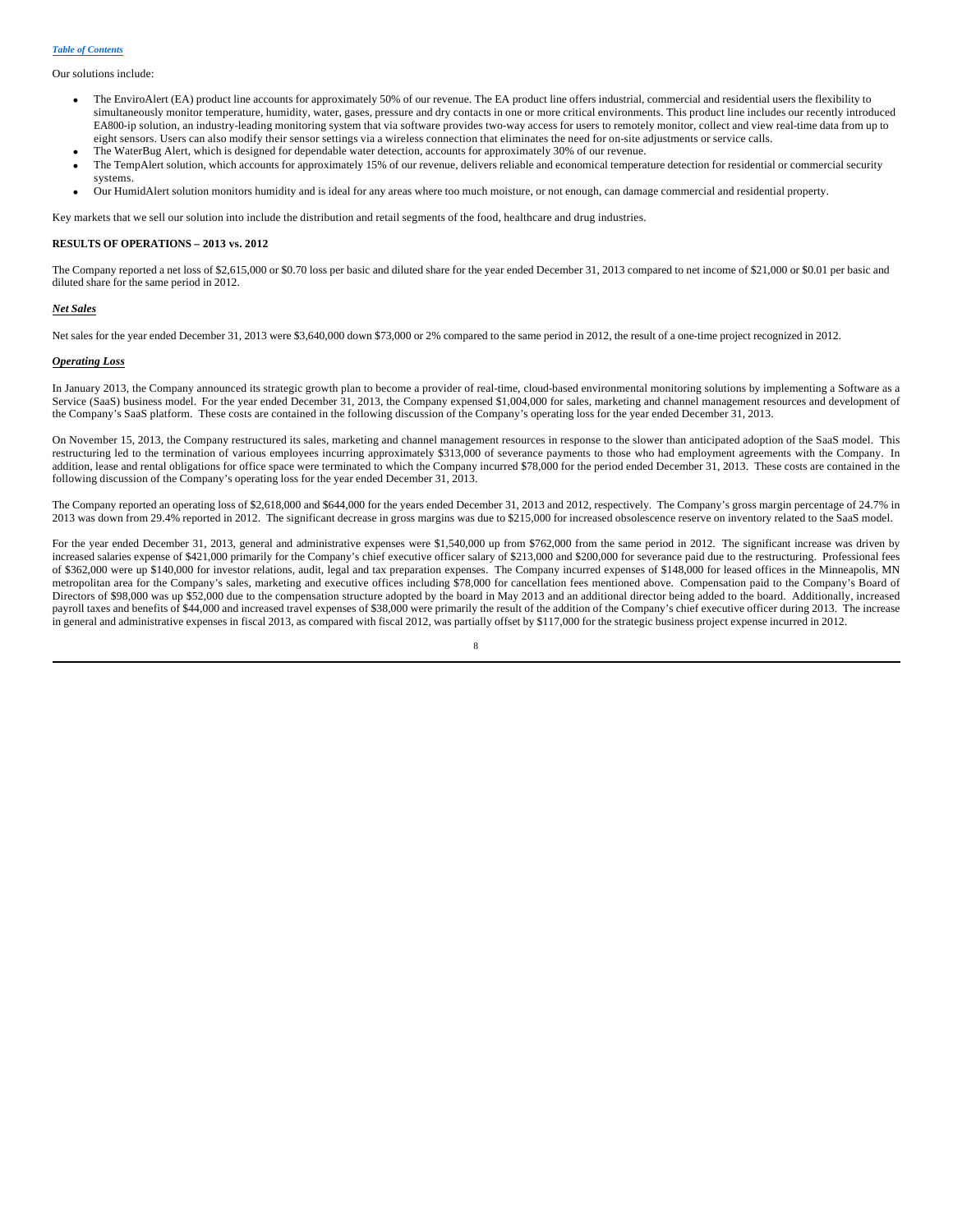Our solutions include:

- The EnviroAlert (EA) product line accounts for approximately 50% of our revenue. The EA product line offers industrial, commercial and residential users the flexibility to simultaneously monitor temperature, humidity, water, gases, pressure and dry contacts in one or more critical environments. This product line includes our recently introduced EA800-ip solution, an industry-leading monitoring system that via software provides two-way access for users to remotely monitor, collect and view real-time data from up to eight sensors. Users can also modify their sensor settings via a wireless connection that eliminates the need for on-site adjustments or service calls.
- The WaterBug Alert, which is designed for dependable water detection, accounts for approximately 30% of our revenue.
- The TempAlert solution, which accounts for approximately 15% of our revenue, delivers reliable and economical temperature detection for residential or commercial security systems.
- Our HumidAlert solution monitors humidity and is ideal for any areas where too much moisture, or not enough, can damage commercial and residential property.

Key markets that we sell our solution into include the distribution and retail segments of the food, healthcare and drug industries.

**RESULTS OF OPERATIONS – 2013 vs. 2012**

The Company reported a net loss of $2,615,000 or $0.70 loss per basic and diluted share for the year ended December 31, 2013 compared to net income of $21,000 or $0.01 per basic and diluted share for the same period in 2012.

***Net Sales***

Net sales for the year ended December 31, 2013 were $3,640,000 down $73,000 or 2% compared to the same period in 2012, the result of a one-time project recognized in 2012.

***Operating Loss***

In January 2013, the Company announced its strategic growth plan to become a provider of real-time, cloud-based environmental monitoring solutions by implementing a Software as a Service (SaaS) business model. For the year ended December 31, 2013, the Company expensed $1,004,000 for sales, marketing and channel management resources and development of the Company's SaaS platform. These costs are contained in the following discussion of the Company's operating loss for the year ended December 31, 2013.

On November 15, 2013, the Company restructured its sales, marketing and channel management resources in response to the slower than anticipated adoption of the SaaS model. This restructuring led to the termination of various employees incurring approximately $313,000 of severance payments to those who had employment agreements with the Company. In addition, lease and rental obligations for office space were terminated to which the Company incurred $78,000 for the period ended December 31, 2013. These costs are contained in the following discussion of the Company's operating loss for the year ended December 31, 2013.

The Company reported an operating loss of $2,618,000 and $644,000 for the years ended December 31, 2013 and 2012, respectively. The Company's gross margin percentage of 24.7% in 2013 was down from 29.4% reported in 2012. The significant decrease in gross margins was due to $215,000 for increased obsolescence reserve on inventory related to the SaaS model.

For the year ended December 31, 2013, general and administrative expenses were $1,540,000 up from $762,000 from the same period in 2012. The significant increase was driven by increased salaries expense of $421,000 primarily for the Company's chief executive officer salary of $213,000 and $200,000 for severance paid due to the restructuring. Professional fees of $362,000 were up $140,000 for investor relations, audit, legal and tax preparation expenses. The Company incurred expenses of $148,000 for leased offices in the Minneapolis, MN metropolitan area for the Company's sales, marketing and executive offices including $78,000 for cancellation fees mentioned above. Compensation paid to the Company's Board of Directors of $98,000 was up $52,000 due to the compensation structure adopted by the board in May 2013 and an additional director being added to the board. Additionally, increased payroll taxes and benefits of $44,000 and increased travel expenses of $38,000 were primarily the result of the addition of the Company's chief executive officer during 2013. The increase in general and administrative expenses in fiscal 2013, as compared with fiscal 2012, was partially offset by $117,000 for the strategic business project expense incurred in 2012.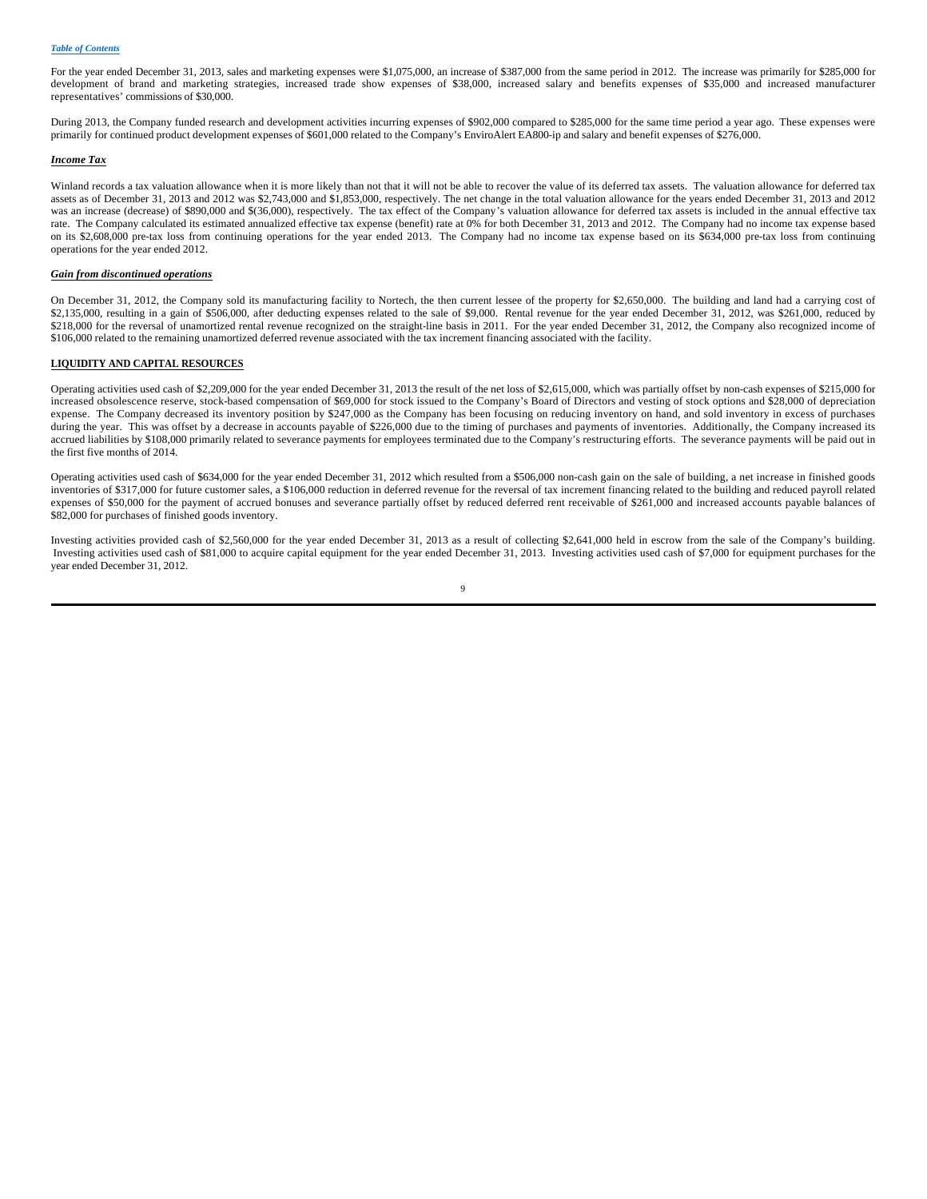For the year ended December 31, 2013, sales and marketing expenses were $1,075,000, an increase of $387,000 from the same period in 2012. The increase was primarily for $285,000 for development of brand and marketing strategies, increased trade show expenses of $38,000, increased salary and benefits expenses of $35,000 and increased manufacturer representatives' commissions of $30,000.

During 2013, the Company funded research and development activities incurring expenses of $902,000 compared to $285,000 for the same time period a year ago. These expenses were primarily for continued product development expenses of $601,000 related to the Company's EnviroAlert EA800-ip and salary and benefit expenses of $276,000.

***Income Tax***

Winland records a tax valuation allowance when it is more likely than not that it will not be able to recover the value of its deferred tax assets. The valuation allowance for deferred tax assets as of December 31, 2013 and 2012 was $2,743,000 and $1,853,000, respectively. The net change in the total valuation allowance for the years ended December 31, 2013 and 2012 was an increase (decrease) of $890,000 and $(36,000), respectively. The tax effect of the Company's valuation allowance for deferred tax assets is included in the annual effective tax rate. The Company calculated its estimated annualized effective tax expense (benefit) rate at 0% for both December 31, 2013 and 2012. The Company had no income tax expense based on its $2,608,000 pre-tax loss from continuing operations for the year ended 2013. The Company had no income tax expense based on its $634,000 pre-tax loss from continuing operations for the year ended 2012.

***Gain from discontinued operations***

On December 31, 2012, the Company sold its manufacturing facility to Nortech, the then current lessee of the property for $2,650,000. The building and land had a carrying cost of $2,135,000, resulting in a gain of $506,000, after deducting expenses related to the sale of $9,000. Rental revenue for the year ended December 31, 2012, was $261,000, reduced by $218,000 for the reversal of unamortized rental revenue recognized on the straight-line basis in 2011. For the year ended December 31, 2012, the Company also recognized income of $106,000 related to the remaining unamortized deferred revenue associated with the tax increment financing associated with the facility.

**LIQUIDITY AND CAPITAL RESOURCES**

Operating activities used cash of $2,209,000 for the year ended December 31, 2013 the result of the net loss of $2,615,000, which was partially offset by non-cash expenses of $215,000 for increased obsolescence reserve, stock-based compensation of $69,000 for stock issued to the Company's Board of Directors and vesting of stock options and $28,000 of depreciation expense. The Company decreased its inventory position by $247,000 as the Company has been focusing on reducing inventory on hand, and sold inventory in excess of purchases during the year. This was offset by a decrease in accounts payable of $226,000 due to the timing of purchases and payments of inventories. Additionally, the Company increased its accrued liabilities by $108,000 primarily related to severance payments for employees terminated due to the Company's restructuring efforts. The severance payments will be paid out in the first five months of 2014.

Operating activities used cash of $634,000 for the year ended December 31, 2012 which resulted from a $506,000 non-cash gain on the sale of building, a net increase in finished goods inventories of $317,000 for future customer sales, a $106,000 reduction in deferred revenue for the reversal of tax increment financing related to the building and reduced payroll related expenses of $50,000 for the payment of accrued bonuses and severance partially offset by reduced deferred rent receivable of $261,000 and increased accounts payable balances of $82,000 for purchases of finished goods inventory.

Investing activities provided cash of $2,560,000 for the year ended December 31, 2013 as a result of collecting $2,641,000 held in escrow from the sale of the Company's building. Investing activities used cash of $81,000 to acquire capital equipment for the year ended December 31, 2013. Investing activities used cash of $7,000 for equipment purchases for the year ended December 31, 2012.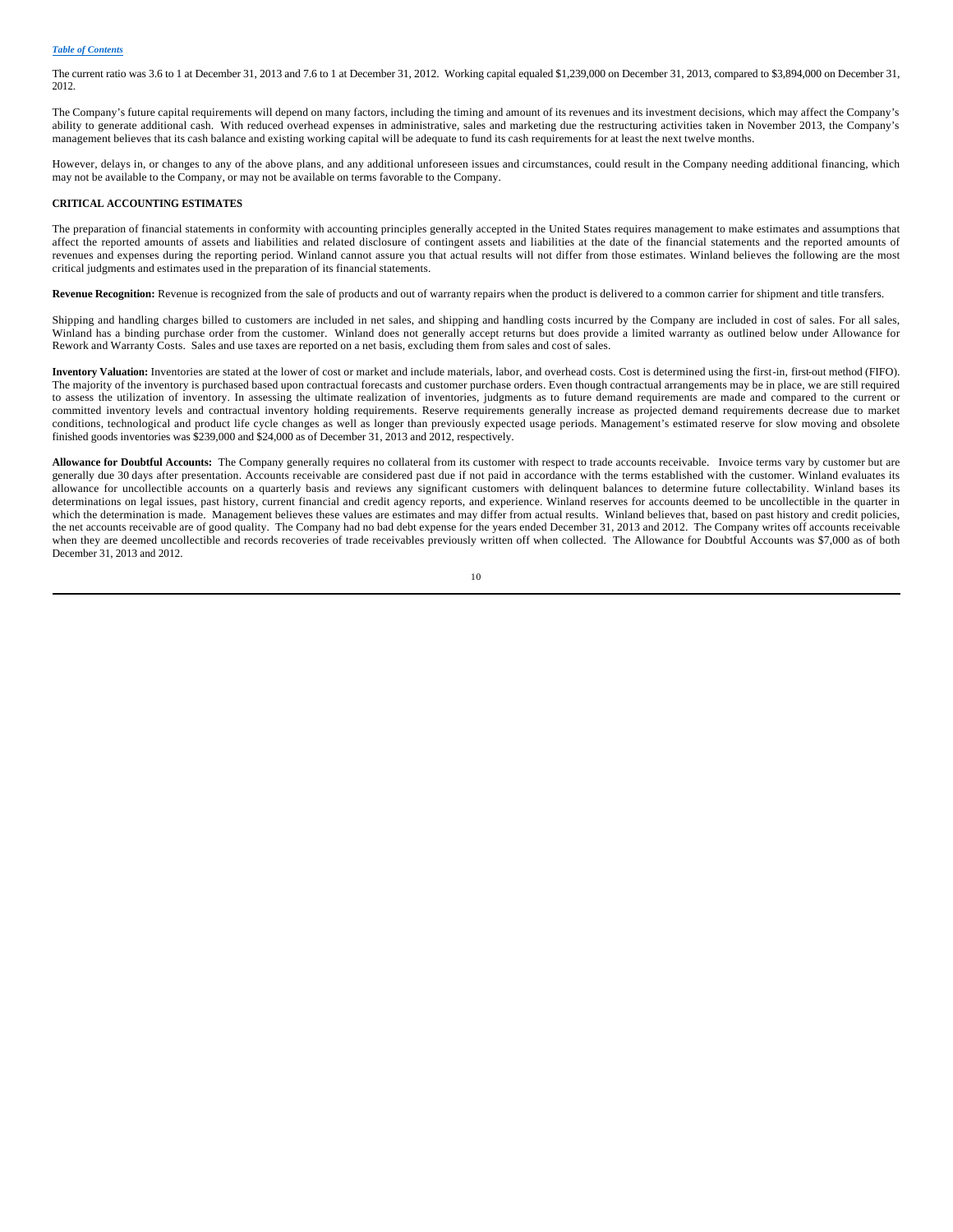The current ratio was 3.6 to 1 at December 31, 2013 and 7.6 to 1 at December 31, 2012. Working capital equaled $1,239,000 on December 31, 2013, compared to $3,894,000 on December 31, 2012.

The Company's future capital requirements will depend on many factors, including the timing and amount of its revenues and its investment decisions, which may affect the Company's ability to generate additional cash. With reduced overhead expenses in administrative, sales and marketing due the restructuring activities taken in November 2013, the Company's management believes that its cash balance and existing working capital will be adequate to fund its cash requirements for at least the next twelve months.

However, delays in, or changes to any of the above plans, and any additional unforeseen issues and circumstances, could result in the Company needing additional financing, which may not be available to the Company, or may not be available on terms favorable to the Company.

**CRITICAL ACCOUNTING ESTIMATES**

The preparation of financial statements in conformity with accounting principles generally accepted in the United States requires management to make estimates and assumptions that affect the reported amounts of assets and liabilities and related disclosure of contingent assets and liabilities at the date of the financial statements and the reported amounts of revenues and expenses during the reporting period. Winland cannot assure you that actual results will not differ from those estimates. Winland believes the following are the most critical judgments and estimates used in the preparation of its financial statements.

**Revenue Recognition:** Revenue is recognized from the sale of products and out of warranty repairs when the product is delivered to a common carrier for shipment and title transfers.

Shipping and handling charges billed to customers are included in net sales, and shipping and handling costs incurred by the Company are included in cost of sales. For all sales, Winland has a binding purchase order from the customer. Winland does not generally accept returns but does provide a limited warranty as outlined below under Allowance for Rework and Warranty Costs. Sales and use taxes are reported on a net basis, excluding them from sales and cost of sales.

**Inventory Valuation:** Inventories are stated at the lower of cost or market and include materials, labor, and overhead costs. Cost is determined using the first-in, first-out method (FIFO). The majority of the inventory is purchased based upon contractual forecasts and customer purchase orders. Even though contractual arrangements may be in place, we are still required to assess the utilization of inventory. In assessing the ultimate realization of inventories, judgments as to future demand requirements are made and compared to the current or committed inventory levels and contractual inventory holding requirements. Reserve requirements generally increase as projected demand requirements decrease due to market conditions, technological and product life cycle changes as well as longer than previously expected usage periods. Management's estimated reserve for slow moving and obsolete finished goods inventories was $239,000 and $24,000 as of December 31, 2013 and 2012, respectively.

**Allowance for Doubtful Accounts:** The Company generally requires no collateral from its customer with respect to trade accounts receivable. Invoice terms vary by customer but are generally due 30 days after presentation. Accounts receivable are considered past due if not paid in accordance with the terms established with the customer. Winland evaluates its allowance for uncollectible accounts on a quarterly basis and reviews any significant customers with delinquent balances to determine future collectability. Winland bases its determinations on legal issues, past history, current financial and credit agency reports, and experience. Winland reserves for accounts deemed to be uncollectible in the quarter in which the determination is made. Management believes these values are estimates and may differ from actual results. Winland believes that, based on past history and credit policies, the net accounts receivable are of good quality. The Company had no bad debt expense for the years ended December 31, 2013 and 2012. The Company writes off accounts receivable when they are deemed uncollectible and records recoveries of trade receivables previously written off when collected. The Allowance for Doubtful Accounts was $7,000 as of both December 31, 2013 and 2012.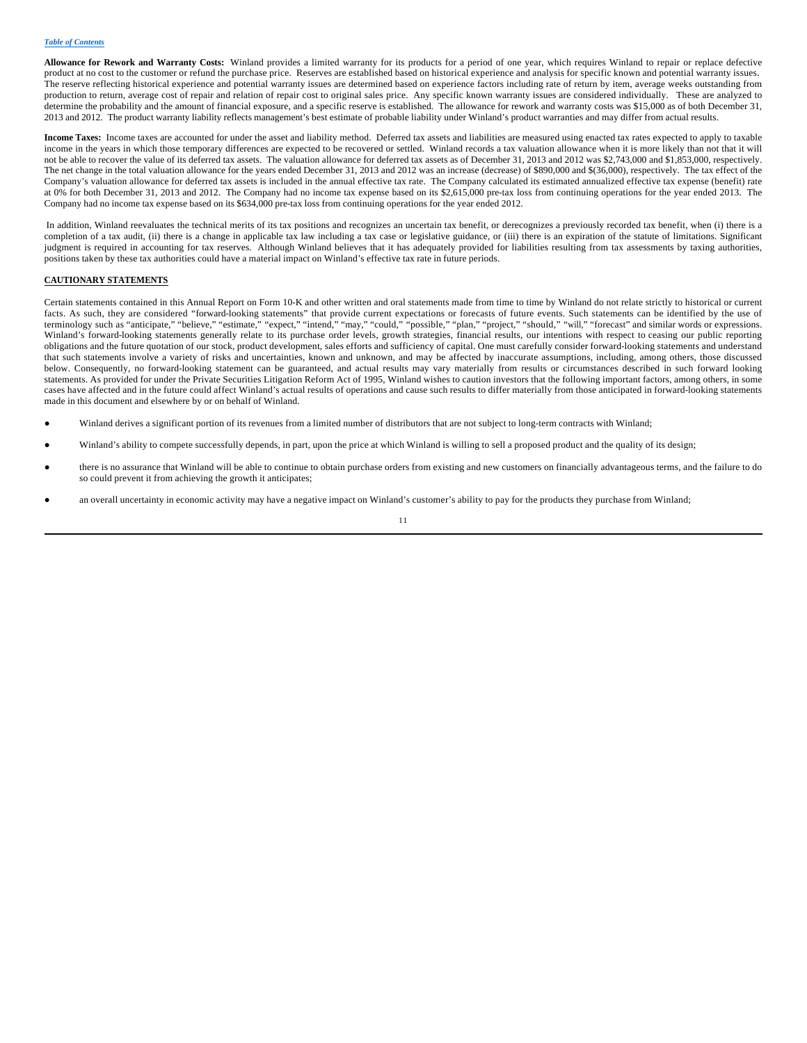**Allowance for Rework and Warranty Costs:** Winland provides a limited warranty for its products for a period of one year, which requires Winland to repair or replace defective product at no cost to the customer or refund the purchase price. Reserves are established based on historical experience and analysis for specific known and potential warranty issues. The reserve reflecting historical experience and potential warranty issues are determined based on experience factors including rate of return by item, average weeks outstanding from production to return, average cost of repair and relation of repair cost to original sales price. Any specific known warranty issues are considered individually. These are analyzed to determine the probability and the amount of financial exposure, and a specific reserve is established. The allowance for rework and warranty costs was $15,000 as of both December 31, 2013 and 2012. The product warranty liability reflects management's best estimate of probable liability under Winland's product warranties and may differ from actual results.

**Income Taxes:** Income taxes are accounted for under the asset and liability method. Deferred tax assets and liabilities are measured using enacted tax rates expected to apply to taxable income in the years in which those temporary differences are expected to be recovered or settled. Winland records a tax valuation allowance when it is more likely than not that it will not be able to recover the value of its deferred tax assets. The valuation allowance for deferred tax assets as of December 31, 2013 and 2012 was $2,743,000 and $1,853,000, respectively. The net change in the total valuation allowance for the years ended December 31, 2013 and 2012 was an increase (decrease) of $890,000 and $(36,000), respectively. The tax effect of the Company's valuation allowance for deferred tax assets is included in the annual effective tax rate. The Company calculated its estimated annualized effective tax expense (benefit) rate at 0% for both December 31, 2013 and 2012. The Company had no income tax expense based on its $2,615,000 pre-tax loss from continuing operations for the year ended 2013. The Company had no income tax expense based on its $634,000 pre-tax loss from continuing operations for the year ended 2012.

In addition, Winland reevaluates the technical merits of its tax positions and recognizes an uncertain tax benefit, or derecognizes a previously recorded tax benefit, when (i) there is a completion of a tax audit, (ii) there is a change in applicable tax law including a tax case or legislative guidance, or (iii) there is an expiration of the statute of limitations. Significant judgment is required in accounting for tax reserves. Although Winland believes that it has adequately provided for liabilities resulting from tax assessments by taxing authorities, positions taken by these tax authorities could have a material impact on Winland's effective tax rate in future periods.

## CAUTIONARY STATEMENTS

Certain statements contained in this Annual Report on Form 10-K and other written and oral statements made from time to time by Winland do not relate strictly to historical or current facts. As such, they are considered "forward-looking statements" that provide current expectations or forecasts of future events. Such statements can be identified by the use of terminology such as "anticipate," "believe," "estimate," "expect," "intend," "may," "could," "possible," "plan," "project," "should," "will," "forecast" and similar words or expressions. Winland's forward-looking statements generally relate to its purchase order levels, growth strategies, financial results, our intentions with respect to ceasing our public reporting obligations and the future quotation of our stock, product development, sales efforts and sufficiency of capital. One must carefully consider forward-looking statements and understand that such statements involve a variety of risks and uncertainties, known and unknown, and may be affected by inaccurate assumptions, including, among others, those discussed below. Consequently, no forward-looking statement can be guaranteed, and actual results may vary materially from results or circumstances described in such forward looking statements. As provided for under the Private Securities Litigation Reform Act of 1995, Winland wishes to caution investors that the following important factors, among others, in some cases have affected and in the future could affect Winland's actual results of operations and cause such results to differ materially from those anticipated in forward-looking statements made in this document and elsewhere by or on behalf of Winland.

- Winland derives a significant portion of its revenues from a limited number of distributors that are not subject to long-term contracts with Winland;
- Winland's ability to compete successfully depends, in part, upon the price at which Winland is willing to sell a proposed product and the quality of its design;
- there is no assurance that Winland will be able to continue to obtain purchase orders from existing and new customers on financially advantageous terms, and the failure to do so could prevent it from achieving the growth it anticipates;
- an overall uncertainty in economic activity may have a negative impact on Winland's customer's ability to pay for the products they purchase from Winland;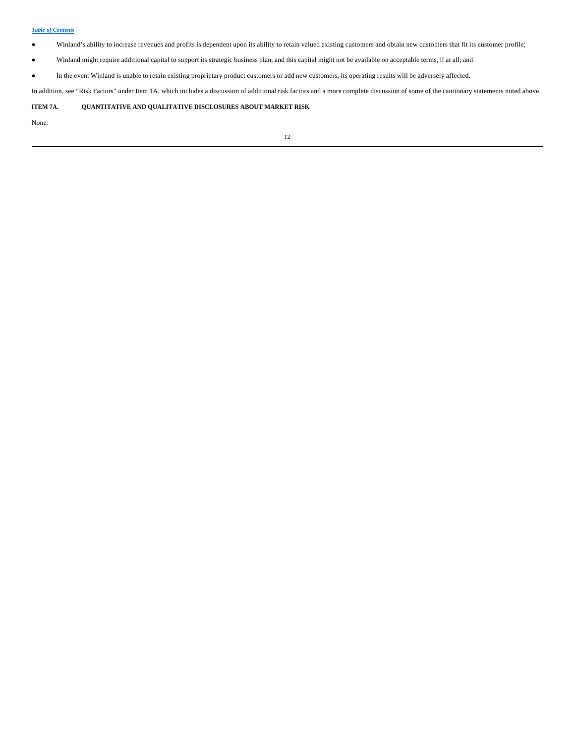- Winland's ability to increase revenues and profits is dependent upon its ability to retain valued existing customers and obtain new customers that fit its customer profile;
- Winland might require additional capital to support its strategic business plan, and this capital might not be available on acceptable terms, if at all; and
- In the event Winland is unable to retain existing proprietary product customers or add new customers, its operating results will be adversely affected.

In addition, see "Risk Factors" under Item 1A, which includes a discussion of additional risk factors and a more complete discussion of some of the cautionary statements noted above.

## ITEM 7A. QUANTITATIVE AND QUALITATIVE DISCLOSURES ABOUT MARKET RISK

None.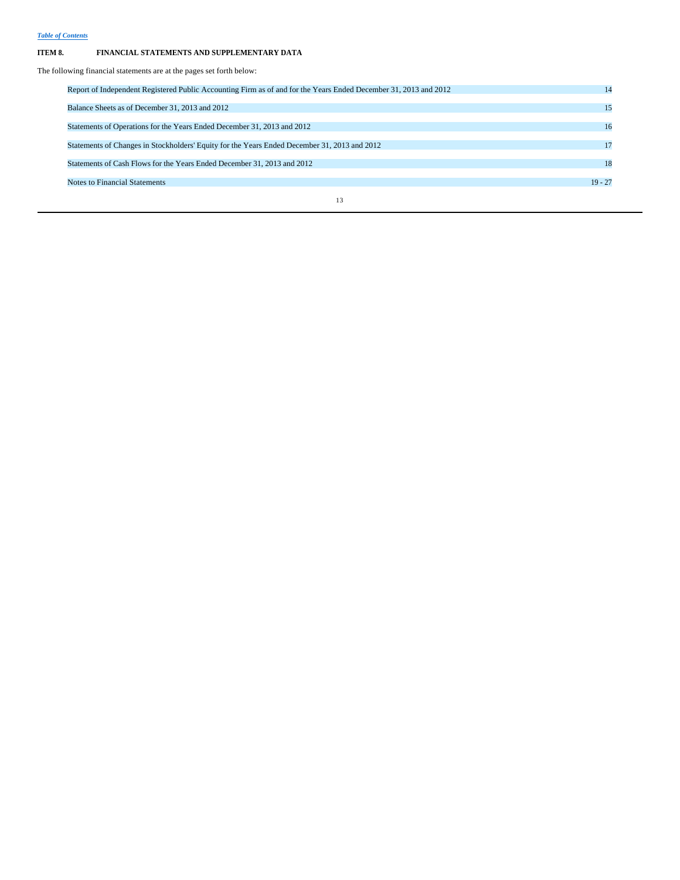## ITEM 8. FINANCIAL STATEMENTS AND SUPPLEMENTARY DATA

The following financial statements are at the pages set forth below:

| | |
|---|---|
| Report of Independent Registered Public Accounting Firm as of and for the Years Ended December 31, 2013 and 2012 | 14 |
| Balance Sheets as of December 31, 2013 and 2012 | 15 |
| Statements of Operations for the Years Ended December 31, 2013 and 2012 | 16 |
| Statements of Changes in Stockholders' Equity for the Years Ended December 31, 2013 and 2012 | 17 |
| Statements of Cash Flows for the Years Ended December 31, 2013 and 2012 | 18 |
| Notes to Financial Statements | 19 - 27 |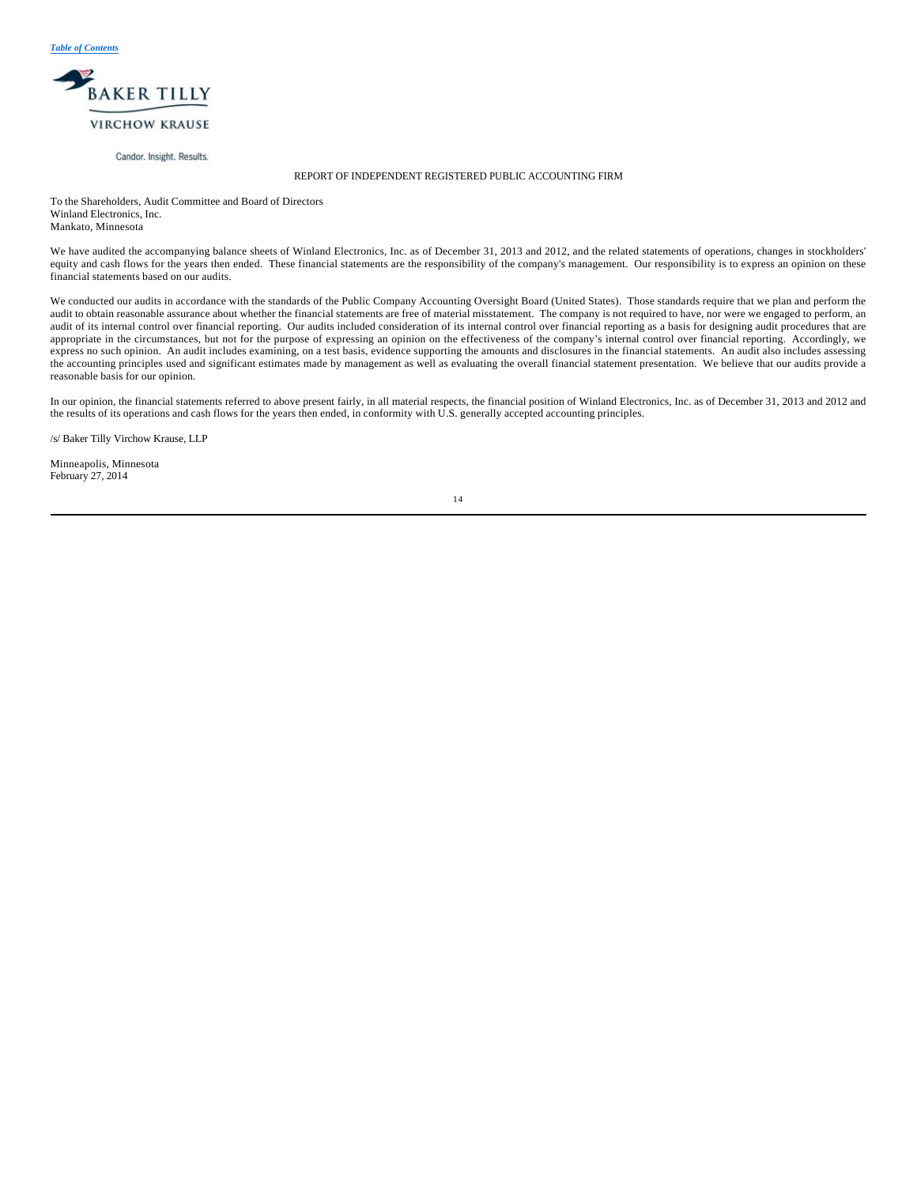*Table of Contents*

BAKER TILLY

VIRCHOW KRAUSE

Candor. Insight. Results.

REPORT OF INDEPENDENT REGISTERED PUBLIC ACCOUNTING FIRM

To the Shareholders, Audit Committee and Board of Directors
Winland Electronics, Inc.
Mankato, Minnesota

We have audited the accompanying balance sheets of Winland Electronics, Inc. as of December 31, 2013 and 2012, and the related statements of operations, changes in stockholders' equity and cash flows for the years then ended. These financial statements are the responsibility of the company's management. Our responsibility is to express an opinion on these financial statements based on our audits.

We conducted our audits in accordance with the standards of the Public Company Accounting Oversight Board (United States). Those standards require that we plan and perform the audit to obtain reasonable assurance about whether the financial statements are free of material misstatement. The company is not required to have, nor were we engaged to perform, an audit of its internal control over financial reporting. Our audits included consideration of its internal control over financial reporting as a basis for designing audit procedures that are appropriate in the circumstances, but not for the purpose of expressing an opinion on the effectiveness of the company's internal control over financial reporting. Accordingly, we express no such opinion. An audit includes examining, on a test basis, evidence supporting the amounts and disclosures in the financial statements. An audit also includes assessing the accounting principles used and significant estimates made by management as well as evaluating the overall financial statement presentation. We believe that our audits provide a reasonable basis for our opinion.

In our opinion, the financial statements referred to above present fairly, in all material respects, the financial position of Winland Electronics, Inc. as of December 31, 2013 and 2012 and the results of its operations and cash flows for the years then ended, in conformity with U.S. generally accepted accounting principles.

/s/ Baker Tilly Virchow Krause, LLP

Minneapolis, Minnesota
February 27, 2014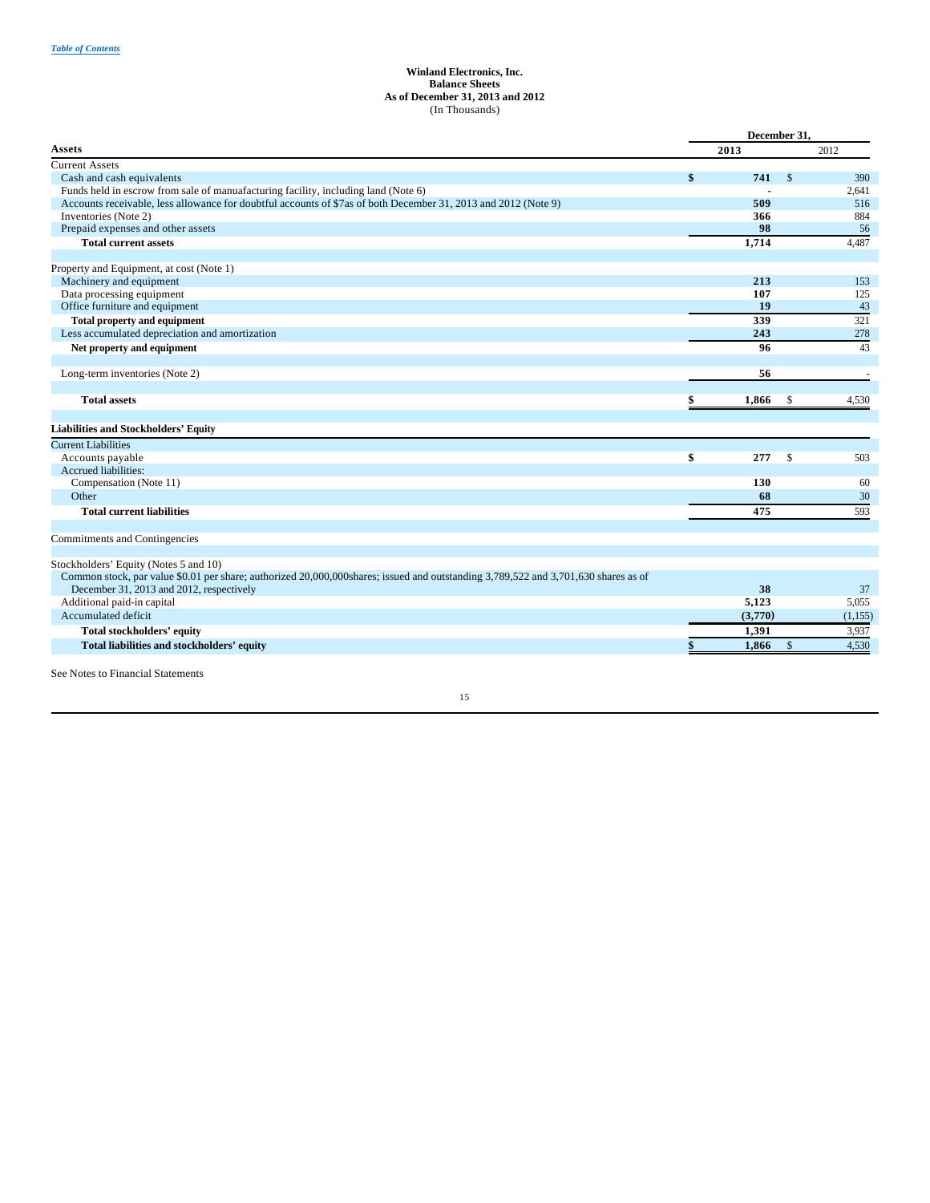*Table of Contents*

**Winland Electronics, Inc.**
**Balance Sheets**
**As of December 31, 2013 and 2012**
(In Thousands)

| | December 31, | |
|---|---|---|
| **Assets** | **2013** | 2012 |
| Current Assets | | |
| Cash and cash equivalents | **$ 741** | $ 390 |
| Funds held in escrow from sale of manuafacturing facility, including land (Note 6) | **-** | 2,641 |
| Accounts receivable, less allowance for doubtful accounts of $7as of both December 31, 2013 and 2012 (Note 9) | **509** | 516 |
| Inventories (Note 2) | **366** | 884 |
| Prepaid expenses and other assets | **98** | 56 |
| **Total current assets** | **1,714** | 4,487 |
| | | |
| Property and Equipment, at cost (Note 1) | | |
| Machinery and equipment | **213** | 153 |
| Data processing equipment | **107** | 125 |
| Office furniture and equipment | **19** | 43 |
| **Total property and equipment** | **339** | 321 |
| Less accumulated depreciation and amortization | **243** | 278 |
| **Net property and equipment** | **96** | 43 |
| | | |
| Long-term inventories (Note 2) | **56** | - |
| | | |
| **Total assets** | **$ 1,866** | $ 4,530 |
| | | |
| **Liabilities and Stockholders' Equity** | | |
| Current Liabilities | | |
| Accounts payable | **$ 277** | $ 503 |
| Accrued liabilities: | | |
| Compensation (Note 11) | **130** | 60 |
| Other | **68** | 30 |
| **Total current liabilities** | **475** | 593 |
| | | |
| Commitments and Contingencies | | |
| | | |
| Stockholders' Equity (Notes 5 and 10) | | |
| Common stock, par value $0.01 per share; authorized 20,000,000shares; issued and outstanding 3,789,522 and 3,701,630 shares as of December 31, 2013 and 2012, respectively | **38** | 37 |
| Additional paid-in capital | **5,123** | 5,055 |
| Accumulated deficit | **(3,770)** | (1,155) |
| **Total stockholders' equity** | **1,391** | 3,937 |
| **Total liabilities and stockholders' equity** | **$ 1,866** | $ 4,530 |

See Notes to Financial Statements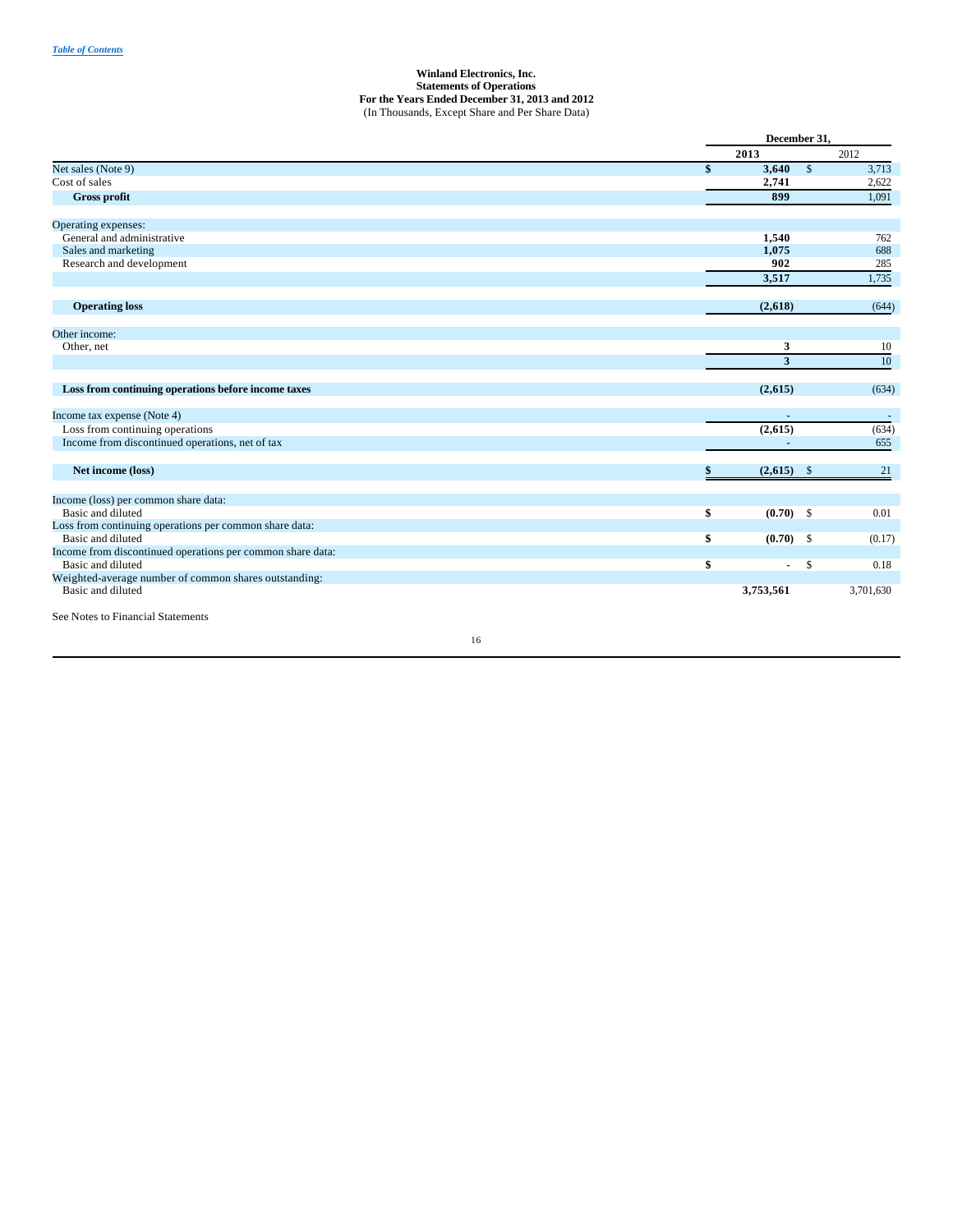**Winland Electronics, Inc.**
**Statements of Operations**
**For the Years Ended December 31, 2013 and 2012**
(In Thousands, Except Share and Per Share Data)

| | December 31, | |
|---|---|---|
| | **2013** | 2012 |
| Net sales (Note 9) | **$ 3,640** | $ 3,713 |
| Cost of sales | **2,741** | 2,622 |
| **Gross profit** | **899** | 1,091 |
| | | |
| Operating expenses: | | |
| General and administrative | **1,540** | 762 |
| Sales and marketing | **1,075** | 688 |
| Research and development | **902** | 285 |
| | **3,517** | 1,735 |
| | | |
| **Operating loss** | **(2,618)** | (644) |
| | | |
| Other income: | | |
| Other, net | **3** | 10 |
| | **3** | 10 |
| | | |
| **Loss from continuing operations before income taxes** | **(2,615)** | (634) |
| | | |
| Income tax expense (Note 4) | **-** | - |
| Loss from continuing operations | **(2,615)** | (634) |
| Income from discontinued operations, net of tax | **-** | 655 |
| | | |
| **Net income (loss)** | **$ (2,615)** | $ 21 |
| | | |
| Income (loss) per common share data: | | |
| Basic and diluted | **$ (0.70)** | $ 0.01 |
| Loss from continuing operations per common share data: | | |
| Basic and diluted | **$ (0.70)** | $ (0.17) |
| Income from discontinued operations per common share data: | | |
| Basic and diluted | **$ -** | $ 0.18 |
| Weighted-average number of common shares outstanding: | | |
| Basic and diluted | **3,753,561** | 3,701,630 |

See Notes to Financial Statements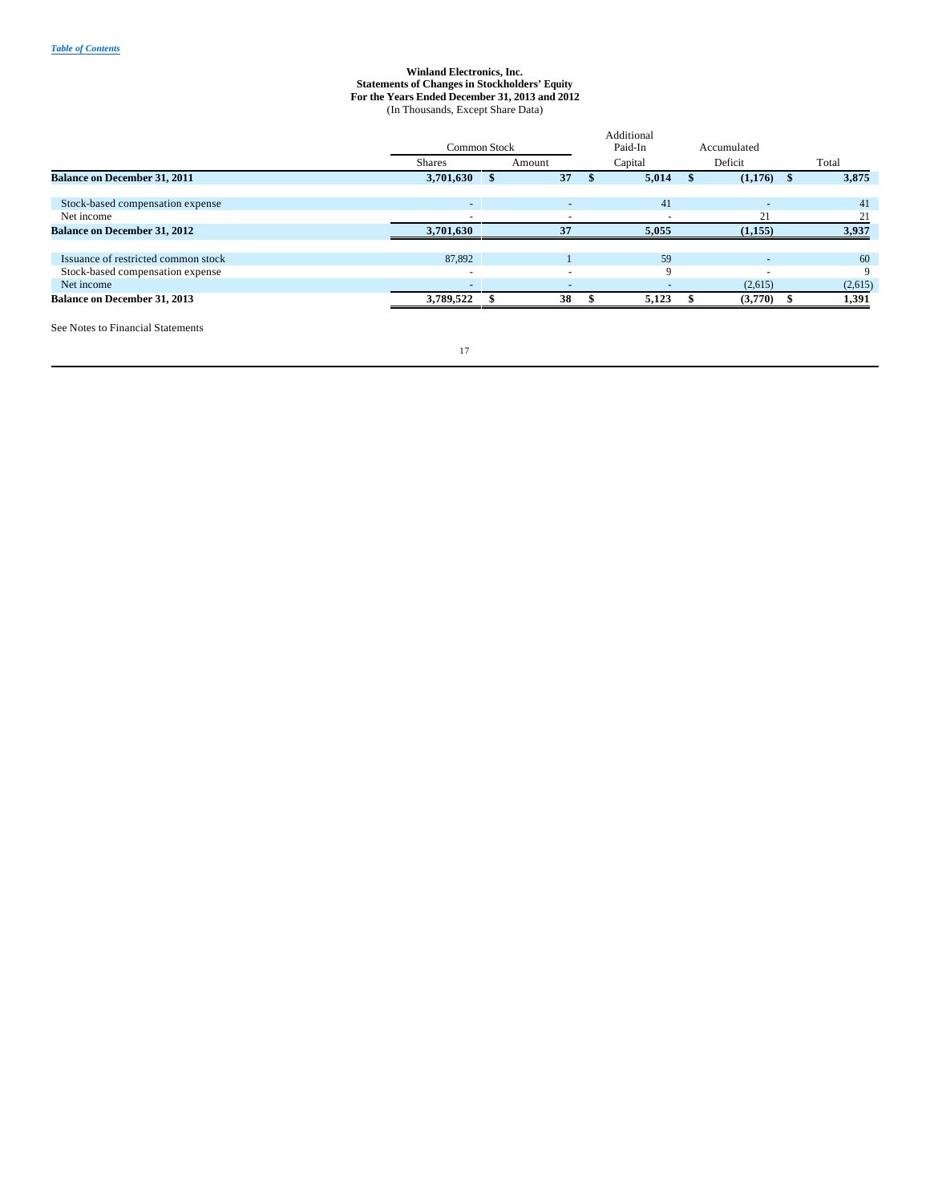[Table of Contents](#)

**Winland Electronics, Inc.**
**Statements of Changes in Stockholders' Equity**
**For the Years Ended December 31, 2013 and 2012**
(In Thousands, Except Share Data)

| | Common Stock | | Additional Paid-In | Accumulated | |
|---|---|---|---|---|---|
| | Shares | Amount | Capital | Deficit | Total |
| **Balance on December 31, 2011** | **3,701,630** | **$ 37** | **$ 5,014** | **$ (1,176)** | **$ 3,875** |
| Stock-based compensation expense | - | - | 41 | - | 41 |
| Net income | - | - | - | 21 | 21 |
| **Balance on December 31, 2012** | **3,701,630** | **37** | **5,055** | **(1,155)** | **3,937** |
| Issuance of restricted common stock | 87,892 | 1 | 59 | - | 60 |
| Stock-based compensation expense | - | - | 9 | - | 9 |
| Net income | - | - | - | (2,615) | (2,615) |
| **Balance on December 31, 2013** | **3,789,522** | **$ 38** | **$ 5,123** | **$ (3,770)** | **$ 1,391** |

See Notes to Financial Statements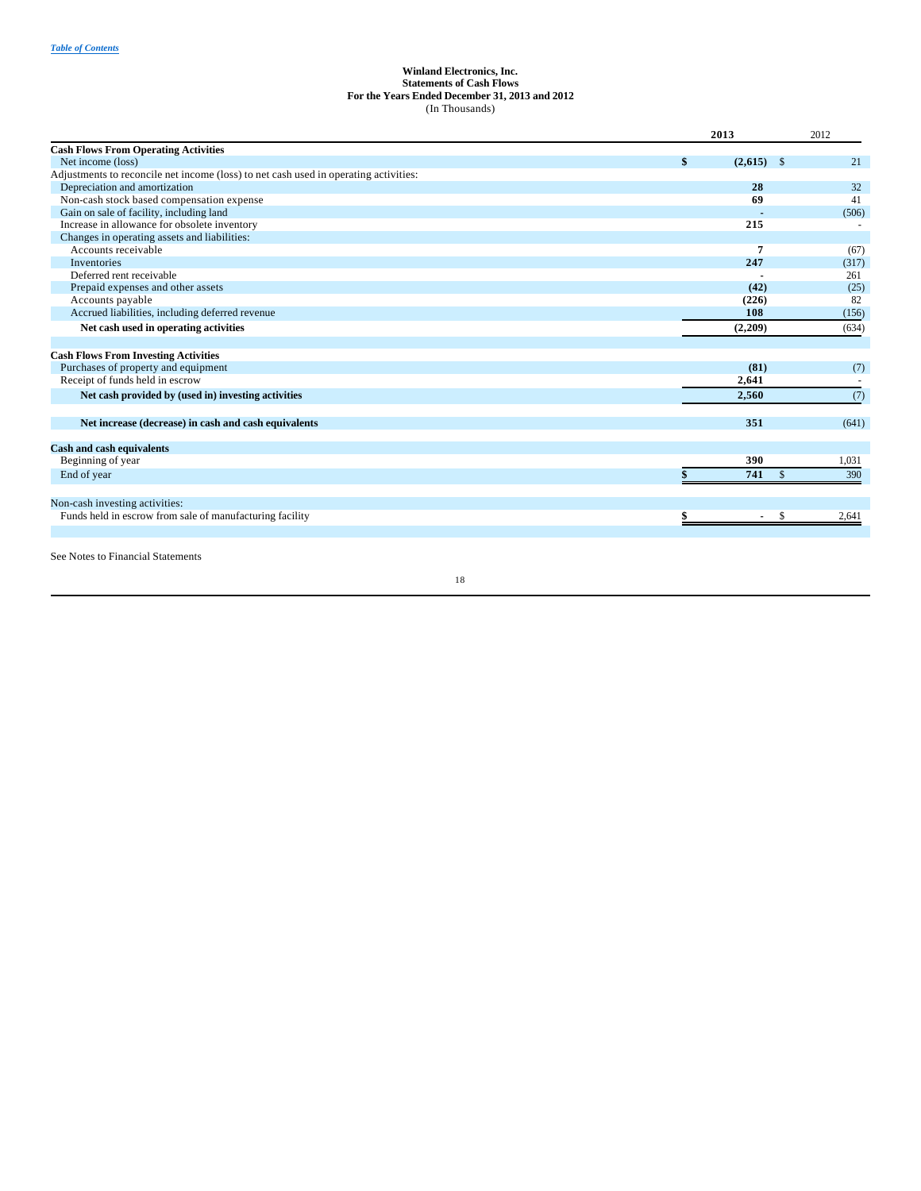[Table of Contents](#)

**Winland Electronics, Inc.**
**Statements of Cash Flows**
**For the Years Ended December 31, 2013 and 2012**
(In Thousands)

| | 2013 | 2012 |
|---|---|---|
| **Cash Flows From Operating Activities** | | |
| Net income (loss) | $ (2,615) | $ 21 |
| Adjustments to reconcile net income (loss) to net cash used in operating activities: | | |
| Depreciation and amortization | 28 | 32 |
| Non-cash stock based compensation expense | 69 | 41 |
| Gain on sale of facility, including land | - | (506) |
| Increase in allowance for obsolete inventory | 215 | - |
| Changes in operating assets and liabilities: | | |
| Accounts receivable | 7 | (67) |
| Inventories | 247 | (317) |
| Deferred rent receivable | - | 261 |
| Prepaid expenses and other assets | (42) | (25) |
| Accounts payable | (226) | 82 |
| Accrued liabilities, including deferred revenue | 108 | (156) |
| **Net cash used in operating activities** | (2,209) | (634) |
| | | |
| **Cash Flows From Investing Activities** | | |
| Purchases of property and equipment | (81) | (7) |
| Receipt of funds held in escrow | 2,641 | - |
| **Net cash provided by (used in) investing activities** | 2,560 | (7) |
| | | |
| **Net increase (decrease) in cash and cash equivalents** | 351 | (641) |
| | | |
| **Cash and cash equivalents** | | |
| Beginning of year | 390 | 1,031 |
| End of year | $ 741 | $ 390 |
| | | |
| Non-cash investing activities: | | |
| Funds held in escrow from sale of manufacturing facility | $ - | $ 2,641 |

See Notes to Financial Statements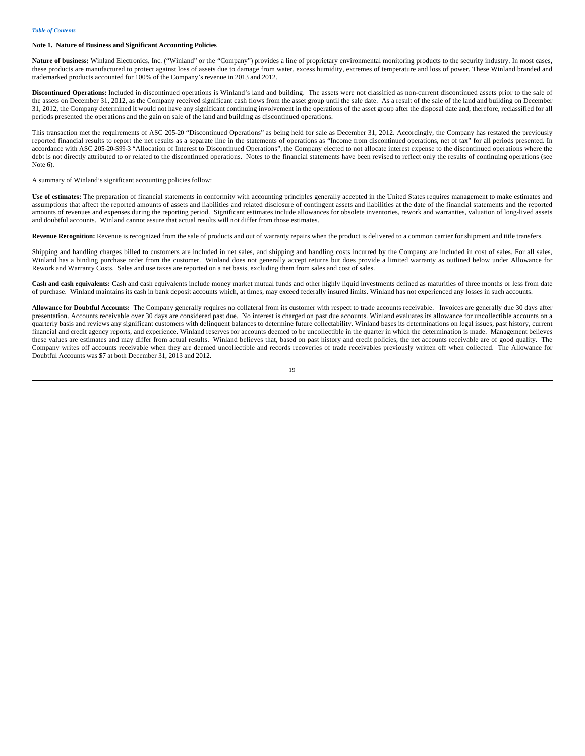## Note 1. Nature of Business and Significant Accounting Policies

**Nature of business:** Winland Electronics, Inc. ("Winland" or the "Company") provides a line of proprietary environmental monitoring products to the security industry. In most cases, these products are manufactured to protect against loss of assets due to damage from water, excess humidity, extremes of temperature and loss of power. These Winland branded and trademarked products accounted for 100% of the Company's revenue in 2013 and 2012.

**Discontinued Operations:** Included in discontinued operations is Winland's land and building. The assets were not classified as non-current discontinued assets prior to the sale of the assets on December 31, 2012, as the Company received significant cash flows from the asset group until the sale date. As a result of the sale of the land and building on December 31, 2012, the Company determined it would not have any significant continuing involvement in the operations of the asset group after the disposal date and, therefore, reclassified for all periods presented the operations and the gain on sale of the land and building as discontinued operations.

This transaction met the requirements of ASC 205-20 "Discontinued Operations" as being held for sale as December 31, 2012. Accordingly, the Company has restated the previously reported financial results to report the net results as a separate line in the statements of operations as "Income from discontinued operations, net of tax" for all periods presented. In accordance with ASC 205-20-S99-3 "Allocation of Interest to Discontinued Operations", the Company elected to not allocate interest expense to the discontinued operations where the debt is not directly attributed to or related to the discontinued operations. Notes to the financial statements have been revised to reflect only the results of continuing operations (see Note 6).

A summary of Winland's significant accounting policies follow:

**Use of estimates:** The preparation of financial statements in conformity with accounting principles generally accepted in the United States requires management to make estimates and assumptions that affect the reported amounts of assets and liabilities and related disclosure of contingent assets and liabilities at the date of the financial statements and the reported amounts of revenues and expenses during the reporting period. Significant estimates include allowances for obsolete inventories, rework and warranties, valuation of long-lived assets and doubtful accounts. Winland cannot assure that actual results will not differ from those estimates.

**Revenue Recognition:** Revenue is recognized from the sale of products and out of warranty repairs when the product is delivered to a common carrier for shipment and title transfers.

Shipping and handling charges billed to customers are included in net sales, and shipping and handling costs incurred by the Company are included in cost of sales. For all sales, Winland has a binding purchase order from the customer. Winland does not generally accept returns but does provide a limited warranty as outlined below under Allowance for Rework and Warranty Costs. Sales and use taxes are reported on a net basis, excluding them from sales and cost of sales.

**Cash and cash equivalents:** Cash and cash equivalents include money market mutual funds and other highly liquid investments defined as maturities of three months or less from date of purchase. Winland maintains its cash in bank deposit accounts which, at times, may exceed federally insured limits. Winland has not experienced any losses in such accounts.

**Allowance for Doubtful Accounts:** The Company generally requires no collateral from its customer with respect to trade accounts receivable. Invoices are generally due 30 days after presentation. Accounts receivable over 30 days are considered past due. No interest is charged on past due accounts. Winland evaluates its allowance for uncollectible accounts on a quarterly basis and reviews any significant customers with delinquent balances to determine future collectability. Winland bases its determinations on legal issues, past history, current financial and credit agency reports, and experience. Winland reserves for accounts deemed to be uncollectible in the quarter in which the determination is made. Management believes these values are estimates and may differ from actual results. Winland believes that, based on past history and credit policies, the net accounts receivable are of good quality. The Company writes off accounts receivable when they are deemed uncollectible and records recoveries of trade receivables previously written off when collected. The Allowance for Doubtful Accounts was $7 at both December 31, 2013 and 2012.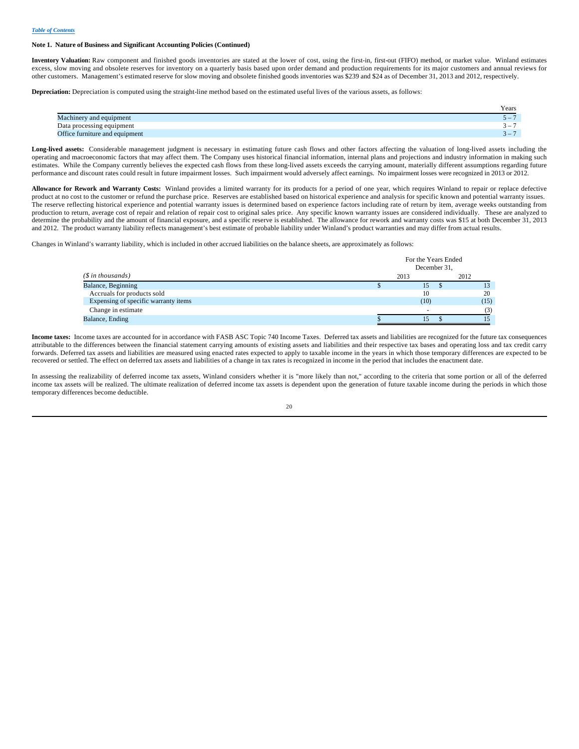[Table of Contents](#)

**Note 1. Nature of Business and Significant Accounting Policies (Continued)**

**Inventory Valuation:** Raw component and finished goods inventories are stated at the lower of cost, using the first-in, first-out (FIFO) method, or market value. Winland estimates excess, slow moving and obsolete reserves for inventory on a quarterly basis based upon order demand and production requirements for its major customers and annual reviews for other customers. Management's estimated reserve for slow moving and obsolete finished goods inventories was $239 and $24 as of December 31, 2013 and 2012, respectively.

**Depreciation:** Depreciation is computed using the straight-line method based on the estimated useful lives of the various assets, as follows:

| | Years |
|---|---|
| Machinery and equipment | 5 – 7 |
| Data processing equipment | 3 – 7 |
| Office furniture and equipment | 3 – 7 |

**Long-lived assets:** Considerable management judgment is necessary in estimating future cash flows and other factors affecting the valuation of long-lived assets including the operating and macroeconomic factors that may affect them. The Company uses historical financial information, internal plans and projections and industry information in making such estimates. While the Company currently believes the expected cash flows from these long-lived assets exceeds the carrying amount, materially different assumptions regarding future performance and discount rates could result in future impairment losses. Such impairment would adversely affect earnings. No impairment losses were recognized in 2013 or 2012.

**Allowance for Rework and Warranty Costs:** Winland provides a limited warranty for its products for a period of one year, which requires Winland to repair or replace defective product at no cost to the customer or refund the purchase price. Reserves are established based on historical experience and analysis for specific known and potential warranty issues. The reserve reflecting historical experience and potential warranty issues is determined based on experience factors including rate of return by item, average weeks outstanding from production to return, average cost of repair and relation of repair cost to original sales price. Any specific known warranty issues are considered individually. These are analyzed to determine the probability and the amount of financial exposure, and a specific reserve is established. The allowance for rework and warranty costs was $15 at both December 31, 2013 and 2012. The product warranty liability reflects management's best estimate of probable liability under Winland's product warranties and may differ from actual results.

Changes in Winland's warranty liability, which is included in other accrued liabilities on the balance sheets, are approximately as follows:

| | For the Years Ended December 31, | |
|---|---|---|
| *($ in thousands)* | 2013 | 2012 |
| Balance, Beginning | $ 15 | $ 13 |
| Accruals for products sold | 10 | 20 |
| Expensing of specific warranty items | (10) | (15) |
| Change in estimate | - | (3) |
| Balance, Ending | $ 15 | $ 15 |

**Income taxes:** Income taxes are accounted for in accordance with FASB ASC Topic 740 Income Taxes. Deferred tax assets and liabilities are recognized for the future tax consequences attributable to the differences between the financial statement carrying amounts of existing assets and liabilities and their respective tax bases and operating loss and tax credit carry forwards. Deferred tax assets and liabilities are measured using enacted rates expected to apply to taxable income in the years in which those temporary differences are expected to be recovered or settled. The effect on deferred tax assets and liabilities of a change in tax rates is recognized in income in the period that includes the enactment date.

In assessing the realizability of deferred income tax assets, Winland considers whether it is "more likely than not," according to the criteria that some portion or all of the deferred income tax assets will be realized. The ultimate realization of deferred income tax assets is dependent upon the generation of future taxable income during the periods in which those temporary differences become deductible.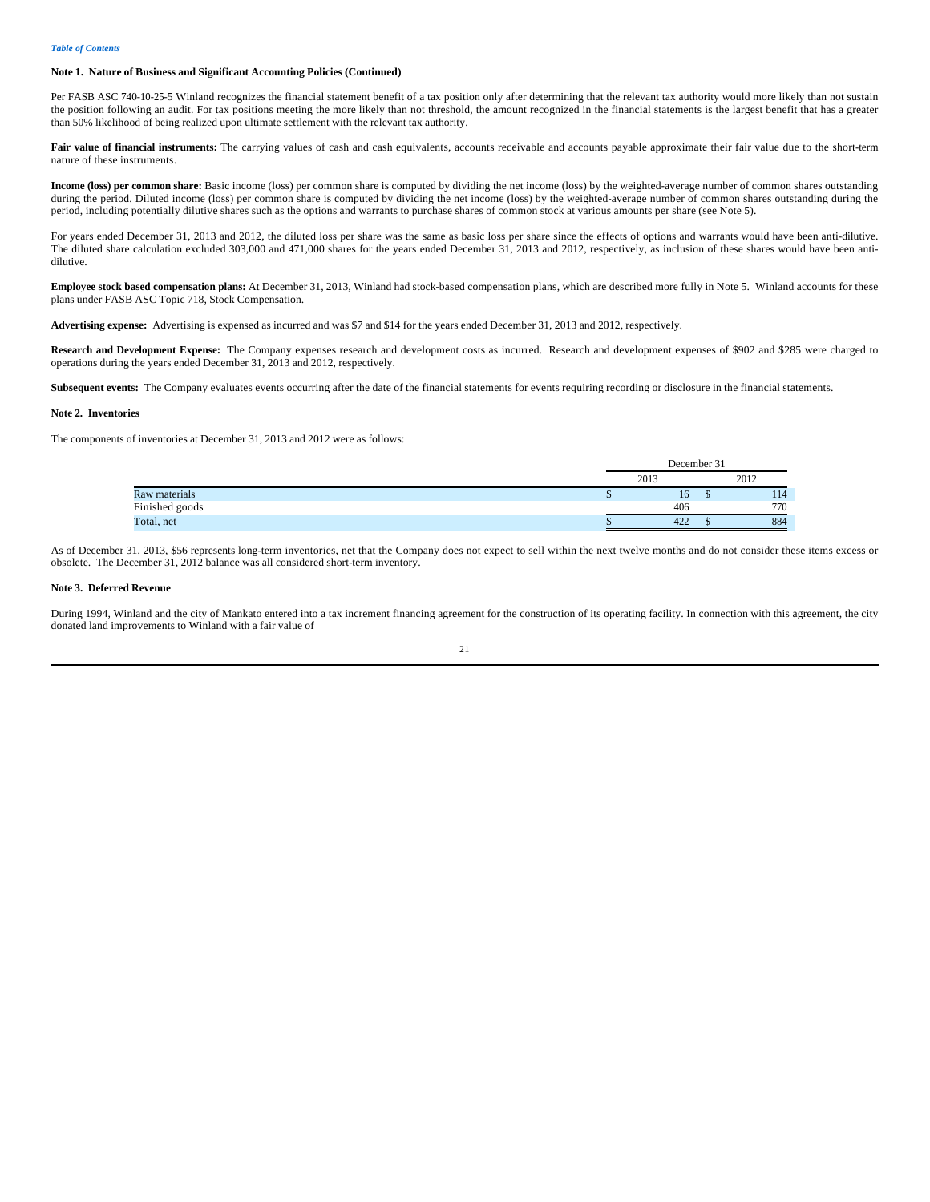[Table of Contents](#)

**Note 1. Nature of Business and Significant Accounting Policies (Continued)**

Per FASB ASC 740-10-25-5 Winland recognizes the financial statement benefit of a tax position only after determining that the relevant tax authority would more likely than not sustain the position following an audit. For tax positions meeting the more likely than not threshold, the amount recognized in the financial statements is the largest benefit that has a greater than 50% likelihood of being realized upon ultimate settlement with the relevant tax authority.

**Fair value of financial instruments:** The carrying values of cash and cash equivalents, accounts receivable and accounts payable approximate their fair value due to the short-term nature of these instruments.

**Income (loss) per common share:** Basic income (loss) per common share is computed by dividing the net income (loss) by the weighted-average number of common shares outstanding during the period. Diluted income (loss) per common share is computed by dividing the net income (loss) by the weighted-average number of common shares outstanding during the period, including potentially dilutive shares such as the options and warrants to purchase shares of common stock at various amounts per share (see Note 5).

For years ended December 31, 2013 and 2012, the diluted loss per share was the same as basic loss per share since the effects of options and warrants would have been anti-dilutive. The diluted share calculation excluded 303,000 and 471,000 shares for the years ended December 31, 2013 and 2012, respectively, as inclusion of these shares would have been anti-dilutive.

**Employee stock based compensation plans:** At December 31, 2013, Winland had stock-based compensation plans, which are described more fully in Note 5. Winland accounts for these plans under FASB ASC Topic 718, Stock Compensation.

**Advertising expense:** Advertising is expensed as incurred and was $7 and $14 for the years ended December 31, 2013 and 2012, respectively.

**Research and Development Expense:** The Company expenses research and development costs as incurred. Research and development expenses of $902 and $285 were charged to operations during the years ended December 31, 2013 and 2012, respectively.

**Subsequent events:** The Company evaluates events occurring after the date of the financial statements for events requiring recording or disclosure in the financial statements.

**Note 2. Inventories**

The components of inventories at December 31, 2013 and 2012 were as follows:

| | December 31 | |
|---|---|---|
| | 2013 | 2012 |
| Raw materials | $ 16 | $ 114 |
| Finished goods | 406 | 770 |
| Total, net | $ 422 | $ 884 |

As of December 31, 2013, $56 represents long-term inventories, net that the Company does not expect to sell within the next twelve months and do not consider these items excess or obsolete. The December 31, 2012 balance was all considered short-term inventory.

**Note 3. Deferred Revenue**

During 1994, Winland and the city of Mankato entered into a tax increment financing agreement for the construction of its operating facility. In connection with this agreement, the city donated land improvements to Winland with a fair value of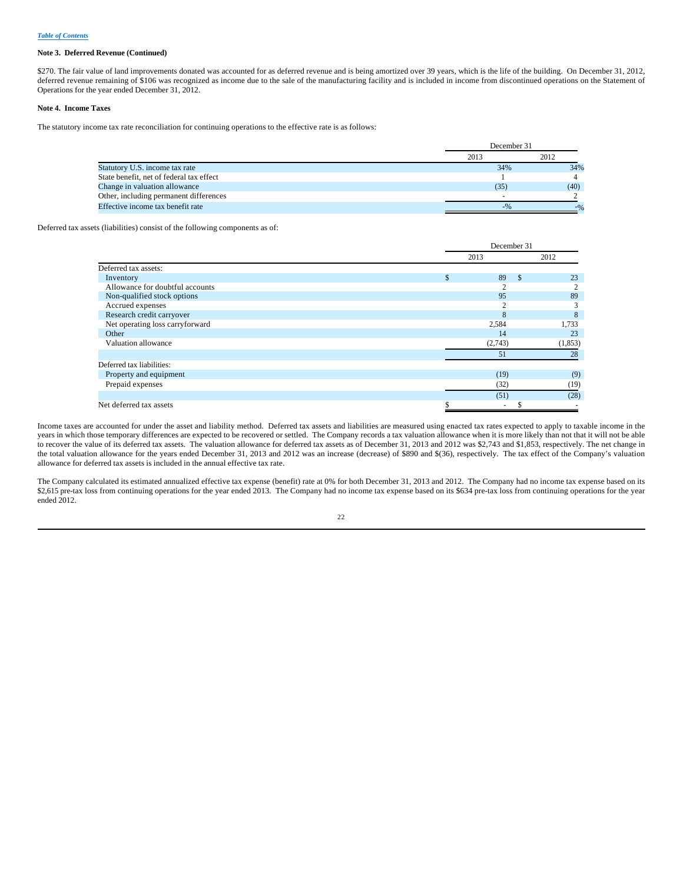*Table of Contents*

**Note 3. Deferred Revenue (Continued)**

$270. The fair value of land improvements donated was accounted for as deferred revenue and is being amortized over 39 years, which is the life of the building. On December 31, 2012, deferred revenue remaining of $106 was recognized as income due to the sale of the manufacturing facility and is included in income from discontinued operations on the Statement of Operations for the year ended December 31, 2012.

**Note 4. Income Taxes**

The statutory income tax rate reconciliation for continuing operations to the effective rate is as follows:

| | December 31 | |
|---|---|---|
| | 2013 | 2012 |
| Statutory U.S. income tax rate | 34% | 34% |
| State benefit, net of federal tax effect | 1 | 4 |
| Change in valuation allowance | (35) | (40) |
| Other, including permanent differences | - | 2 |
| Effective income tax benefit rate | -% | -% |

Deferred tax assets (liabilities) consist of the following components as of:

| | December 31 | |
|---|---|---|
| | 2013 | 2012 |
| Deferred tax assets: | | |
| Inventory | $ 89 | $ 23 |
| Allowance for doubtful accounts | 2 | 2 |
| Non-qualified stock options | 95 | 89 |
| Accrued expenses | 2 | 3 |
| Research credit carryover | 8 | 8 |
| Net operating loss carryforward | 2,584 | 1,733 |
| Other | 14 | 23 |
| Valuation allowance | (2,743) | (1,853) |
| | 51 | 28 |
| Deferred tax liabilities: | | |
| Property and equipment | (19) | (9) |
| Prepaid expenses | (32) | (19) |
| | (51) | (28) |
| Net deferred tax assets | $ - | $ - |

Income taxes are accounted for under the asset and liability method. Deferred tax assets and liabilities are measured using enacted tax rates expected to apply to taxable income in the years in which those temporary differences are expected to be recovered or settled. The Company records a tax valuation allowance when it is more likely than not that it will not be able to recover the value of its deferred tax assets. The valuation allowance for deferred tax assets as of December 31, 2013 and 2012 was $2,743 and $1,853, respectively. The net change in the total valuation allowance for the years ended December 31, 2013 and 2012 was an increase (decrease) of $890 and $(36), respectively. The tax effect of the Company's valuation allowance for deferred tax assets is included in the annual effective tax rate.

The Company calculated its estimated annualized effective tax expense (benefit) rate at 0% for both December 31, 2013 and 2012. The Company had no income tax expense based on its $2,615 pre-tax loss from continuing operations for the year ended 2013. The Company had no income tax expense based on its $634 pre-tax loss from continuing operations for the year ended 2012.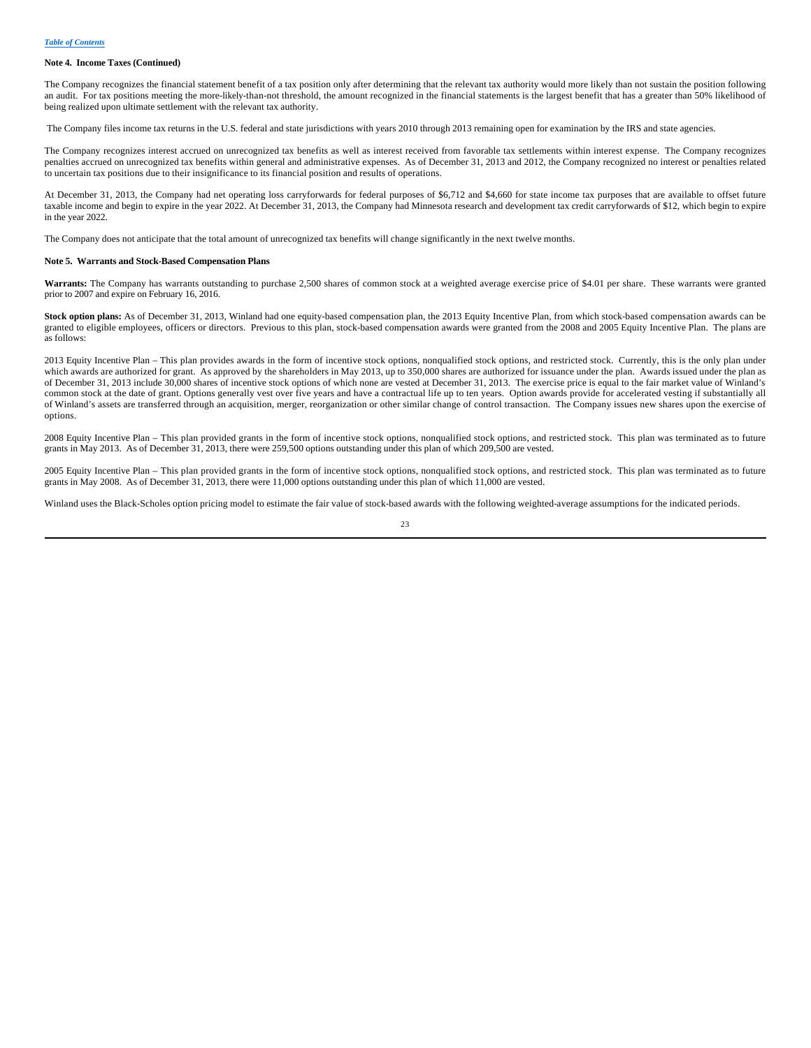**Note 4. Income Taxes (Continued)**

The Company recognizes the financial statement benefit of a tax position only after determining that the relevant tax authority would more likely than not sustain the position following an audit. For tax positions meeting the more-likely-than-not threshold, the amount recognized in the financial statements is the largest benefit that has a greater than 50% likelihood of being realized upon ultimate settlement with the relevant tax authority.

The Company files income tax returns in the U.S. federal and state jurisdictions with years 2010 through 2013 remaining open for examination by the IRS and state agencies.

The Company recognizes interest accrued on unrecognized tax benefits as well as interest received from favorable tax settlements within interest expense. The Company recognizes penalties accrued on unrecognized tax benefits within general and administrative expenses. As of December 31, 2013 and 2012, the Company recognized no interest or penalties related to uncertain tax positions due to their insignificance to its financial position and results of operations.

At December 31, 2013, the Company had net operating loss carryforwards for federal purposes of $6,712 and $4,660 for state income tax purposes that are available to offset future taxable income and begin to expire in the year 2022. At December 31, 2013, the Company had Minnesota research and development tax credit carryforwards of $12, which begin to expire in the year 2022.

The Company does not anticipate that the total amount of unrecognized tax benefits will change significantly in the next twelve months.

**Note 5. Warrants and Stock-Based Compensation Plans**

**Warrants:** The Company has warrants outstanding to purchase 2,500 shares of common stock at a weighted average exercise price of $4.01 per share. These warrants were granted prior to 2007 and expire on February 16, 2016.

**Stock option plans:** As of December 31, 2013, Winland had one equity-based compensation plan, the 2013 Equity Incentive Plan, from which stock-based compensation awards can be granted to eligible employees, officers or directors. Previous to this plan, stock-based compensation awards were granted from the 2008 and 2005 Equity Incentive Plan. The plans are as follows:

2013 Equity Incentive Plan – This plan provides awards in the form of incentive stock options, nonqualified stock options, and restricted stock. Currently, this is the only plan under which awards are authorized for grant. As approved by the shareholders in May 2013, up to 350,000 shares are authorized for issuance under the plan. Awards issued under the plan as of December 31, 2013 include 30,000 shares of incentive stock options of which none are vested at December 31, 2013. The exercise price is equal to the fair market value of Winland's common stock at the date of grant. Options generally vest over five years and have a contractual life up to ten years. Option awards provide for accelerated vesting if substantially all of Winland's assets are transferred through an acquisition, merger, reorganization or other similar change of control transaction. The Company issues new shares upon the exercise of options.

2008 Equity Incentive Plan – This plan provided grants in the form of incentive stock options, nonqualified stock options, and restricted stock. This plan was terminated as to future grants in May 2013. As of December 31, 2013, there were 259,500 options outstanding under this plan of which 209,500 are vested.

2005 Equity Incentive Plan – This plan provided grants in the form of incentive stock options, nonqualified stock options, and restricted stock. This plan was terminated as to future grants in May 2008. As of December 31, 2013, there were 11,000 options outstanding under this plan of which 11,000 are vested.

Winland uses the Black-Scholes option pricing model to estimate the fair value of stock-based awards with the following weighted-average assumptions for the indicated periods.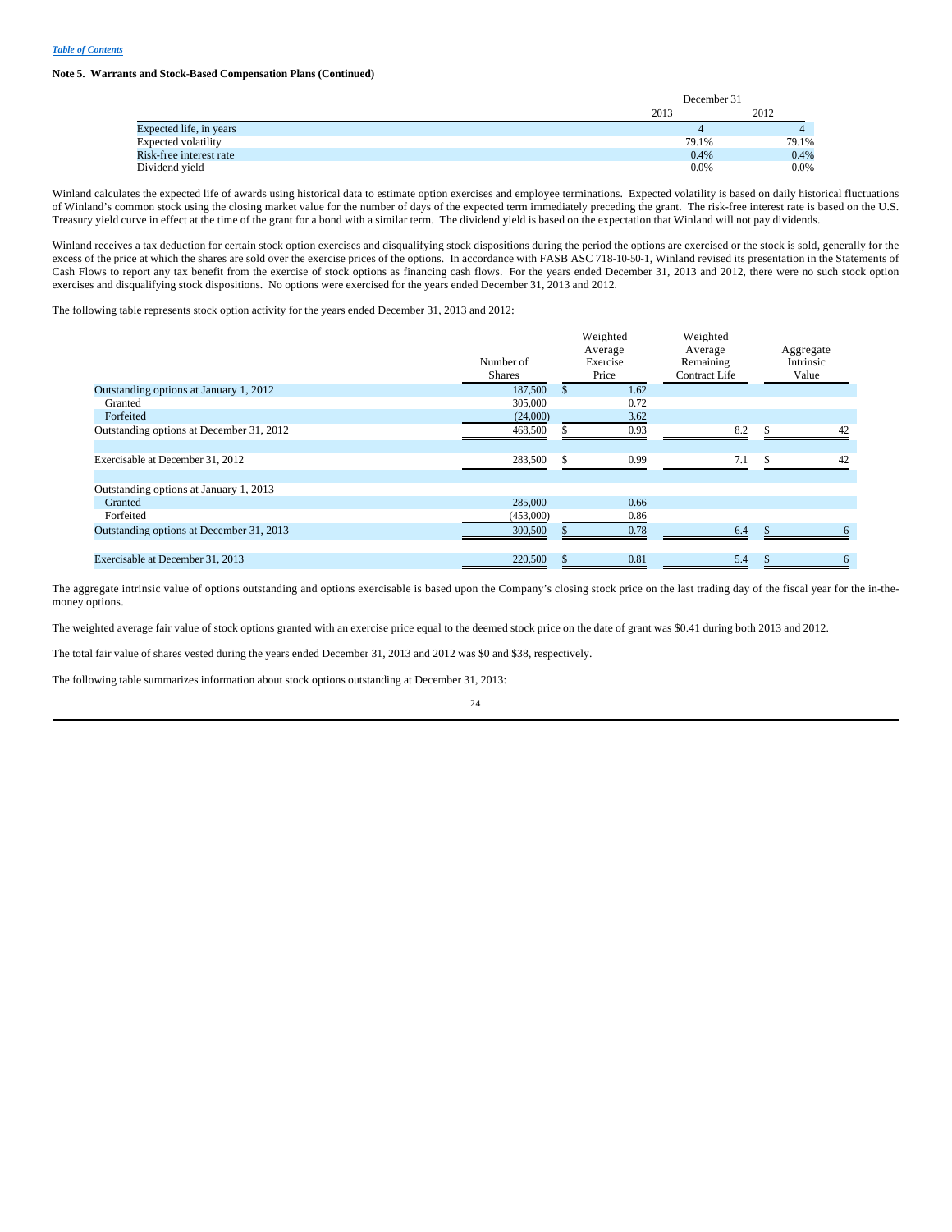*Table of Contents*

**Note 5. Warrants and Stock-Based Compensation Plans (Continued)**

| | December 31 | |
|---|---|---|
| | 2013 | 2012 |
| Expected life, in years | 4 | 4 |
| Expected volatility | 79.1% | 79.1% |
| Risk-free interest rate | 0.4% | 0.4% |
| Dividend yield | 0.0% | 0.0% |

Winland calculates the expected life of awards using historical data to estimate option exercises and employee terminations. Expected volatility is based on daily historical fluctuations of Winland's common stock using the closing market value for the number of days of the expected term immediately preceding the grant. The risk-free interest rate is based on the U.S. Treasury yield curve in effect at the time of the grant for a bond with a similar term. The dividend yield is based on the expectation that Winland will not pay dividends.

Winland receives a tax deduction for certain stock option exercises and disqualifying stock dispositions during the period the options are exercised or the stock is sold, generally for the excess of the price at which the shares are sold over the exercise prices of the options. In accordance with FASB ASC 718-10-50-1, Winland revised its presentation in the Statements of Cash Flows to report any tax benefit from the exercise of stock options as financing cash flows. For the years ended December 31, 2013 and 2012, there were no such stock option exercises and disqualifying stock dispositions. No options were exercised for the years ended December 31, 2013 and 2012.

The following table represents stock option activity for the years ended December 31, 2013 and 2012:

| | Number of Shares | Weighted Average Exercise Price | Weighted Average Remaining Contract Life | Aggregate Intrinsic Value |
|---|---|---|---|---|
| Outstanding options at January 1, 2012 | 187,500 | $ 1.62 | | |
| Granted | 305,000 | 0.72 | | |
| Forfeited | (24,000) | 3.62 | | |
| Outstanding options at December 31, 2012 | 468,500 | $ 0.93 | 8.2 | $ 42 |
| | | | | |
| Exercisable at December 31, 2012 | 283,500 | $ 0.99 | 7.1 | $ 42 |
| | | | | |
| Outstanding options at January 1, 2013 | | | | |
| Granted | 285,000 | 0.66 | | |
| Forfeited | (453,000) | 0.86 | | |
| Outstanding options at December 31, 2013 | 300,500 | $ 0.78 | 6.4 | $ 6 |
| | | | | |
| Exercisable at December 31, 2013 | 220,500 | $ 0.81 | 5.4 | $ 6 |

The aggregate intrinsic value of options outstanding and options exercisable is based upon the Company's closing stock price on the last trading day of the fiscal year for the in-the-money options.

The weighted average fair value of stock options granted with an exercise price equal to the deemed stock price on the date of grant was $0.41 during both 2013 and 2012.

The total fair value of shares vested during the years ended December 31, 2013 and 2012 was $0 and $38, respectively.

The following table summarizes information about stock options outstanding at December 31, 2013: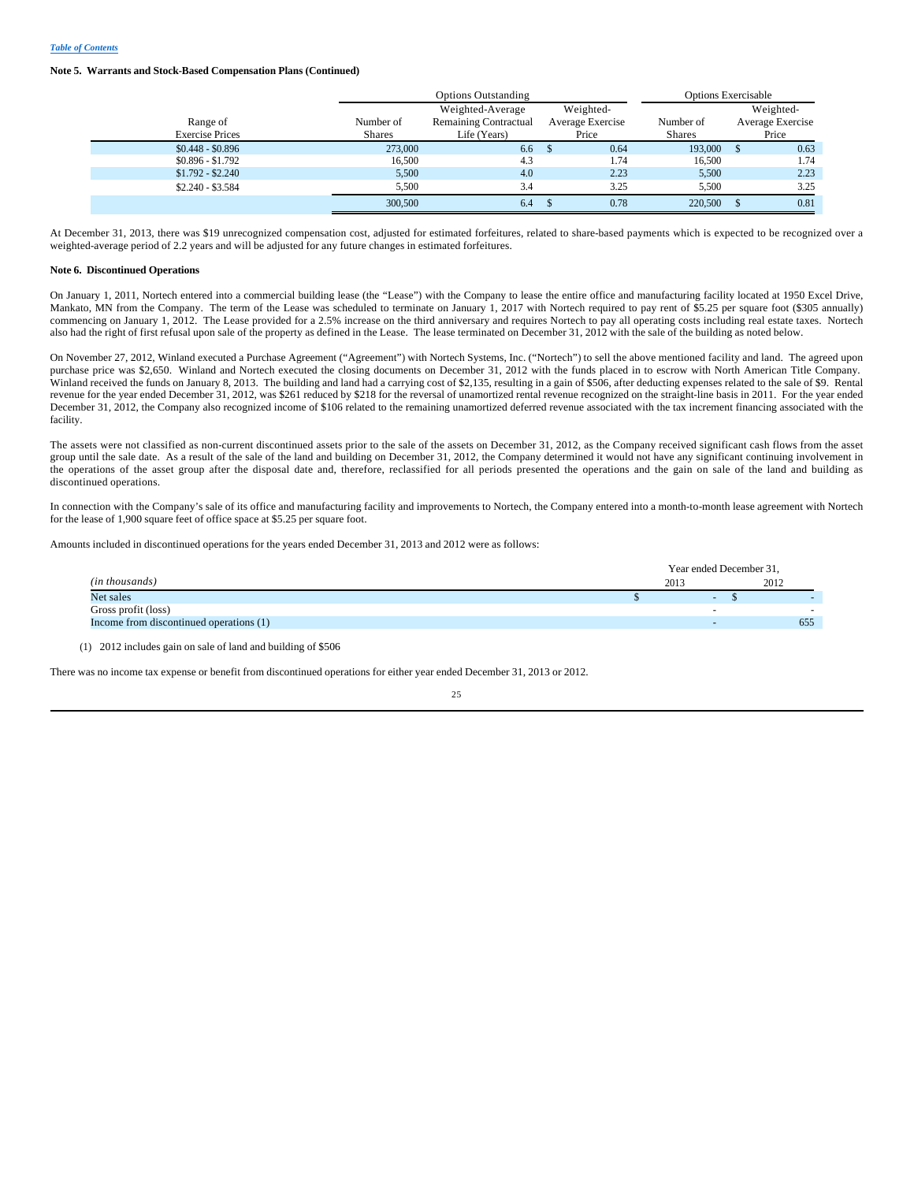*Table of Contents*

**Note 5. Warrants and Stock-Based Compensation Plans (Continued)**

| | Options Outstanding | | | Options Exercisable | |
|---|---|---|---|---|---|
| Range of Exercise Prices | Number of Shares | Weighted-Average Remaining Contractual Life (Years) | Weighted-Average Exercise Price | Number of Shares | Weighted-Average Exercise Price |
| $0.448 - $0.896 | 273,000 | 6.6 | $ 0.64 | 193,000 | $ 0.63 |
| $0.896 - $1.792 | 16,500 | 4.3 | 1.74 | 16,500 | 1.74 |
| $1.792 - $2.240 | 5,500 | 4.0 | 2.23 | 5,500 | 2.23 |
| $2.240 - $3.584 | 5,500 | 3.4 | 3.25 | 5,500 | 3.25 |
| | 300,500 | 6.4 | $ 0.78 | 220,500 | $ 0.81 |

At December 31, 2013, there was $19 unrecognized compensation cost, adjusted for estimated forfeitures, related to share-based payments which is expected to be recognized over a weighted-average period of 2.2 years and will be adjusted for any future changes in estimated forfeitures.

**Note 6. Discontinued Operations**

On January 1, 2011, Nortech entered into a commercial building lease (the "Lease") with the Company to lease the entire office and manufacturing facility located at 1950 Excel Drive, Mankato, MN from the Company. The term of the Lease was scheduled to terminate on January 1, 2017 with Nortech required to pay rent of $5.25 per square foot ($305 annually) commencing on January 1, 2012. The Lease provided for a 2.5% increase on the third anniversary and requires Nortech to pay all operating costs including real estate taxes. Nortech also had the right of first refusal upon sale of the property as defined in the Lease. The lease terminated on December 31, 2012 with the sale of the building as noted below.

On November 27, 2012, Winland executed a Purchase Agreement ("Agreement") with Nortech Systems, Inc. ("Nortech") to sell the above mentioned facility and land. The agreed upon purchase price was $2,650. Winland and Nortech executed the closing documents on December 31, 2012 with the funds placed in to escrow with North American Title Company. Winland received the funds on January 8, 2013. The building and land had a carrying cost of $2,135, resulting in a gain of $506, after deducting expenses related to the sale of $9. Rental revenue for the year ended December 31, 2012, was $261 reduced by $218 for the reversal of unamortized rental revenue recognized on the straight-line basis in 2011. For the year ended December 31, 2012, the Company also recognized income of $106 related to the remaining unamortized deferred revenue associated with the tax increment financing associated with the facility.

The assets were not classified as non-current discontinued assets prior to the sale of the assets on December 31, 2012, as the Company received significant cash flows from the asset group until the sale date. As a result of the sale of the land and building on December 31, 2012, the Company determined it would not have any significant continuing involvement in the operations of the asset group after the disposal date and, therefore, reclassified for all periods presented the operations and the gain on sale of the land and building as discontinued operations.

In connection with the Company's sale of its office and manufacturing facility and improvements to Nortech, the Company entered into a month-to-month lease agreement with Nortech for the lease of 1,900 square feet of office space at $5.25 per square foot.

Amounts included in discontinued operations for the years ended December 31, 2013 and 2012 were as follows:

| *(in thousands)* | Year ended December 31, 2013 | 2012 |
|---|---|---|
| Net sales | $ - | $ - |
| Gross profit (loss) | - | - |
| Income from discontinued operations (1) | - | 655 |

(1) 2012 includes gain on sale of land and building of $506

There was no income tax expense or benefit from discontinued operations for either year ended December 31, 2013 or 2012.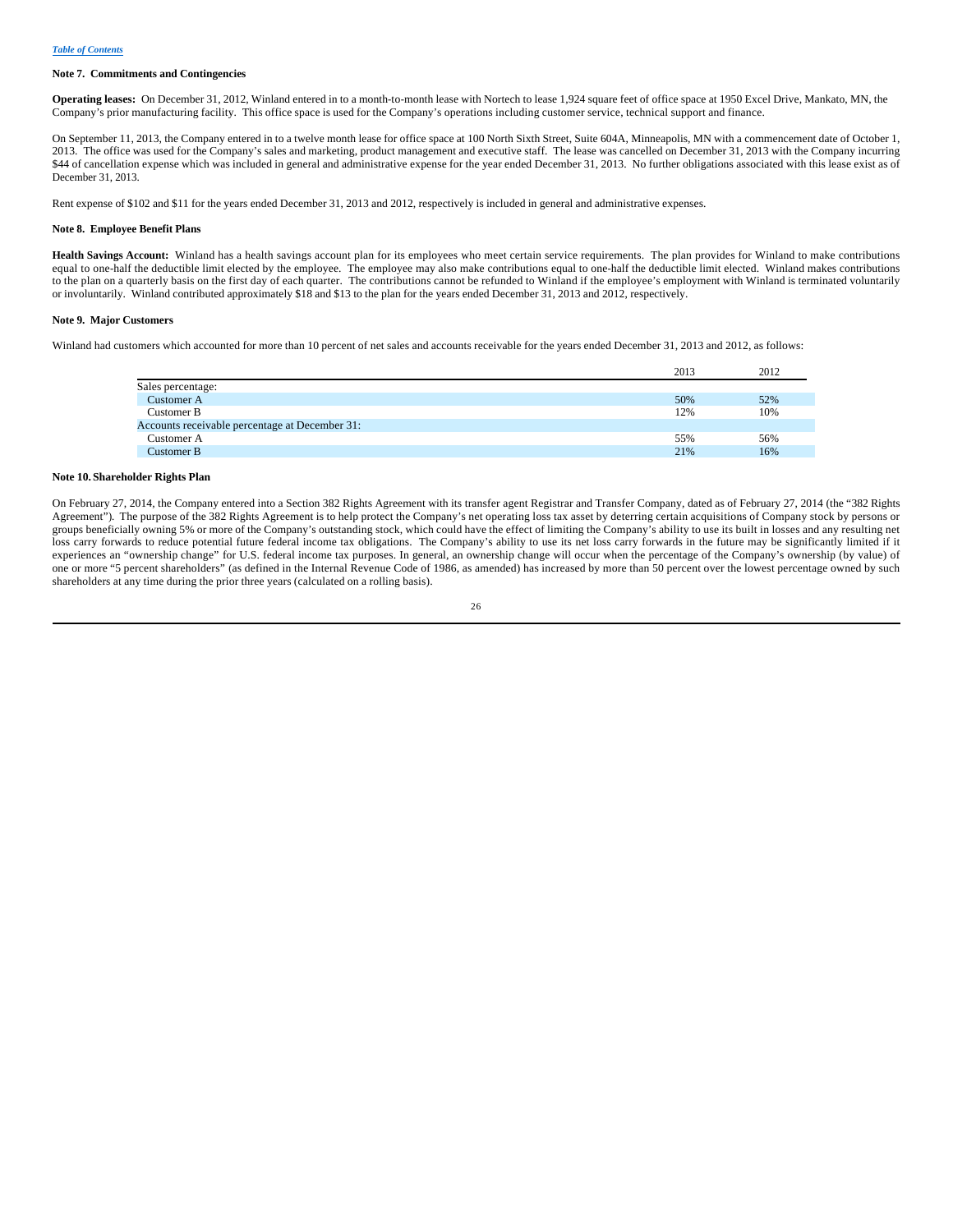### Note 7. Commitments and Contingencies

**Operating leases:** On December 31, 2012, Winland entered in to a month-to-month lease with Nortech to lease 1,924 square feet of office space at 1950 Excel Drive, Mankato, MN, the Company's prior manufacturing facility. This office space is used for the Company's operations including customer service, technical support and finance.

On September 11, 2013, the Company entered in to a twelve month lease for office space at 100 North Sixth Street, Suite 604A, Minneapolis, MN with a commencement date of October 1, 2013. The office was used for the Company's sales and marketing, product management and executive staff. The lease was cancelled on December 31, 2013 with the Company incurring $44 of cancellation expense which was included in general and administrative expense for the year ended December 31, 2013. No further obligations associated with this lease exist as of December 31, 2013.

Rent expense of $102 and $11 for the years ended December 31, 2013 and 2012, respectively is included in general and administrative expenses.

### Note 8. Employee Benefit Plans

**Health Savings Account:** Winland has a health savings account plan for its employees who meet certain service requirements. The plan provides for Winland to make contributions equal to one-half the deductible limit elected by the employee. The employee may also make contributions equal to one-half the deductible limit elected. Winland makes contributions to the plan on a quarterly basis on the first day of each quarter. The contributions cannot be refunded to Winland if the employee's employment with Winland is terminated voluntarily or involuntarily. Winland contributed approximately $18 and $13 to the plan for the years ended December 31, 2013 and 2012, respectively.

### Note 9. Major Customers

Winland had customers which accounted for more than 10 percent of net sales and accounts receivable for the years ended December 31, 2013 and 2012, as follows:

| | 2013 | 2012 |
|---|---|---|
| Sales percentage: | | |
| Customer A | 50% | 52% |
| Customer B | 12% | 10% |
| Accounts receivable percentage at December 31: | | |
| Customer A | 55% | 56% |
| Customer B | 21% | 16% |

### Note 10. Shareholder Rights Plan

On February 27, 2014, the Company entered into a Section 382 Rights Agreement with its transfer agent Registrar and Transfer Company, dated as of February 27, 2014 (the "382 Rights Agreement"). The purpose of the 382 Rights Agreement is to help protect the Company's net operating loss tax asset by deterring certain acquisitions of Company stock by persons or groups beneficially owning 5% or more of the Company's outstanding stock, which could have the effect of limiting the Company's ability to use its built in losses and any resulting net loss carry forwards to reduce potential future federal income tax obligations. The Company's ability to use its net loss carry forwards in the future may be significantly limited if it experiences an "ownership change" for U.S. federal income tax purposes. In general, an ownership change will occur when the percentage of the Company's ownership (by value) of one or more "5 percent shareholders" (as defined in the Internal Revenue Code of 1986, as amended) has increased by more than 50 percent over the lowest percentage owned by such shareholders at any time during the prior three years (calculated on a rolling basis).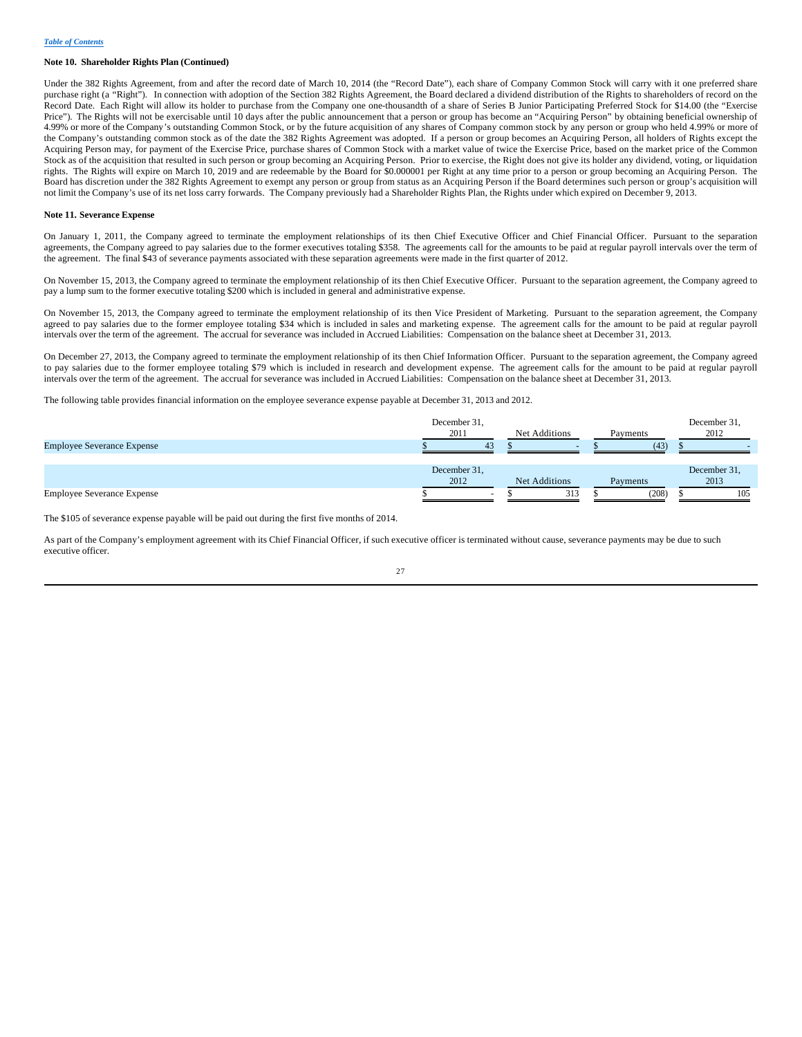*Table of Contents*

**Note 10. Shareholder Rights Plan (Continued)**

Under the 382 Rights Agreement, from and after the record date of March 10, 2014 (the "Record Date"), each share of Company Common Stock will carry with it one preferred share purchase right (a "Right"). In connection with adoption of the Section 382 Rights Agreement, the Board declared a dividend distribution of the Rights to shareholders of record on the Record Date. Each Right will allow its holder to purchase from the Company one one-thousandth of a share of Series B Junior Participating Preferred Stock for $14.00 (the "Exercise Price"). The Rights will not be exercisable until 10 days after the public announcement that a person or group has become an "Acquiring Person" by obtaining beneficial ownership of 4.99% or more of the Company's outstanding Common Stock, or by the future acquisition of any shares of Company common stock by any person or group who held 4.99% or more of the Company's outstanding common stock as of the date the 382 Rights Agreement was adopted. If a person or group becomes an Acquiring Person, all holders of Rights except the Acquiring Person may, for payment of the Exercise Price, purchase shares of Common Stock with a market value of twice the Exercise Price, based on the market price of the Common Stock as of the acquisition that resulted in such person or group becoming an Acquiring Person. Prior to exercise, the Right does not give its holder any dividend, voting, or liquidation rights. The Rights will expire on March 10, 2019 and are redeemable by the Board for $0.000001 per Right at any time prior to a person or group becoming an Acquiring Person. The Board has discretion under the 382 Rights Agreement to exempt any person or group from status as an Acquiring Person if the Board determines such person or group's acquisition will not limit the Company's use of its net loss carry forwards. The Company previously had a Shareholder Rights Plan, the Rights under which expired on December 9, 2013.

**Note 11. Severance Expense**

On January 1, 2011, the Company agreed to terminate the employment relationships of its then Chief Executive Officer and Chief Financial Officer. Pursuant to the separation agreements, the Company agreed to pay salaries due to the former executives totaling $358. The agreements call for the amounts to be paid at regular payroll intervals over the term of the agreement. The final $43 of severance payments associated with these separation agreements were made in the first quarter of 2012.

On November 15, 2013, the Company agreed to terminate the employment relationship of its then Chief Executive Officer. Pursuant to the separation agreement, the Company agreed to pay a lump sum to the former executive totaling $200 which is included in general and administrative expense.

On November 15, 2013, the Company agreed to terminate the employment relationship of its then Vice President of Marketing. Pursuant to the separation agreement, the Company agreed to pay salaries due to the former employee totaling $34 which is included in sales and marketing expense. The agreement calls for the amount to be paid at regular payroll intervals over the term of the agreement. The accrual for severance was included in Accrued Liabilities: Compensation on the balance sheet at December 31, 2013.

On December 27, 2013, the Company agreed to terminate the employment relationship of its then Chief Information Officer. Pursuant to the separation agreement, the Company agreed to pay salaries due to the former employee totaling $79 which is included in research and development expense. The agreement calls for the amount to be paid at regular payroll intervals over the term of the agreement. The accrual for severance was included in Accrued Liabilities: Compensation on the balance sheet at December 31, 2013.

The following table provides financial information on the employee severance expense payable at December 31, 2013 and 2012.

| | December 31, 2011 | Net Additions | Payments | December 31, 2012 |
|---|---|---|---|---|
| Employee Severance Expense | $ 43 | $ - | $ (43) | $ - |

| | December 31, 2012 | Net Additions | Payments | December 31, 2013 |
|---|---|---|---|---|
| Employee Severance Expense | $ - | $ 313 | $ (208) | $ 105 |

The $105 of severance expense payable will be paid out during the first five months of 2014.

As part of the Company's employment agreement with its Chief Financial Officer, if such executive officer is terminated without cause, severance payments may be due to such executive officer.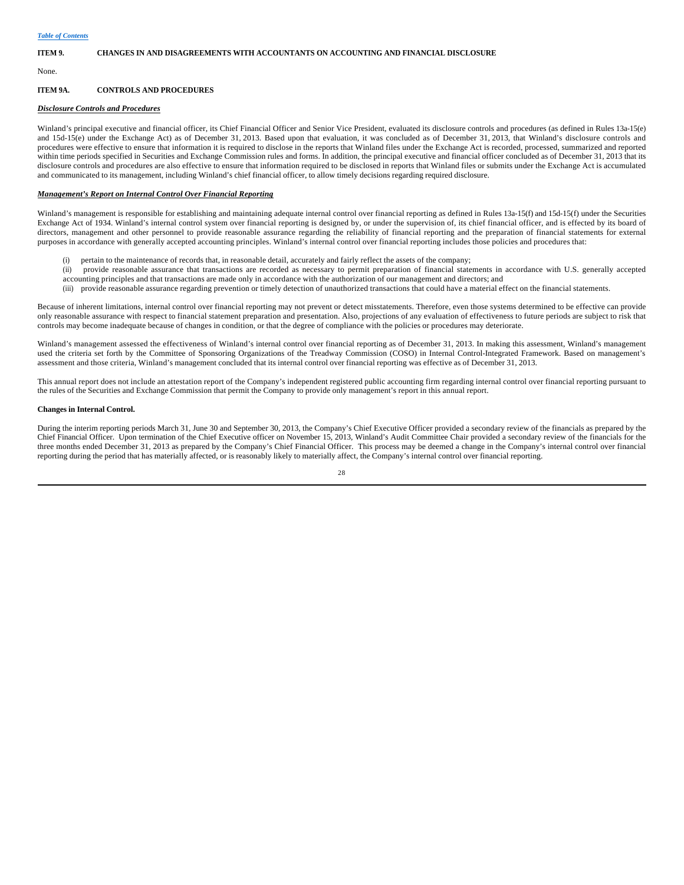### ITEM 9. CHANGES IN AND DISAGREEMENTS WITH ACCOUNTANTS ON ACCOUNTING AND FINANCIAL DISCLOSURE

None.

### ITEM 9A. CONTROLS AND PROCEDURES

***Disclosure Controls and Procedures***

Winland's principal executive and financial officer, its Chief Financial Officer and Senior Vice President, evaluated its disclosure controls and procedures (as defined in Rules 13a-15(e) and 15d-15(e) under the Exchange Act) as of December 31, 2013. Based upon that evaluation, it was concluded as of December 31, 2013, that Winland's disclosure controls and procedures were effective to ensure that information it is required to disclose in the reports that Winland files under the Exchange Act is recorded, processed, summarized and reported within time periods specified in Securities and Exchange Commission rules and forms. In addition, the principal executive and financial officer concluded as of December 31, 2013 that its disclosure controls and procedures are also effective to ensure that information required to be disclosed in reports that Winland files or submits under the Exchange Act is accumulated and communicated to its management, including Winland's chief financial officer, to allow timely decisions regarding required disclosure.

***Management's Report on Internal Control Over Financial Reporting***

Winland's management is responsible for establishing and maintaining adequate internal control over financial reporting as defined in Rules 13a-15(f) and 15d-15(f) under the Securities Exchange Act of 1934. Winland's internal control system over financial reporting is designed by, or under the supervision of, its chief financial officer, and is effected by its board of directors, management and other personnel to provide reasonable assurance regarding the reliability of financial reporting and the preparation of financial statements for external purposes in accordance with generally accepted accounting principles. Winland's internal control over financial reporting includes those policies and procedures that:

(i) pertain to the maintenance of records that, in reasonable detail, accurately and fairly reflect the assets of the company;

(ii) provide reasonable assurance that transactions are recorded as necessary to permit preparation of financial statements in accordance with U.S. generally accepted accounting principles and that transactions are made only in accordance with the authorization of our management and directors; and

(iii) provide reasonable assurance regarding prevention or timely detection of unauthorized transactions that could have a material effect on the financial statements.

Because of inherent limitations, internal control over financial reporting may not prevent or detect misstatements. Therefore, even those systems determined to be effective can provide only reasonable assurance with respect to financial statement preparation and presentation. Also, projections of any evaluation of effectiveness to future periods are subject to risk that controls may become inadequate because of changes in condition, or that the degree of compliance with the policies or procedures may deteriorate.

Winland's management assessed the effectiveness of Winland's internal control over financial reporting as of December 31, 2013. In making this assessment, Winland's management used the criteria set forth by the Committee of Sponsoring Organizations of the Treadway Commission (COSO) in Internal Control-Integrated Framework. Based on management's assessment and those criteria, Winland's management concluded that its internal control over financial reporting was effective as of December 31, 2013.

This annual report does not include an attestation report of the Company's independent registered public accounting firm regarding internal control over financial reporting pursuant to the rules of the Securities and Exchange Commission that permit the Company to provide only management's report in this annual report.

**Changes in Internal Control.**

During the interim reporting periods March 31, June 30 and September 30, 2013, the Company's Chief Executive Officer provided a secondary review of the financials as prepared by the Chief Financial Officer. Upon termination of the Chief Executive officer on November 15, 2013, Winland's Audit Committee Chair provided a secondary review of the financials for the three months ended December 31, 2013 as prepared by the Company's Chief Financial Officer. This process may be deemed a change in the Company's internal control over financial reporting during the period that has materially affected, or is reasonably likely to materially affect, the Company's internal control over financial reporting.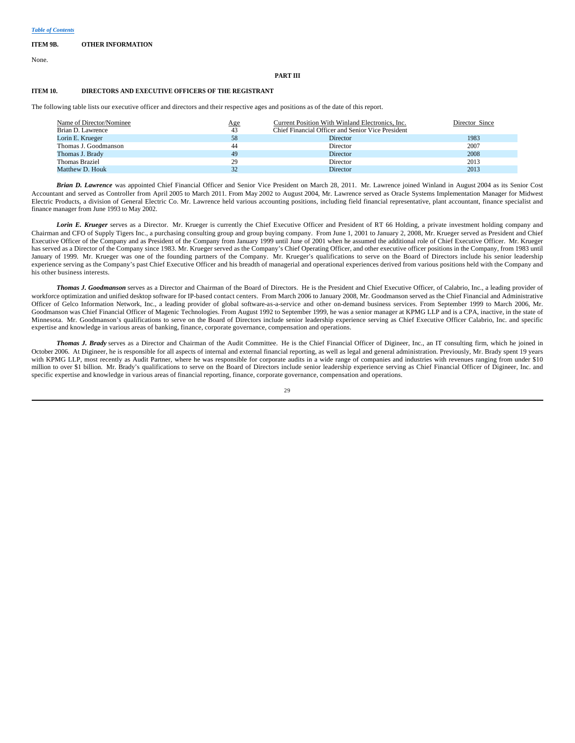[Table of Contents](#)

**ITEM 9B. OTHER INFORMATION**

None.

**PART III**

**ITEM 10. DIRECTORS AND EXECUTIVE OFFICERS OF THE REGISTRANT**

The following table lists our executive officer and directors and their respective ages and positions as of the date of this report.

| Name of Director/Nominee | Age | Current Position With Winland Electronics, Inc. | Director Since |
|---|---|---|---|
| Brian D. Lawrence | 43 | Chief Financial Officer and Senior Vice President | |
| Lorin E. Krueger | 58 | Director | 1983 |
| Thomas J. Goodmanson | 44 | Director | 2007 |
| Thomas J. Brady | 49 | Director | 2008 |
| Thomas Braziel | 29 | Director | 2013 |
| Matthew D. Houk | 32 | Director | 2013 |

***Brian D. Lawrence*** was appointed Chief Financial Officer and Senior Vice President on March 28, 2011. Mr. Lawrence joined Winland in August 2004 as its Senior Cost Accountant and served as Controller from April 2005 to March 2011. From May 2002 to August 2004, Mr. Lawrence served as Oracle Systems Implementation Manager for Midwest Electric Products, a division of General Electric Co. Mr. Lawrence held various accounting positions, including field financial representative, plant accountant, finance specialist and finance manager from June 1993 to May 2002.

***Lorin E. Krueger*** serves as a Director. Mr. Krueger is currently the Chief Executive Officer and President of RT 66 Holding, a private investment holding company and Chairman and CFO of Supply Tigers Inc., a purchasing consulting group and group buying company. From June 1, 2001 to January 2, 2008, Mr. Krueger served as President and Chief Executive Officer of the Company and as President of the Company from January 1999 until June of 2001 when he assumed the additional role of Chief Executive Officer. Mr. Krueger has served as a Director of the Company since 1983. Mr. Krueger served as the Company's Chief Operating Officer, and other executive officer positions in the Company, from 1983 until January of 1999. Mr. Krueger was one of the founding partners of the Company. Mr. Krueger's qualifications to serve on the Board of Directors include his senior leadership experience serving as the Company's past Chief Executive Officer and his breadth of managerial and operational experiences derived from various positions held with the Company and his other business interests.

***Thomas J. Goodmanson*** serves as a Director and Chairman of the Board of Directors. He is the President and Chief Executive Officer, of Calabrio, Inc., a leading provider of workforce optimization and unified desktop software for IP-based contact centers. From March 2006 to January 2008, Mr. Goodmanson served as the Chief Financial and Administrative Officer of Gelco Information Network, Inc., a leading provider of global software-as-a-service and other on-demand business services. From September 1999 to March 2006, Mr. Goodmanson was Chief Financial Officer of Magenic Technologies. From August 1992 to September 1999, he was a senior manager at KPMG LLP and is a CPA, inactive, in the state of Minnesota. Mr. Goodmanson's qualifications to serve on the Board of Directors include senior leadership experience serving as Chief Executive Officer Calabrio, Inc. and specific expertise and knowledge in various areas of banking, finance, corporate governance, compensation and operations.

***Thomas J. Brady*** serves as a Director and Chairman of the Audit Committee. He is the Chief Financial Officer of Digineer, Inc., an IT consulting firm, which he joined in October 2006. At Digineer, he is responsible for all aspects of internal and external financial reporting, as well as legal and general administration. Previously, Mr. Brady spent 19 years with KPMG LLP, most recently as Audit Partner, where he was responsible for corporate audits in a wide range of companies and industries with revenues ranging from under $10 million to over $1 billion. Mr. Brady's qualifications to serve on the Board of Directors include senior leadership experience serving as Chief Financial Officer of Digineer, Inc. and specific expertise and knowledge in various areas of financial reporting, finance, corporate governance, compensation and operations.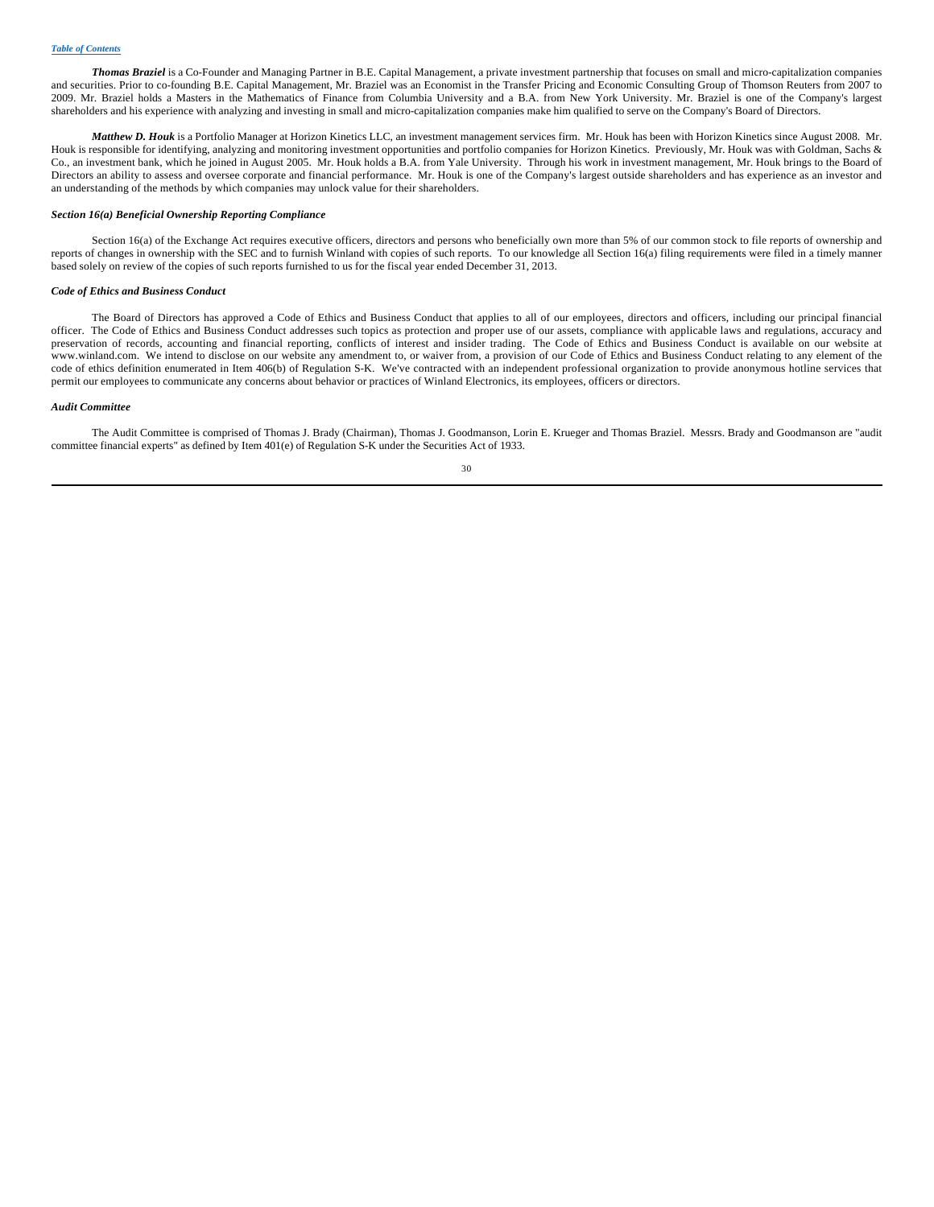***Thomas Braziel*** is a Co-Founder and Managing Partner in B.E. Capital Management, a private investment partnership that focuses on small and micro-capitalization companies and securities. Prior to co-founding B.E. Capital Management, Mr. Braziel was an Economist in the Transfer Pricing and Economic Consulting Group of Thomson Reuters from 2007 to 2009. Mr. Braziel holds a Masters in the Mathematics of Finance from Columbia University and a B.A. from New York University. Mr. Braziel is one of the Company's largest shareholders and his experience with analyzing and investing in small and micro-capitalization companies make him qualified to serve on the Company's Board of Directors.

***Matthew D. Houk*** is a Portfolio Manager at Horizon Kinetics LLC, an investment management services firm. Mr. Houk has been with Horizon Kinetics since August 2008. Mr. Houk is responsible for identifying, analyzing and monitoring investment opportunities and portfolio companies for Horizon Kinetics. Previously, Mr. Houk was with Goldman, Sachs & Co., an investment bank, which he joined in August 2005. Mr. Houk holds a B.A. from Yale University. Through his work in investment management, Mr. Houk brings to the Board of Directors an ability to assess and oversee corporate and financial performance. Mr. Houk is one of the Company's largest outside shareholders and has experience as an investor and an understanding of the methods by which companies may unlock value for their shareholders.

***Section 16(a) Beneficial Ownership Reporting Compliance***

Section 16(a) of the Exchange Act requires executive officers, directors and persons who beneficially own more than 5% of our common stock to file reports of ownership and reports of changes in ownership with the SEC and to furnish Winland with copies of such reports. To our knowledge all Section 16(a) filing requirements were filed in a timely manner based solely on review of the copies of such reports furnished to us for the fiscal year ended December 31, 2013.

***Code of Ethics and Business Conduct***

The Board of Directors has approved a Code of Ethics and Business Conduct that applies to all of our employees, directors and officers, including our principal financial officer. The Code of Ethics and Business Conduct addresses such topics as protection and proper use of our assets, compliance with applicable laws and regulations, accuracy and preservation of records, accounting and financial reporting, conflicts of interest and insider trading. The Code of Ethics and Business Conduct is available on our website at www.winland.com. We intend to disclose on our website any amendment to, or waiver from, a provision of our Code of Ethics and Business Conduct relating to any element of the code of ethics definition enumerated in Item 406(b) of Regulation S-K. We've contracted with an independent professional organization to provide anonymous hotline services that permit our employees to communicate any concerns about behavior or practices of Winland Electronics, its employees, officers or directors.

***Audit Committee***

The Audit Committee is comprised of Thomas J. Brady (Chairman), Thomas J. Goodmanson, Lorin E. Krueger and Thomas Braziel. Messrs. Brady and Goodmanson are "audit committee financial experts" as defined by Item 401(e) of Regulation S-K under the Securities Act of 1933.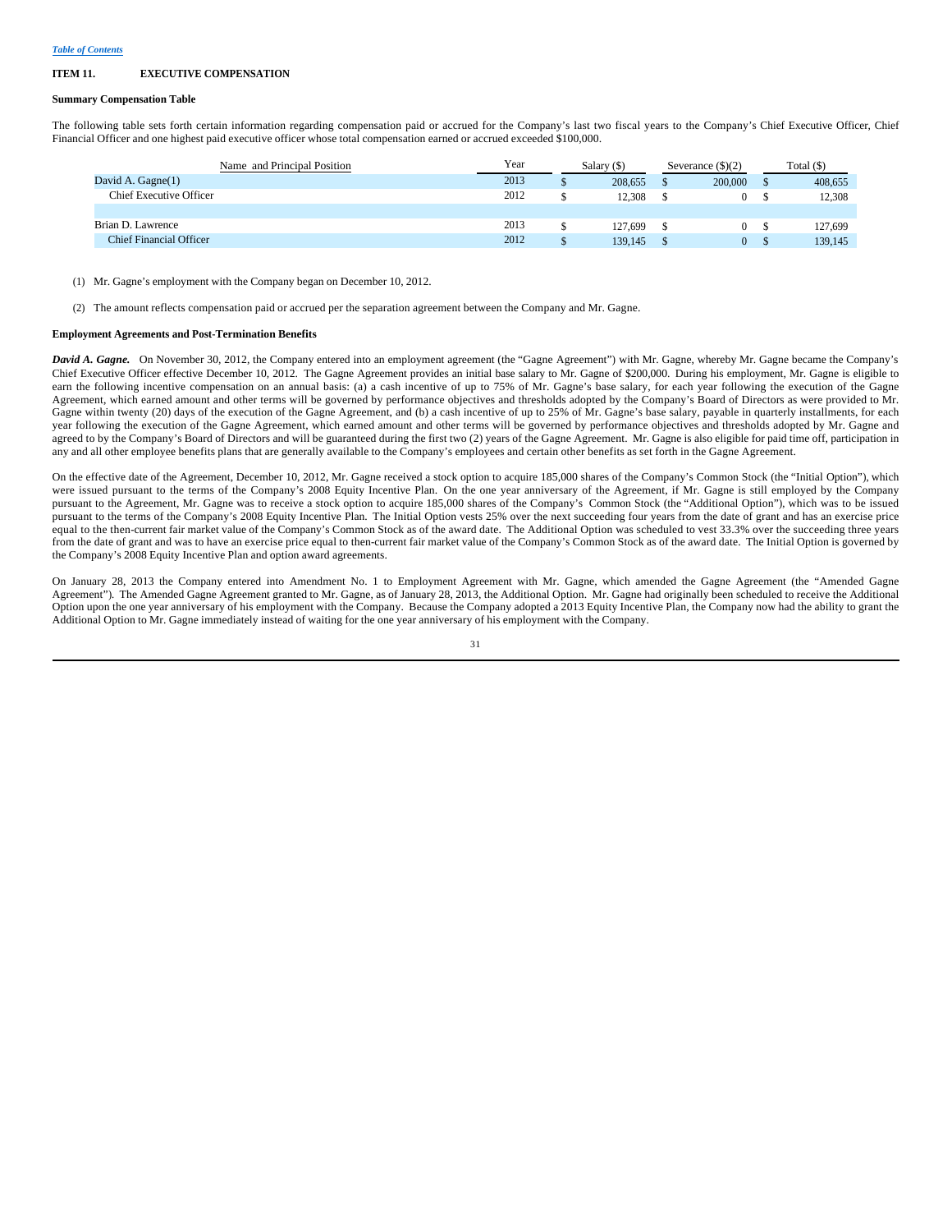[Table of Contents](#)

## ITEM 11. EXECUTIVE COMPENSATION

### Summary Compensation Table

The following table sets forth certain information regarding compensation paid or accrued for the Company's last two fiscal years to the Company's Chief Executive Officer, Chief Financial Officer and one highest paid executive officer whose total compensation earned or accrued exceeded $100,000.

| Name and Principal Position | Year | Salary ($) | Severance ($)(2) | Total ($) |
|---|---|---|---|---|
| David A. Gagne(1) | 2013 | $ 208,655 | $ 200,000 | $ 408,655 |
| Chief Executive Officer | 2012 | $ 12,308 | $ 0 | $ 12,308 |
| | | | | |
| Brian D. Lawrence | 2013 | $ 127,699 | $ 0 | $ 127,699 |
| Chief Financial Officer | 2012 | $ 139,145 | $ 0 | $ 139,145 |

(1) Mr. Gagne's employment with the Company began on December 10, 2012.

(2) The amount reflects compensation paid or accrued per the separation agreement between the Company and Mr. Gagne.

### Employment Agreements and Post-Termination Benefits

***David A. Gagne.*** On November 30, 2012, the Company entered into an employment agreement (the "Gagne Agreement") with Mr. Gagne, whereby Mr. Gagne became the Company's Chief Executive Officer effective December 10, 2012. The Gagne Agreement provides an initial base salary to Mr. Gagne of $200,000. During his employment, Mr. Gagne is eligible to earn the following incentive compensation on an annual basis: (a) a cash incentive of up to 75% of Mr. Gagne's base salary, for each year following the execution of the Gagne Agreement, which earned amount and other terms will be governed by performance objectives and thresholds adopted by the Company's Board of Directors as were provided to Mr. Gagne within twenty (20) days of the execution of the Gagne Agreement, and (b) a cash incentive of up to 25% of Mr. Gagne's base salary, payable in quarterly installments, for each year following the execution of the Gagne Agreement, which earned amount and other terms will be governed by performance objectives and thresholds adopted by Mr. Gagne and agreed to by the Company's Board of Directors and will be guaranteed during the first two (2) years of the Gagne Agreement. Mr. Gagne is also eligible for paid time off, participation in any and all other employee benefits plans that are generally available to the Company's employees and certain other benefits as set forth in the Gagne Agreement.

On the effective date of the Agreement, December 10, 2012, Mr. Gagne received a stock option to acquire 185,000 shares of the Company's Common Stock (the "Initial Option"), which were issued pursuant to the terms of the Company's 2008 Equity Incentive Plan. On the one year anniversary of the Agreement, if Mr. Gagne is still employed by the Company pursuant to the Agreement, Mr. Gagne was to receive a stock option to acquire 185,000 shares of the Company's Common Stock (the "Additional Option"), which was to be issued pursuant to the terms of the Company's 2008 Equity Incentive Plan. The Initial Option vests 25% over the next succeeding four years from the date of grant and has an exercise price equal to the then-current fair market value of the Company's Common Stock as of the award date. The Additional Option was scheduled to vest 33.3% over the succeeding three years from the date of grant and was to have an exercise price equal to then-current fair market value of the Company's Common Stock as of the award date. The Initial Option is governed by the Company's 2008 Equity Incentive Plan and option award agreements.

On January 28, 2013 the Company entered into Amendment No. 1 to Employment Agreement with Mr. Gagne, which amended the Gagne Agreement (the "Amended Gagne Agreement"). The Amended Gagne Agreement granted to Mr. Gagne, as of January 28, 2013, the Additional Option. Mr. Gagne had originally been scheduled to receive the Additional Option upon the one year anniversary of his employment with the Company. Because the Company adopted a 2013 Equity Incentive Plan, the Company now had the ability to grant the Additional Option to Mr. Gagne immediately instead of waiting for the one year anniversary of his employment with the Company.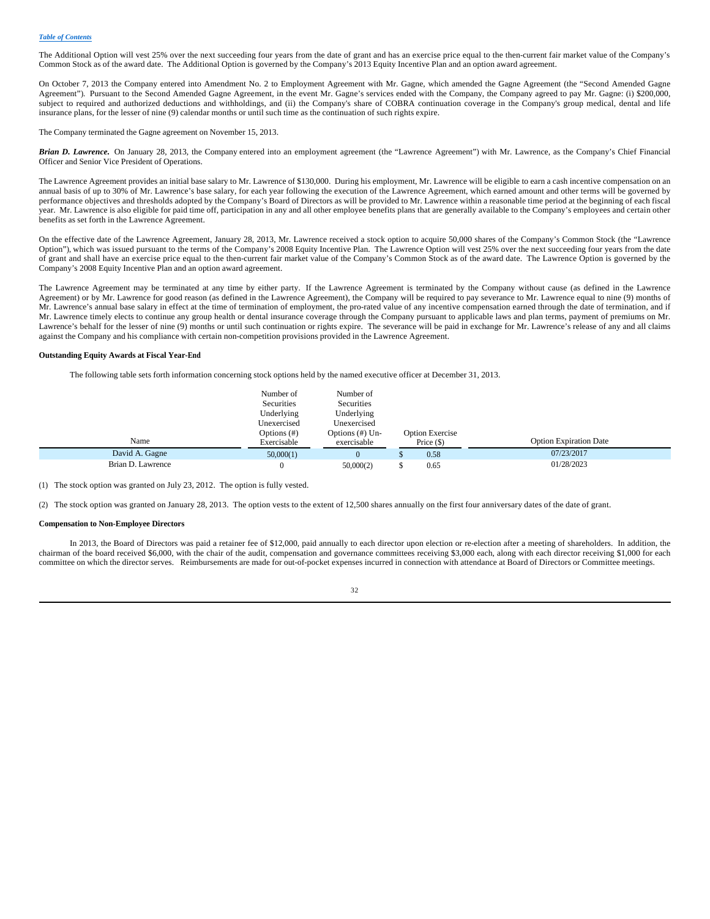The Additional Option will vest 25% over the next succeeding four years from the date of grant and has an exercise price equal to the then-current fair market value of the Company's Common Stock as of the award date. The Additional Option is governed by the Company's 2013 Equity Incentive Plan and an option award agreement.

On October 7, 2013 the Company entered into Amendment No. 2 to Employment Agreement with Mr. Gagne, which amended the Gagne Agreement (the "Second Amended Gagne Agreement"). Pursuant to the Second Amended Gagne Agreement, in the event Mr. Gagne's services ended with the Company, the Company agreed to pay Mr. Gagne: (i) $200,000, subject to required and authorized deductions and withholdings, and (ii) the Company's share of COBRA continuation coverage in the Company's group medical, dental and life insurance plans, for the lesser of nine (9) calendar months or until such time as the continuation of such rights expire.

The Company terminated the Gagne agreement on November 15, 2013.

***Brian D. Lawrence***. On January 28, 2013, the Company entered into an employment agreement (the "Lawrence Agreement") with Mr. Lawrence, as the Company's Chief Financial Officer and Senior Vice President of Operations.

The Lawrence Agreement provides an initial base salary to Mr. Lawrence of $130,000. During his employment, Mr. Lawrence will be eligible to earn a cash incentive compensation on an annual basis of up to 30% of Mr. Lawrence's base salary, for each year following the execution of the Lawrence Agreement, which earned amount and other terms will be governed by performance objectives and thresholds adopted by the Company's Board of Directors as will be provided to Mr. Lawrence within a reasonable time period at the beginning of each fiscal year. Mr. Lawrence is also eligible for paid time off, participation in any and all other employee benefits plans that are generally available to the Company's employees and certain other benefits as set forth in the Lawrence Agreement.

On the effective date of the Lawrence Agreement, January 28, 2013, Mr. Lawrence received a stock option to acquire 50,000 shares of the Company's Common Stock (the "Lawrence Option"), which was issued pursuant to the terms of the Company's 2008 Equity Incentive Plan. The Lawrence Option will vest 25% over the next succeeding four years from the date of grant and shall have an exercise price equal to the then-current fair market value of the Company's Common Stock as of the award date. The Lawrence Option is governed by the Company's 2008 Equity Incentive Plan and an option award agreement.

The Lawrence Agreement may be terminated at any time by either party. If the Lawrence Agreement is terminated by the Company without cause (as defined in the Lawrence Agreement) or by Mr. Lawrence for good reason (as defined in the Lawrence Agreement), the Company will be required to pay severance to Mr. Lawrence equal to nine (9) months of Mr. Lawrence's annual base salary in effect at the time of termination of employment, the pro-rated value of any incentive compensation earned through the date of termination, and if Mr. Lawrence timely elects to continue any group health or dental insurance coverage through the Company pursuant to applicable laws and plan terms, payment of premiums on Mr. Lawrence's behalf for the lesser of nine (9) months or until such continuation or rights expire. The severance will be paid in exchange for Mr. Lawrence's release of any and all claims against the Company and his compliance with certain non-competition provisions provided in the Lawrence Agreement.

**Outstanding Equity Awards at Fiscal Year-End**

The following table sets forth information concerning stock options held by the named executive officer at December 31, 2013.

| Name | Number of Securities Underlying Unexercised Options (#) Exercisable | Number of Securities Underlying Unexercised Options (#) Un-exercisable | Option Exercise Price ($) | Option Expiration Date |
|---|---|---|---|---|
| David A. Gagne | 50,000(1) | 0 | $ 0.58 | 07/23/2017 |
| Brian D. Lawrence | 0 | 50,000(2) | $ 0.65 | 01/28/2023 |

(1) The stock option was granted on July 23, 2012. The option is fully vested.

(2) The stock option was granted on January 28, 2013. The option vests to the extent of 12,500 shares annually on the first four anniversary dates of the date of grant.

**Compensation to Non-Employee Directors**

In 2013, the Board of Directors was paid a retainer fee of $12,000, paid annually to each director upon election or re-election after a meeting of shareholders. In addition, the chairman of the board received $6,000, with the chair of the audit, compensation and governance committees receiving $3,000 each, along with each director receiving $1,000 for each committee on which the director serves. Reimbursements are made for out-of-pocket expenses incurred in connection with attendance at Board of Directors or Committee meetings.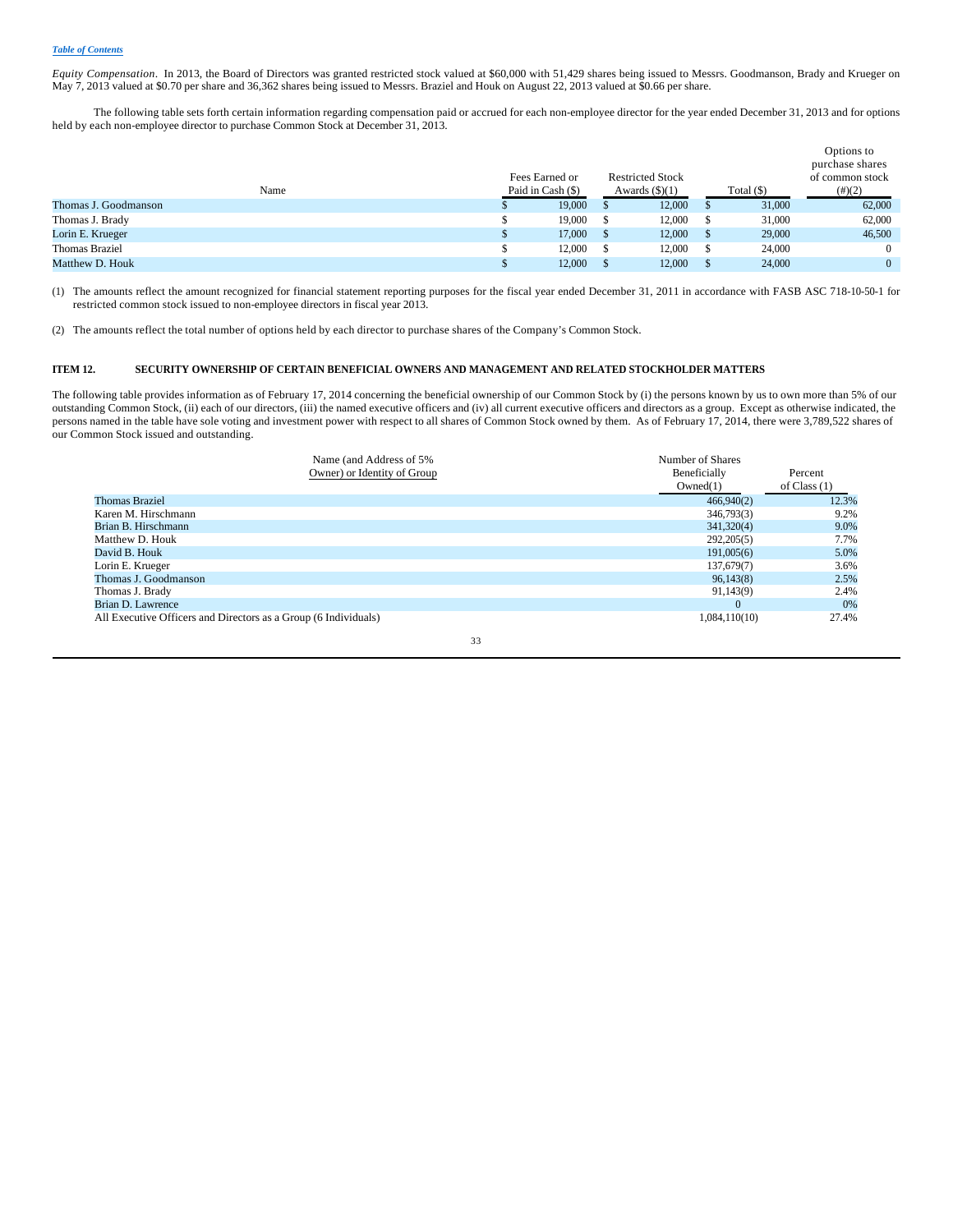[Table of Contents](#)

*Equity Compensation*. In 2013, the Board of Directors was granted restricted stock valued at $60,000 with 51,429 shares being issued to Messrs. Goodmanson, Brady and Krueger on May 7, 2013 valued at $0.70 per share and 36,362 shares being issued to Messrs. Braziel and Houk on August 22, 2013 valued at $0.66 per share.

The following table sets forth certain information regarding compensation paid or accrued for each non-employee director for the year ended December 31, 2013 and for options held by each non-employee director to purchase Common Stock at December 31, 2013.

| Name | Fees Earned or Paid in Cash ($) | Restricted Stock Awards ($)(1) | Total ($) | Options to purchase shares of common stock (#)(2) |
|---|---|---|---|---|
| Thomas J. Goodmanson | $ 19,000 | $ 12,000 | $ 31,000 | 62,000 |
| Thomas J. Brady | $ 19,000 | $ 12,000 | $ 31,000 | 62,000 |
| Lorin E. Krueger | $ 17,000 | $ 12,000 | $ 29,000 | 46,500 |
| Thomas Braziel | $ 12,000 | $ 12,000 | $ 24,000 | 0 |
| Matthew D. Houk | $ 12,000 | $ 12,000 | $ 24,000 | 0 |

(1) The amounts reflect the amount recognized for financial statement reporting purposes for the fiscal year ended December 31, 2011 in accordance with FASB ASC 718-10-50-1 for restricted common stock issued to non-employee directors in fiscal year 2013.

(2) The amounts reflect the total number of options held by each director to purchase shares of the Company's Common Stock.

## ITEM 12. SECURITY OWNERSHIP OF CERTAIN BENEFICIAL OWNERS AND MANAGEMENT AND RELATED STOCKHOLDER MATTERS

The following table provides information as of February 17, 2014 concerning the beneficial ownership of our Common Stock by (i) the persons known by us to own more than 5% of our outstanding Common Stock, (ii) each of our directors, (iii) the named executive officers and (iv) all current executive officers and directors as a group. Except as otherwise indicated, the persons named in the table have sole voting and investment power with respect to all shares of Common Stock owned by them. As of February 17, 2014, there were 3,789,522 shares of our Common Stock issued and outstanding.

| Name (and Address of 5% Owner) or Identity of Group | Number of Shares Beneficially Owned(1) | Percent of Class (1) |
|---|---|---|
| Thomas Braziel | 466,940(2) | 12.3% |
| Karen M. Hirschmann | 346,793(3) | 9.2% |
| Brian B. Hirschmann | 341,320(4) | 9.0% |
| Matthew D. Houk | 292,205(5) | 7.7% |
| David B. Houk | 191,005(6) | 5.0% |
| Lorin E. Krueger | 137,679(7) | 3.6% |
| Thomas J. Goodmanson | 96,143(8) | 2.5% |
| Thomas J. Brady | 91,143(9) | 2.4% |
| Brian D. Lawrence | 0 | 0% |
| All Executive Officers and Directors as a Group (6 Individuals) | 1,084,110(10) | 27.4% |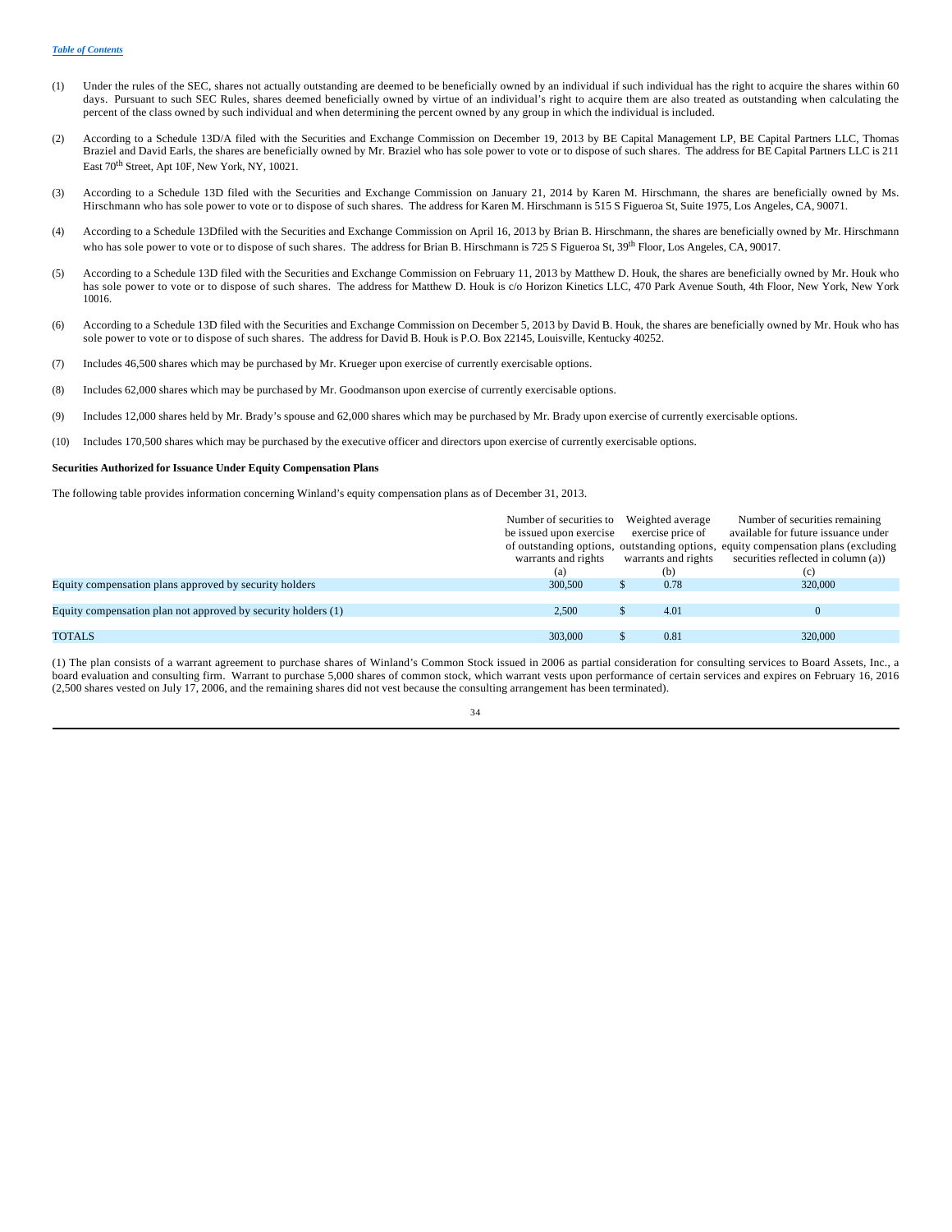(1) Under the rules of the SEC, shares not actually outstanding are deemed to be beneficially owned by an individual if such individual has the right to acquire the shares within 60 days. Pursuant to such SEC Rules, shares deemed beneficially owned by virtue of an individual's right to acquire them are also treated as outstanding when calculating the percent of the class owned by such individual and when determining the percent owned by any group in which the individual is included.

(2) According to a Schedule 13D/A filed with the Securities and Exchange Commission on December 19, 2013 by BE Capital Management LP, BE Capital Partners LLC, Thomas Braziel and David Earls, the shares are beneficially owned by Mr. Braziel who has sole power to vote or to dispose of such shares. The address for BE Capital Partners LLC is 211 East 70th Street, Apt 10F, New York, NY, 10021.

(3) According to a Schedule 13D filed with the Securities and Exchange Commission on January 21, 2014 by Karen M. Hirschmann, the shares are beneficially owned by Ms. Hirschmann who has sole power to vote or to dispose of such shares. The address for Karen M. Hirschmann is 515 S Figueroa St, Suite 1975, Los Angeles, CA, 90071.

(4) According to a Schedule 13Dfiled with the Securities and Exchange Commission on April 16, 2013 by Brian B. Hirschmann, the shares are beneficially owned by Mr. Hirschmann who has sole power to vote or to dispose of such shares. The address for Brian B. Hirschmann is 725 S Figueroa St, 39th Floor, Los Angeles, CA, 90017.

(5) According to a Schedule 13D filed with the Securities and Exchange Commission on February 11, 2013 by Matthew D. Houk, the shares are beneficially owned by Mr. Houk who has sole power to vote or to dispose of such shares. The address for Matthew D. Houk is c/o Horizon Kinetics LLC, 470 Park Avenue South, 4th Floor, New York, New York 10016.

(6) According to a Schedule 13D filed with the Securities and Exchange Commission on December 5, 2013 by David B. Houk, the shares are beneficially owned by Mr. Houk who has sole power to vote or to dispose of such shares. The address for David B. Houk is P.O. Box 22145, Louisville, Kentucky 40252.

(7) Includes 46,500 shares which may be purchased by Mr. Krueger upon exercise of currently exercisable options.

(8) Includes 62,000 shares which may be purchased by Mr. Goodmanson upon exercise of currently exercisable options.

(9) Includes 12,000 shares held by Mr. Brady's spouse and 62,000 shares which may be purchased by Mr. Brady upon exercise of currently exercisable options.

(10) Includes 170,500 shares which may be purchased by the executive officer and directors upon exercise of currently exercisable options.

**Securities Authorized for Issuance Under Equity Compensation Plans**

The following table provides information concerning Winland's equity compensation plans as of December 31, 2013.

| | Number of securities to be issued upon exercise of outstanding options, warrants and rights (a) | Weighted average exercise price of outstanding options, warrants and rights (b) | Number of securities remaining available for future issuance under equity compensation plans (excluding securities reflected in column (a)) (c) |
|---|---|---|---|
| Equity compensation plans approved by security holders | 300,500 | $ 0.78 | 320,000 |
| Equity compensation plan not approved by security holders (1) | 2,500 | $ 4.01 | 0 |
| TOTALS | 303,000 | $ 0.81 | 320,000 |

(1) The plan consists of a warrant agreement to purchase shares of Winland's Common Stock issued in 2006 as partial consideration for consulting services to Board Assets, Inc., a board evaluation and consulting firm. Warrant to purchase 5,000 shares of common stock, which warrant vests upon performance of certain services and expires on February 16, 2016 (2,500 shares vested on July 17, 2006, and the remaining shares did not vest because the consulting arrangement has been terminated).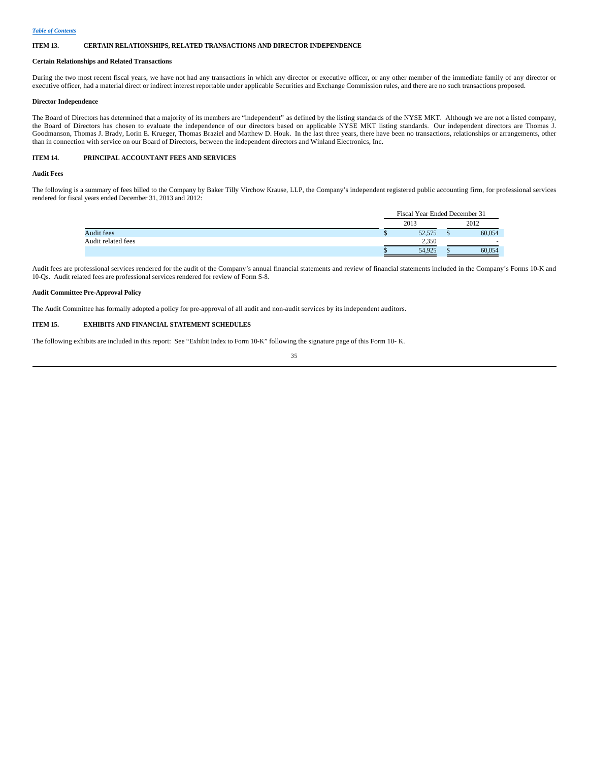[Table of Contents](#)

## ITEM 13. CERTAIN RELATIONSHIPS, RELATED TRANSACTIONS AND DIRECTOR INDEPENDENCE

### Certain Relationships and Related Transactions

During the two most recent fiscal years, we have not had any transactions in which any director or executive officer, or any other member of the immediate family of any director or executive officer, had a material direct or indirect interest reportable under applicable Securities and Exchange Commission rules, and there are no such transactions proposed.

### Director Independence

The Board of Directors has determined that a majority of its members are "independent" as defined by the listing standards of the NYSE MKT. Although we are not a listed company, the Board of Directors has chosen to evaluate the independence of our directors based on applicable NYSE MKT listing standards. Our independent directors are Thomas J. Goodmanson, Thomas J. Brady, Lorin E. Krueger, Thomas Braziel and Matthew D. Houk. In the last three years, there have been no transactions, relationships or arrangements, other than in connection with service on our Board of Directors, between the independent directors and Winland Electronics, Inc.

## ITEM 14. PRINCIPAL ACCOUNTANT FEES AND SERVICES

### Audit Fees

The following is a summary of fees billed to the Company by Baker Tilly Virchow Krause, LLP, the Company's independent registered public accounting firm, for professional services rendered for fiscal years ended December 31, 2013 and 2012:

| | Fiscal Year Ended December 31 | |
|---|---|---|
| | 2013 | 2012 |
| Audit fees | $ 52,575 | $ 60,054 |
| Audit related fees | 2,350 | - |
| | $ 54,925 | $ 60,054 |

Audit fees are professional services rendered for the audit of the Company's annual financial statements and review of financial statements included in the Company's Forms 10-K and 10-Qs. Audit related fees are professional services rendered for review of Form S-8.

### Audit Committee Pre-Approval Policy

The Audit Committee has formally adopted a policy for pre-approval of all audit and non-audit services by its independent auditors.

## ITEM 15. EXHIBITS AND FINANCIAL STATEMENT SCHEDULES

The following exhibits are included in this report: See "Exhibit Index to Form 10-K" following the signature page of this Form 10- K.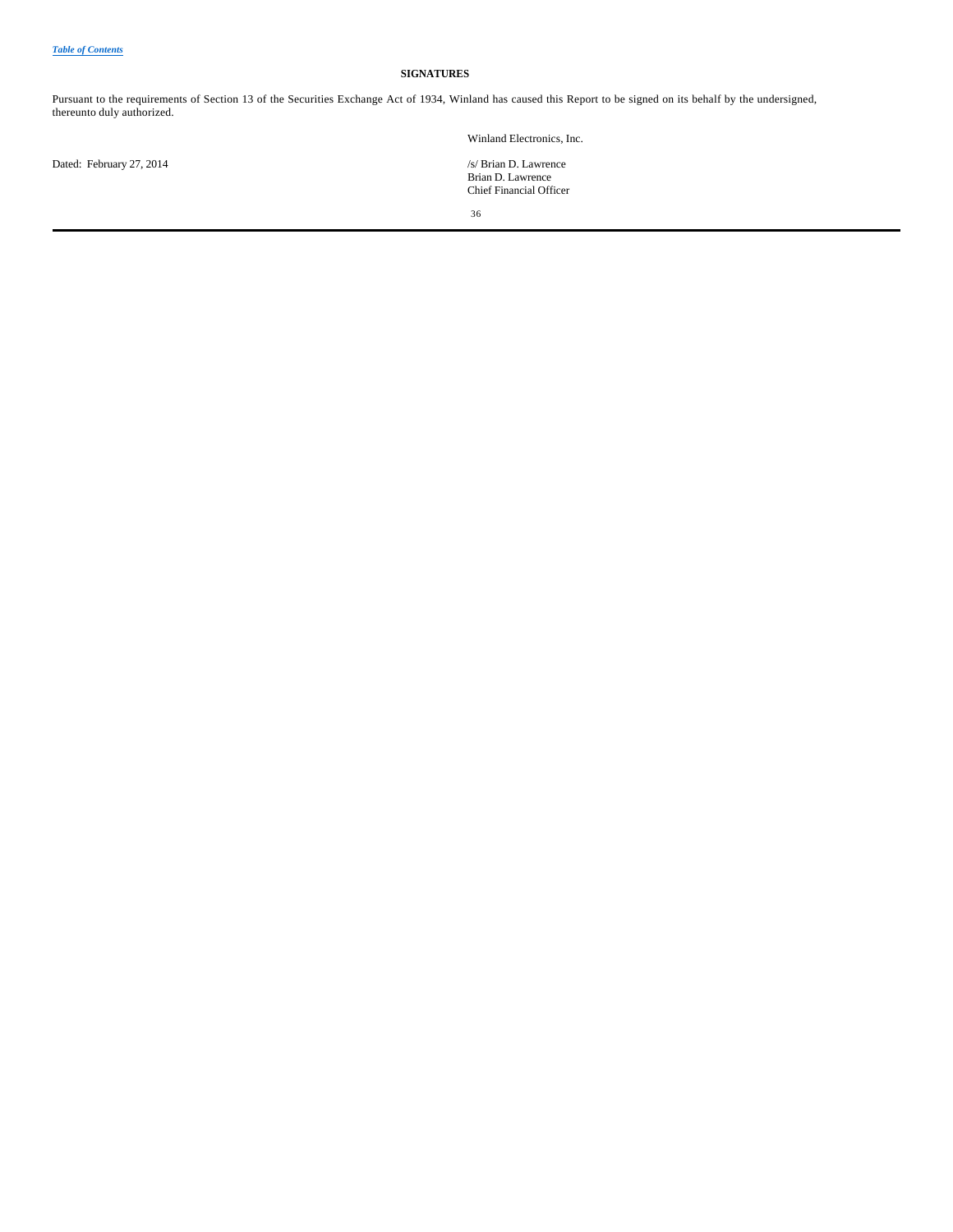[Table of Contents](#)

**SIGNATURES**

Pursuant to the requirements of Section 13 of the Securities Exchange Act of 1934, Winland has caused this Report to be signed on its behalf by the undersigned, thereunto duly authorized.

Winland Electronics, Inc.

Dated: February 27, 2014

/s/ Brian D. Lawrence
Brian D. Lawrence
Chief Financial Officer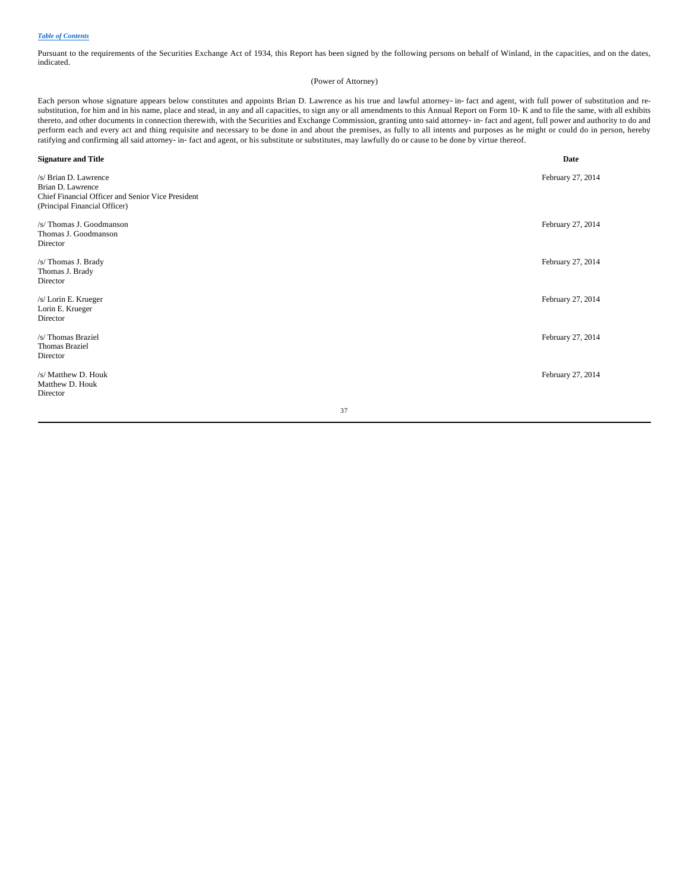Pursuant to the requirements of the Securities Exchange Act of 1934, this Report has been signed by the following persons on behalf of Winland, in the capacities, and on the dates, indicated.

(Power of Attorney)

Each person whose signature appears below constitutes and appoints Brian D. Lawrence as his true and lawful attorney- in- fact and agent, with full power of substitution and re-substitution, for him and in his name, place and stead, in any and all capacities, to sign any or all amendments to this Annual Report on Form 10- K and to file the same, with all exhibits thereto, and other documents in connection therewith, with the Securities and Exchange Commission, granting unto said attorney- in- fact and agent, full power and authority to do and perform each and every act and thing requisite and necessary to be done in and about the premises, as fully to all intents and purposes as he might or could do in person, hereby ratifying and confirming all said attorney- in- fact and agent, or his substitute or substitutes, may lawfully do or cause to be done by virtue thereof.

| Signature and Title | Date |
|---|---|
| /s/ Brian D. Lawrence<br>Brian D. Lawrence<br>Chief Financial Officer and Senior Vice President<br>(Principal Financial Officer) | February 27, 2014 |
| /s/ Thomas J. Goodmanson<br>Thomas J. Goodmanson<br>Director | February 27, 2014 |
| /s/ Thomas J. Brady<br>Thomas J. Brady<br>Director | February 27, 2014 |
| /s/ Lorin E. Krueger<br>Lorin E. Krueger<br>Director | February 27, 2014 |
| /s/ Thomas Braziel<br>Thomas Braziel<br>Director | February 27, 2014 |
| /s/ Matthew D. Houk<br>Matthew D. Houk<br>Director | February 27, 2014 |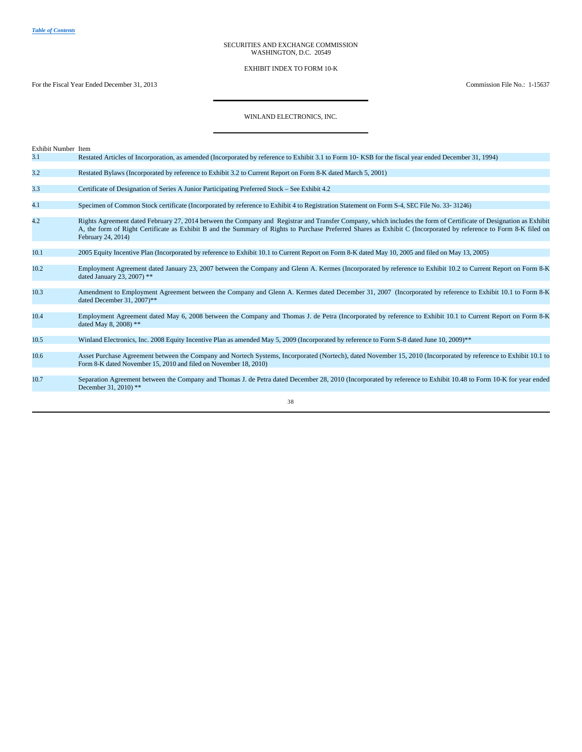*Table of Contents*

SECURITIES AND EXCHANGE COMMISSION
WASHINGTON, D.C. 20549

EXHIBIT INDEX TO FORM 10-K

For the Fiscal Year Ended December 31, 2013 Commission File No.: 1-15637

WINLAND ELECTRONICS, INC.

| Exhibit Number | Item |
|---|---|
| 3.1 | Restated Articles of Incorporation, as amended (Incorporated by reference to Exhibit 3.1 to Form 10- KSB for the fiscal year ended December 31, 1994) |
| 3.2 | Restated Bylaws (Incorporated by reference to Exhibit 3.2 to Current Report on Form 8-K dated March 5, 2001) |
| 3.3 | Certificate of Designation of Series A Junior Participating Preferred Stock – See Exhibit 4.2 |
| 4.1 | Specimen of Common Stock certificate (Incorporated by reference to Exhibit 4 to Registration Statement on Form S-4, SEC File No. 33- 31246) |
| 4.2 | Rights Agreement dated February 27, 2014 between the Company and Registrar and Transfer Company, which includes the form of Certificate of Designation as Exhibit A, the form of Right Certificate as Exhibit B and the Summary of Rights to Purchase Preferred Shares as Exhibit C (Incorporated by reference to Form 8-K filed on February 24, 2014) |
| 10.1 | 2005 Equity Incentive Plan (Incorporated by reference to Exhibit 10.1 to Current Report on Form 8-K dated May 10, 2005 and filed on May 13, 2005) |
| 10.2 | Employment Agreement dated January 23, 2007 between the Company and Glenn A. Kermes (Incorporated by reference to Exhibit 10.2 to Current Report on Form 8-K dated January 23, 2007) ** |
| 10.3 | Amendment to Employment Agreement between the Company and Glenn A. Kermes dated December 31, 2007 (Incorporated by reference to Exhibit 10.1 to Form 8-K dated December 31, 2007)** |
| 10.4 | Employment Agreement dated May 6, 2008 between the Company and Thomas J. de Petra (Incorporated by reference to Exhibit 10.1 to Current Report on Form 8-K dated May 8, 2008) ** |
| 10.5 | Winland Electronics, Inc. 2008 Equity Incentive Plan as amended May 5, 2009 (Incorporated by reference to Form S-8 dated June 10, 2009)** |
| 10.6 | Asset Purchase Agreement between the Company and Nortech Systems, Incorporated (Nortech), dated November 15, 2010 (Incorporated by reference to Exhibit 10.1 to Form 8-K dated November 15, 2010 and filed on November 18, 2010) |
| 10.7 | Separation Agreement between the Company and Thomas J. de Petra dated December 28, 2010 (Incorporated by reference to Exhibit 10.48 to Form 10-K for year ended December 31, 2010) ** |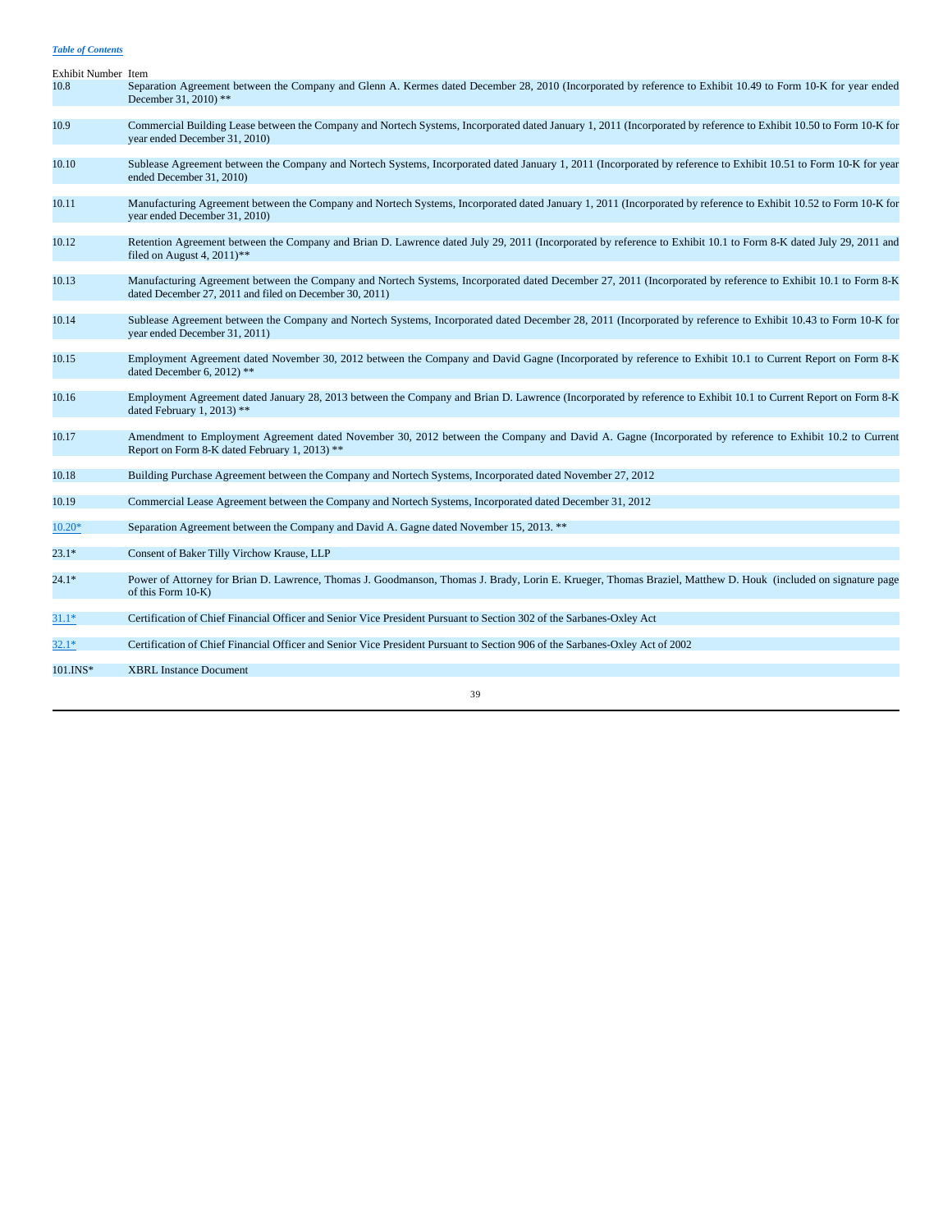| Exhibit Number | Item |
|---|---|
| 10.8 | Separation Agreement between the Company and Glenn A. Kermes dated December 28, 2010 (Incorporated by reference to Exhibit 10.49 to Form 10-K for year ended December 31, 2010) ** |
| 10.9 | Commercial Building Lease between the Company and Nortech Systems, Incorporated dated January 1, 2011 (Incorporated by reference to Exhibit 10.50 to Form 10-K for year ended December 31, 2010) |
| 10.10 | Sublease Agreement between the Company and Nortech Systems, Incorporated dated January 1, 2011 (Incorporated by reference to Exhibit 10.51 to Form 10-K for year ended December 31, 2010) |
| 10.11 | Manufacturing Agreement between the Company and Nortech Systems, Incorporated dated January 1, 2011 (Incorporated by reference to Exhibit 10.52 to Form 10-K for year ended December 31, 2010) |
| 10.12 | Retention Agreement between the Company and Brian D. Lawrence dated July 29, 2011 (Incorporated by reference to Exhibit 10.1 to Form 8-K dated July 29, 2011 and filed on August 4, 2011)** |
| 10.13 | Manufacturing Agreement between the Company and Nortech Systems, Incorporated dated December 27, 2011 (Incorporated by reference to Exhibit 10.1 to Form 8-K dated December 27, 2011 and filed on December 30, 2011) |
| 10.14 | Sublease Agreement between the Company and Nortech Systems, Incorporated dated December 28, 2011 (Incorporated by reference to Exhibit 10.43 to Form 10-K for year ended December 31, 2011) |
| 10.15 | Employment Agreement dated November 30, 2012 between the Company and David Gagne (Incorporated by reference to Exhibit 10.1 to Current Report on Form 8-K dated December 6, 2012) ** |
| 10.16 | Employment Agreement dated January 28, 2013 between the Company and Brian D. Lawrence (Incorporated by reference to Exhibit 10.1 to Current Report on Form 8-K dated February 1, 2013) ** |
| 10.17 | Amendment to Employment Agreement dated November 30, 2012 between the Company and David A. Gagne (Incorporated by reference to Exhibit 10.2 to Current Report on Form 8-K dated February 1, 2013) ** |
| 10.18 | Building Purchase Agreement between the Company and Nortech Systems, Incorporated dated November 27, 2012 |
| 10.19 | Commercial Lease Agreement between the Company and Nortech Systems, Incorporated dated December 31, 2012 |
| 10.20* | Separation Agreement between the Company and David A. Gagne dated November 15, 2013. ** |
| 23.1* | Consent of Baker Tilly Virchow Krause, LLP |
| 24.1* | Power of Attorney for Brian D. Lawrence, Thomas J. Goodmanson, Thomas J. Brady, Lorin E. Krueger, Thomas Braziel, Matthew D. Houk (included on signature page of this Form 10-K) |
| 31.1* | Certification of Chief Financial Officer and Senior Vice President Pursuant to Section 302 of the Sarbanes-Oxley Act |
| 32.1* | Certification of Chief Financial Officer and Senior Vice President Pursuant to Section 906 of the Sarbanes-Oxley Act of 2002 |
| 101.INS* | XBRL Instance Document |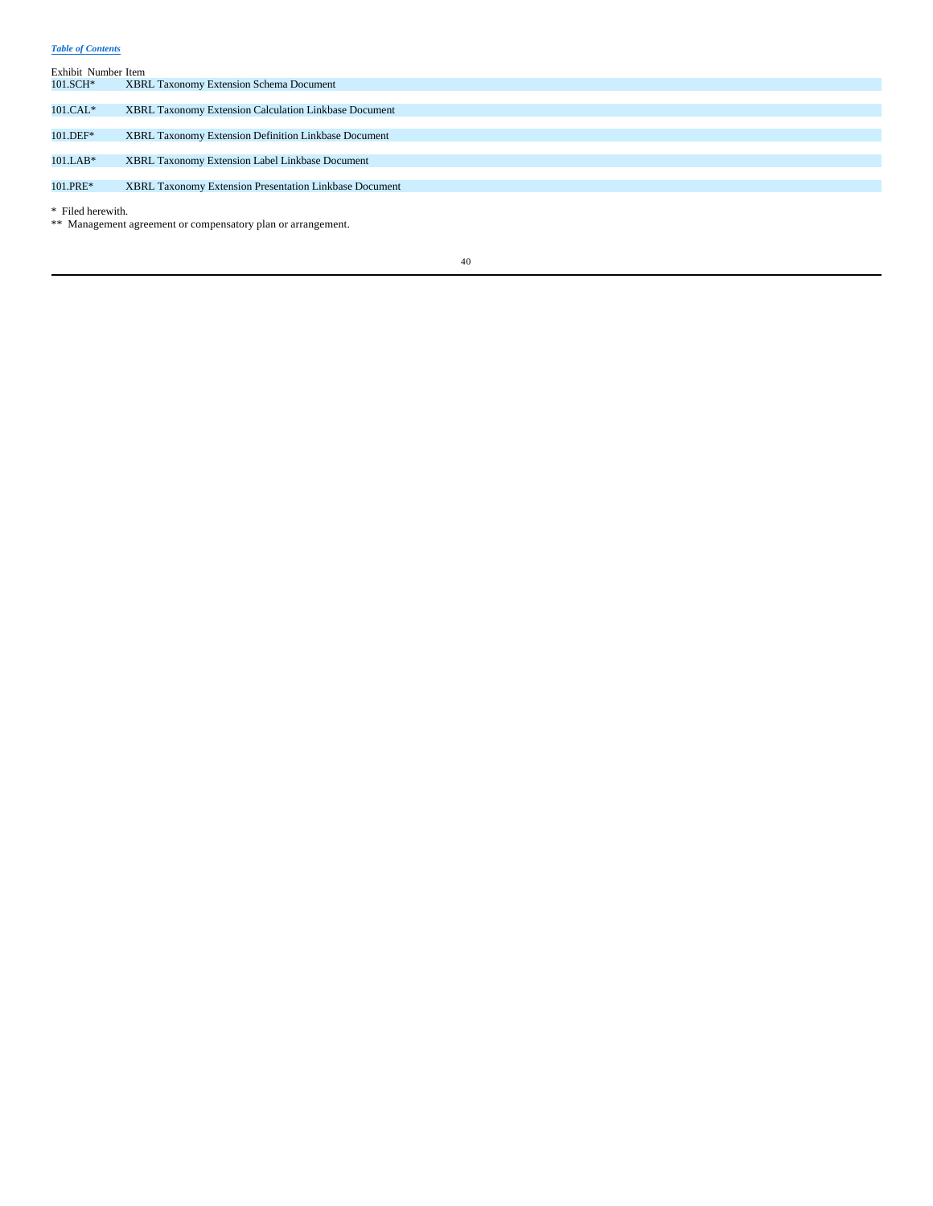| Exhibit Number | Item |
|---|---|
| 101.SCH* | XBRL Taxonomy Extension Schema Document |
| 101.CAL* | XBRL Taxonomy Extension Calculation Linkbase Document |
| 101.DEF* | XBRL Taxonomy Extension Definition Linkbase Document |
| 101.LAB* | XBRL Taxonomy Extension Label Linkbase Document |
| 101.PRE* | XBRL Taxonomy Extension Presentation Linkbase Document |

\* Filed herewith.

\*\* Management agreement or compensatory plan or arrangement.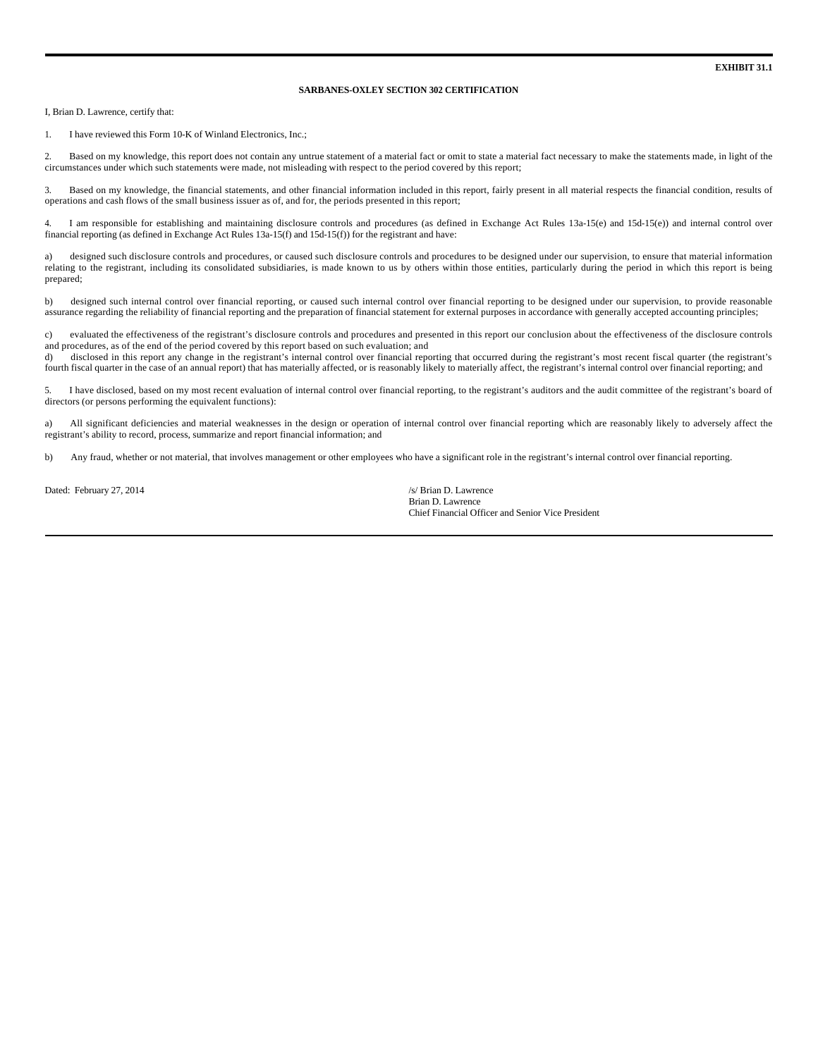**EXHIBIT 31.1**

**SARBANES-OXLEY SECTION 302 CERTIFICATION**

I, Brian D. Lawrence, certify that:

1. I have reviewed this Form 10-K of Winland Electronics, Inc.;

2. Based on my knowledge, this report does not contain any untrue statement of a material fact or omit to state a material fact necessary to make the statements made, in light of the circumstances under which such statements were made, not misleading with respect to the period covered by this report;

3. Based on my knowledge, the financial statements, and other financial information included in this report, fairly present in all material respects the financial condition, results of operations and cash flows of the small business issuer as of, and for, the periods presented in this report;

4. I am responsible for establishing and maintaining disclosure controls and procedures (as defined in Exchange Act Rules 13a-15(e) and 15d-15(e)) and internal control over financial reporting (as defined in Exchange Act Rules 13a-15(f) and 15d-15(f)) for the registrant and have:

a) designed such disclosure controls and procedures, or caused such disclosure controls and procedures to be designed under our supervision, to ensure that material information relating to the registrant, including its consolidated subsidiaries, is made known to us by others within those entities, particularly during the period in which this report is being prepared;

b) designed such internal control over financial reporting, or caused such internal control over financial reporting to be designed under our supervision, to provide reasonable assurance regarding the reliability of financial reporting and the preparation of financial statement for external purposes in accordance with generally accepted accounting principles;

c) evaluated the effectiveness of the registrant's disclosure controls and procedures and presented in this report our conclusion about the effectiveness of the disclosure controls and procedures, as of the end of the period covered by this report based on such evaluation; and

d) disclosed in this report any change in the registrant's internal control over financial reporting that occurred during the registrant's most recent fiscal quarter (the registrant's fourth fiscal quarter in the case of an annual report) that has materially affected, or is reasonably likely to materially affect, the registrant's internal control over financial reporting; and

5. I have disclosed, based on my most recent evaluation of internal control over financial reporting, to the registrant's auditors and the audit committee of the registrant's board of directors (or persons performing the equivalent functions):

a) All significant deficiencies and material weaknesses in the design or operation of internal control over financial reporting which are reasonably likely to adversely affect the registrant's ability to record, process, summarize and report financial information; and

b) Any fraud, whether or not material, that involves management or other employees who have a significant role in the registrant's internal control over financial reporting.

Dated: February 27, 2014

/s/ Brian D. Lawrence
Brian D. Lawrence
Chief Financial Officer and Senior Vice President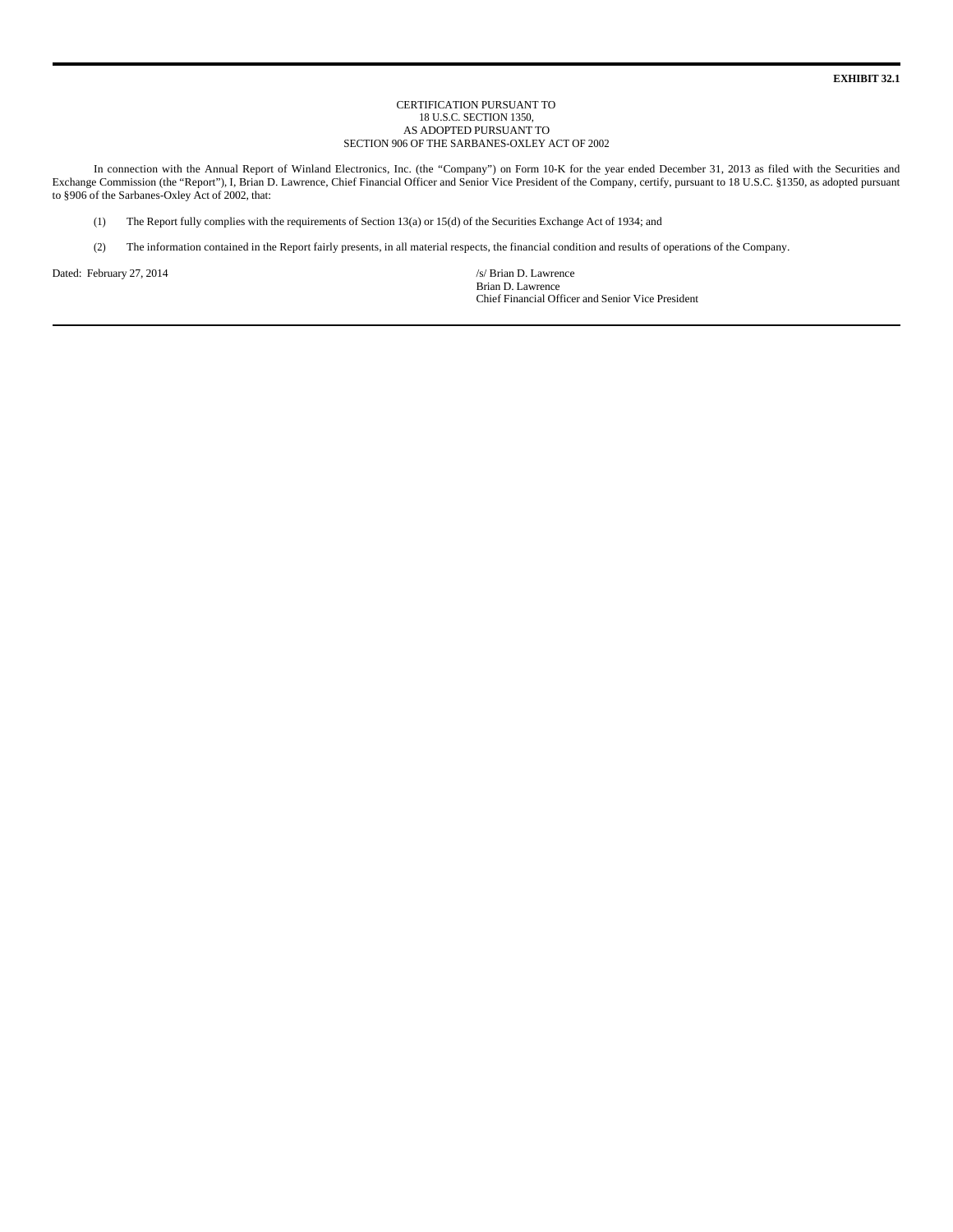**EXHIBIT 32.1**

CERTIFICATION PURSUANT TO
18 U.S.C. SECTION 1350,
AS ADOPTED PURSUANT TO
SECTION 906 OF THE SARBANES-OXLEY ACT OF 2002

In connection with the Annual Report of Winland Electronics, Inc. (the "Company") on Form 10-K for the year ended December 31, 2013 as filed with the Securities and Exchange Commission (the "Report"), I, Brian D. Lawrence, Chief Financial Officer and Senior Vice President of the Company, certify, pursuant to 18 U.S.C. §1350, as adopted pursuant to §906 of the Sarbanes-Oxley Act of 2002, that:

(1) The Report fully complies with the requirements of Section 13(a) or 15(d) of the Securities Exchange Act of 1934; and

(2) The information contained in the Report fairly presents, in all material respects, the financial condition and results of operations of the Company.

Dated: February 27, 2014

/s/ Brian D. Lawrence
Brian D. Lawrence
Chief Financial Officer and Senior Vice President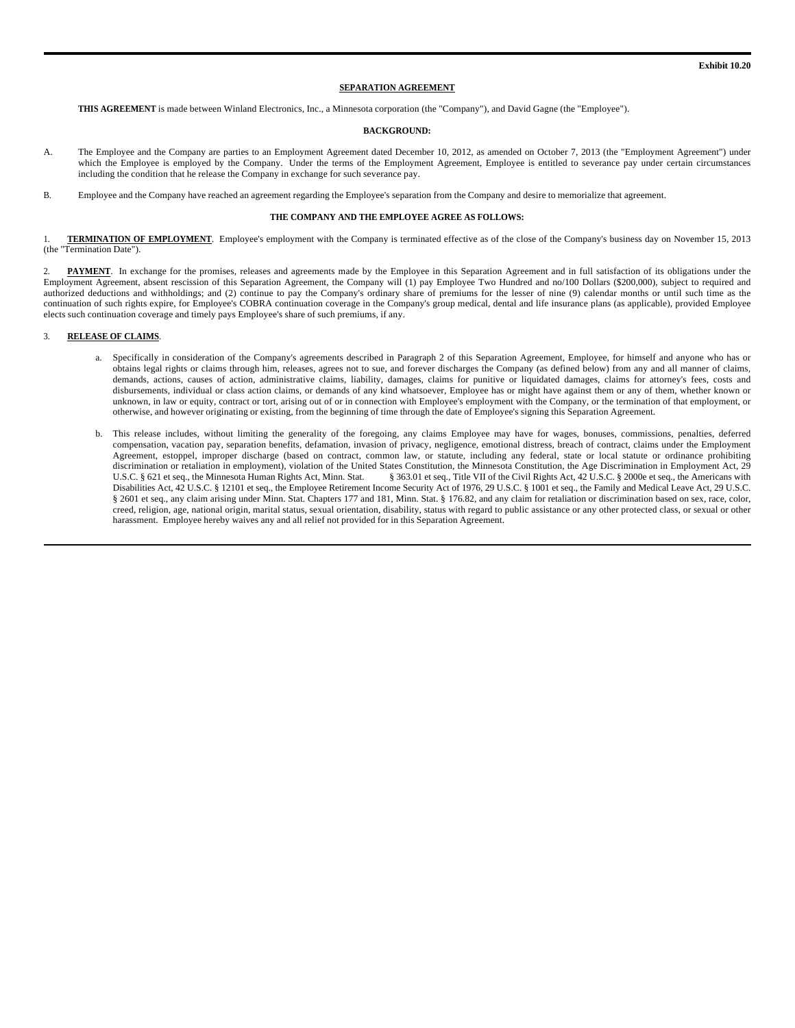Exhibit 10.20

**SEPARATION AGREEMENT**

**THIS AGREEMENT** is made between Winland Electronics, Inc., a Minnesota corporation (the "Company"), and David Gagne (the "Employee").

**BACKGROUND:**

A. The Employee and the Company are parties to an Employment Agreement dated December 10, 2012, as amended on October 7, 2013 (the "Employment Agreement") under which the Employee is employed by the Company. Under the terms of the Employment Agreement, Employee is entitled to severance pay under certain circumstances including the condition that he release the Company in exchange for such severance pay.

B. Employee and the Company have reached an agreement regarding the Employee's separation from the Company and desire to memorialize that agreement.

**THE COMPANY AND THE EMPLOYEE AGREE AS FOLLOWS:**

1. **TERMINATION OF EMPLOYMENT**. Employee's employment with the Company is terminated effective as of the close of the Company's business day on November 15, 2013 (the "Termination Date").

2. **PAYMENT**. In exchange for the promises, releases and agreements made by the Employee in this Separation Agreement and in full satisfaction of its obligations under the Employment Agreement, absent rescission of this Separation Agreement, the Company will (1) pay Employee Two Hundred and no/100 Dollars ($200,000), subject to required and authorized deductions and withholdings; and (2) continue to pay the Company's ordinary share of premiums for the lesser of nine (9) calendar months or until such time as the continuation of such rights expire, for Employee's COBRA continuation coverage in the Company's group medical, dental and life insurance plans (as applicable), provided Employee elects such continuation coverage and timely pays Employee's share of such premiums, if any.

3. **RELEASE OF CLAIMS**.

a. Specifically in consideration of the Company's agreements described in Paragraph 2 of this Separation Agreement, Employee, for himself and anyone who has or obtains legal rights or claims through him, releases, agrees not to sue, and forever discharges the Company (as defined below) from any and all manner of claims, demands, actions, causes of action, administrative claims, liability, damages, claims for punitive or liquidated damages, claims for attorney's fees, costs and disbursements, individual or class action claims, or demands of any kind whatsoever, Employee has or might have against them or any of them, whether known or unknown, in law or equity, contract or tort, arising out of or in connection with Employee's employment with the Company, or the termination of that employment, or otherwise, and however originating or existing, from the beginning of time through the date of Employee's signing this Separation Agreement.

b. This release includes, without limiting the generality of the foregoing, any claims Employee may have for wages, bonuses, commissions, penalties, deferred compensation, vacation pay, separation benefits, defamation, invasion of privacy, negligence, emotional distress, breach of contract, claims under the Employment Agreement, estoppel, improper discharge (based on contract, common law, or statute, including any federal, state or local statute or ordinance prohibiting discrimination or retaliation in employment), violation of the United States Constitution, the Minnesota Constitution, the Age Discrimination in Employment Act, 29 U.S.C. § 621 et seq., the Minnesota Human Rights Act, Minn. Stat. § 363.01 et seq., Title VII of the Civil Rights Act, 42 U.S.C. § 2000e et seq., the Americans with Disabilities Act, 42 U.S.C. § 12101 et seq., the Employee Retirement Income Security Act of 1976, 29 U.S.C. § 1001 et seq., the Family and Medical Leave Act, 29 U.S.C. § 2601 et seq., any claim arising under Minn. Stat. Chapters 177 and 181, Minn. Stat. § 176.82, and any claim for retaliation or discrimination based on sex, race, color, creed, religion, age, national origin, marital status, sexual orientation, disability, status with regard to public assistance or any other protected class, or sexual or other harassment. Employee hereby waives any and all relief not provided for in this Separation Agreement.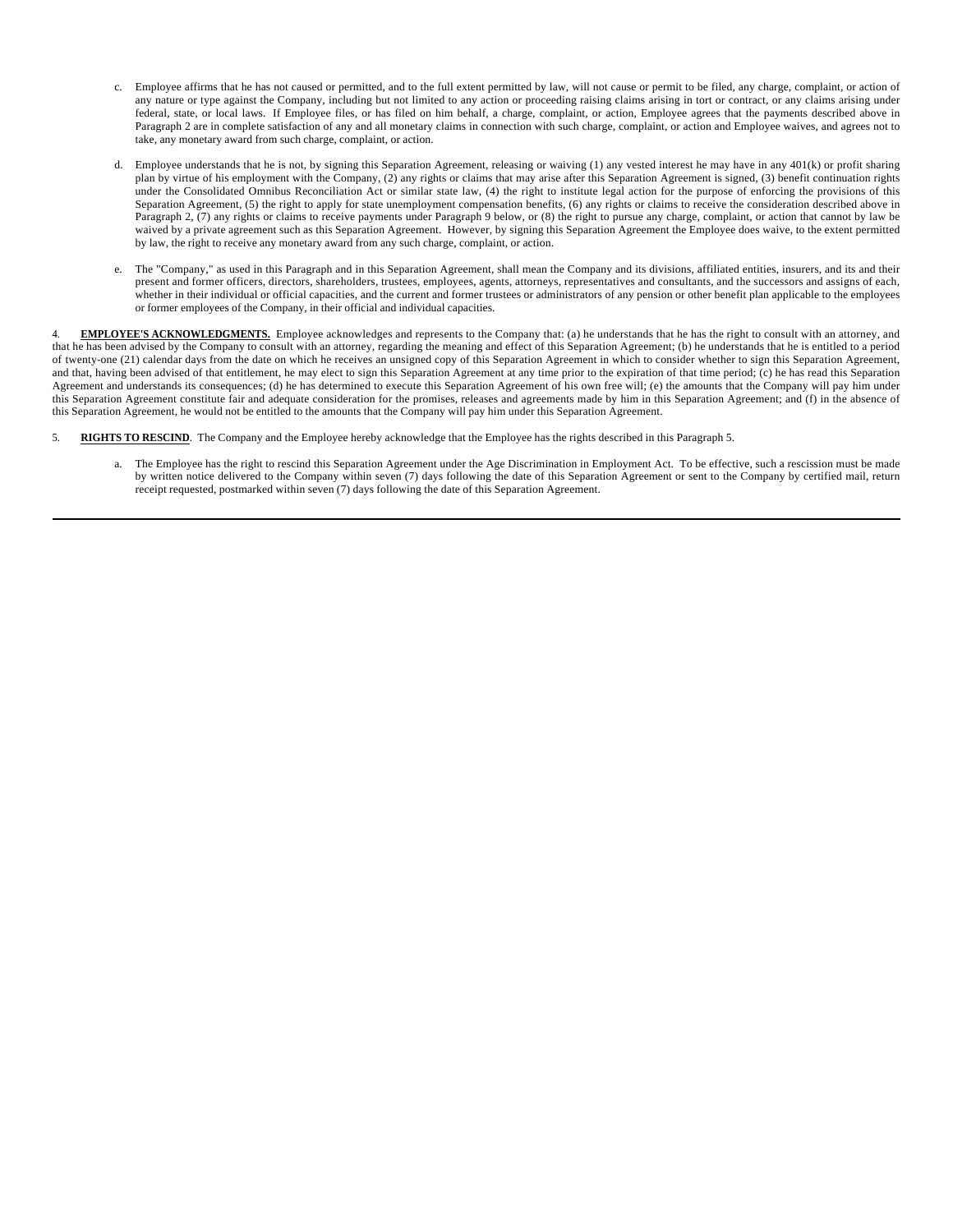c. Employee affirms that he has not caused or permitted, and to the full extent permitted by law, will not cause or permit to be filed, any charge, complaint, or action of any nature or type against the Company, including but not limited to any action or proceeding raising claims arising in tort or contract, or any claims arising under federal, state, or local laws. If Employee files, or has filed on him behalf, a charge, complaint, or action, Employee agrees that the payments described above in Paragraph 2 are in complete satisfaction of any and all monetary claims in connection with such charge, complaint, or action and Employee waives, and agrees not to take, any monetary award from such charge, complaint, or action.

d. Employee understands that he is not, by signing this Separation Agreement, releasing or waiving (1) any vested interest he may have in any 401(k) or profit sharing plan by virtue of his employment with the Company, (2) any rights or claims that may arise after this Separation Agreement is signed, (3) benefit continuation rights under the Consolidated Omnibus Reconciliation Act or similar state law, (4) the right to institute legal action for the purpose of enforcing the provisions of this Separation Agreement, (5) the right to apply for state unemployment compensation benefits, (6) any rights or claims to receive the consideration described above in Paragraph 2, (7) any rights or claims to receive payments under Paragraph 9 below, or (8) the right to pursue any charge, complaint, or action that cannot by law be waived by a private agreement such as this Separation Agreement. However, by signing this Separation Agreement the Employee does waive, to the extent permitted by law, the right to receive any monetary award from any such charge, complaint, or action.

e. The "Company," as used in this Paragraph and in this Separation Agreement, shall mean the Company and its divisions, affiliated entities, insurers, and its and their present and former officers, directors, shareholders, trustees, employees, agents, attorneys, representatives and consultants, and the successors and assigns of each, whether in their individual or official capacities, and the current and former trustees or administrators of any pension or other benefit plan applicable to the employees or former employees of the Company, in their official and individual capacities.

4. **EMPLOYEE'S ACKNOWLEDGMENTS.** Employee acknowledges and represents to the Company that: (a) he understands that he has the right to consult with an attorney, and that he has been advised by the Company to consult with an attorney, regarding the meaning and effect of this Separation Agreement; (b) he understands that he is entitled to a period of twenty-one (21) calendar days from the date on which he receives an unsigned copy of this Separation Agreement in which to consider whether to sign this Separation Agreement, and that, having been advised of that entitlement, he may elect to sign this Separation Agreement at any time prior to the expiration of that time period; (c) he has read this Separation Agreement and understands its consequences; (d) he has determined to execute this Separation Agreement of his own free will; (e) the amounts that the Company will pay him under this Separation Agreement constitute fair and adequate consideration for the promises, releases and agreements made by him in this Separation Agreement; and (f) in the absence of this Separation Agreement, he would not be entitled to the amounts that the Company will pay him under this Separation Agreement.

5. **RIGHTS TO RESCIND**. The Company and the Employee hereby acknowledge that the Employee has the rights described in this Paragraph 5.

a. The Employee has the right to rescind this Separation Agreement under the Age Discrimination in Employment Act. To be effective, such a rescission must be made by written notice delivered to the Company within seven (7) days following the date of this Separation Agreement or sent to the Company by certified mail, return receipt requested, postmarked within seven (7) days following the date of this Separation Agreement.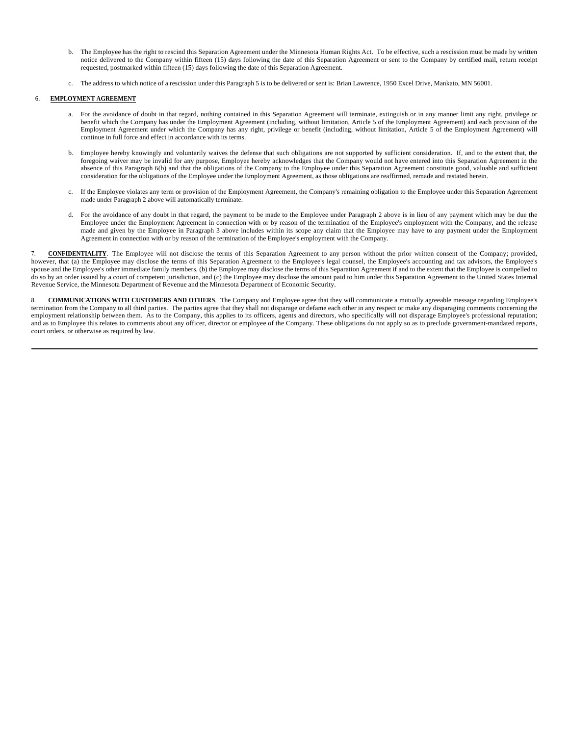b. The Employee has the right to rescind this Separation Agreement under the Minnesota Human Rights Act. To be effective, such a rescission must be made by written notice delivered to the Company within fifteen (15) days following the date of this Separation Agreement or sent to the Company by certified mail, return receipt requested, postmarked within fifteen (15) days following the date of this Separation Agreement.

c. The address to which notice of a rescission under this Paragraph 5 is to be delivered or sent is: Brian Lawrence, 1950 Excel Drive, Mankato, MN 56001.

6. **EMPLOYMENT AGREEMENT**

a. For the avoidance of doubt in that regard, nothing contained in this Separation Agreement will terminate, extinguish or in any manner limit any right, privilege or benefit which the Company has under the Employment Agreement (including, without limitation, Article 5 of the Employment Agreement) and each provision of the Employment Agreement under which the Company has any right, privilege or benefit (including, without limitation, Article 5 of the Employment Agreement) will continue in full force and effect in accordance with its terms.

b. Employee hereby knowingly and voluntarily waives the defense that such obligations are not supported by sufficient consideration. If, and to the extent that, the foregoing waiver may be invalid for any purpose, Employee hereby acknowledges that the Company would not have entered into this Separation Agreement in the absence of this Paragraph 6(b) and that the obligations of the Company to the Employee under this Separation Agreement constitute good, valuable and sufficient consideration for the obligations of the Employee under the Employment Agreement, as those obligations are reaffirmed, remade and restated herein.

c. If the Employee violates any term or provision of the Employment Agreement, the Company's remaining obligation to the Employee under this Separation Agreement made under Paragraph 2 above will automatically terminate.

d. For the avoidance of any doubt in that regard, the payment to be made to the Employee under Paragraph 2 above is in lieu of any payment which may be due the Employee under the Employment Agreement in connection with or by reason of the termination of the Employee's employment with the Company, and the release made and given by the Employee in Paragraph 3 above includes within its scope any claim that the Employee may have to any payment under the Employment Agreement in connection with or by reason of the termination of the Employee's employment with the Company.

7. **CONFIDENTIALITY**. The Employee will not disclose the terms of this Separation Agreement to any person without the prior written consent of the Company; provided, however, that (a) the Employee may disclose the terms of this Separation Agreement to the Employee's legal counsel, the Employee's accounting and tax advisors, the Employee's spouse and the Employee's other immediate family members, (b) the Employee may disclose the terms of this Separation Agreement if and to the extent that the Employee is compelled to do so by an order issued by a court of competent jurisdiction, and (c) the Employee may disclose the amount paid to him under this Separation Agreement to the United States Internal Revenue Service, the Minnesota Department of Revenue and the Minnesota Department of Economic Security.

8. **COMMUNICATIONS WITH CUSTOMERS AND OTHERS**. The Company and Employee agree that they will communicate a mutually agreeable message regarding Employee's termination from the Company to all third parties. The parties agree that they shall not disparage or defame each other in any respect or make any disparaging comments concerning the employment relationship between them. As to the Company, this applies to its officers, agents and directors, who specifically will not disparage Employee's professional reputation; and as to Employee this relates to comments about any officer, director or employee of the Company. These obligations do not apply so as to preclude government-mandated reports, court orders, or otherwise as required by law.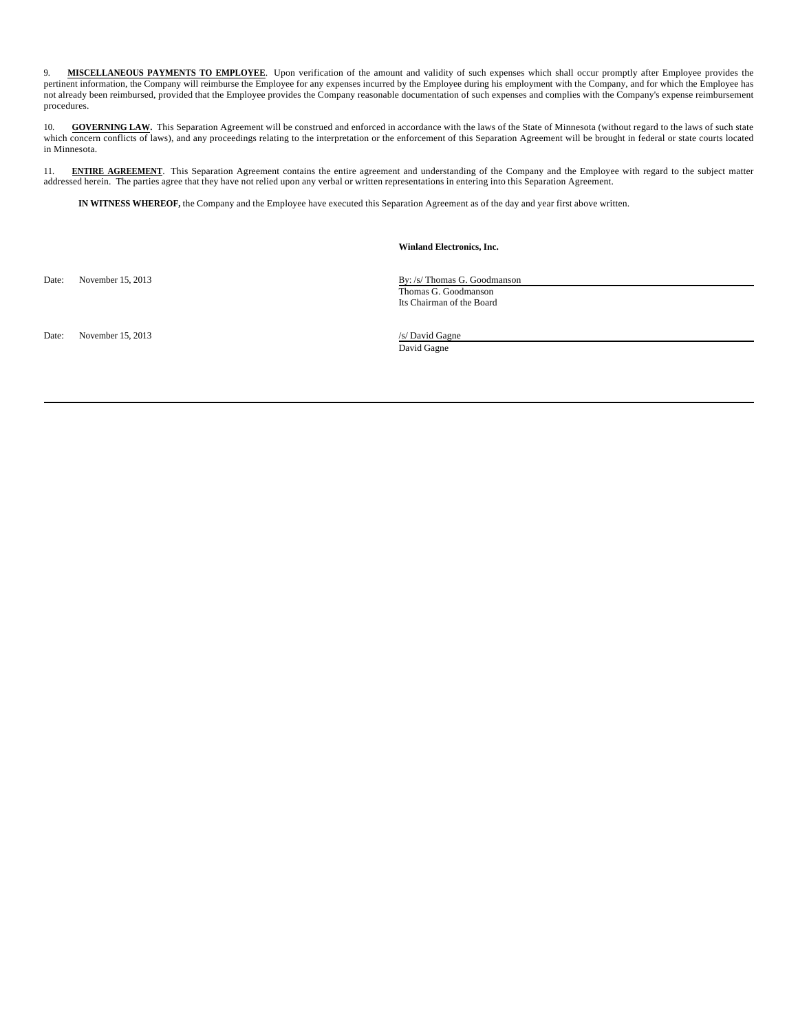9. **MISCELLANEOUS PAYMENTS TO EMPLOYEE**. Upon verification of the amount and validity of such expenses which shall occur promptly after Employee provides the pertinent information, the Company will reimburse the Employee for any expenses incurred by the Employee during his employment with the Company, and for which the Employee has not already been reimbursed, provided that the Employee provides the Company reasonable documentation of such expenses and complies with the Company's expense reimbursement procedures.

10. **GOVERNING LAW.** This Separation Agreement will be construed and enforced in accordance with the laws of the State of Minnesota (without regard to the laws of such state which concern conflicts of laws), and any proceedings relating to the interpretation or the enforcement of this Separation Agreement will be brought in federal or state courts located in Minnesota.

11. **ENTIRE AGREEMENT**. This Separation Agreement contains the entire agreement and understanding of the Company and the Employee with regard to the subject matter addressed herein. The parties agree that they have not relied upon any verbal or written representations in entering into this Separation Agreement.

**IN WITNESS WHEREOF,** the Company and the Employee have executed this Separation Agreement as of the day and year first above written.

**Winland Electronics, Inc.**

Date: November 15, 2013

By: /s/ Thomas G. Goodmanson
Thomas G. Goodmanson
Its Chairman of the Board

Date: November 15, 2013

/s/ David Gagne
David Gagne